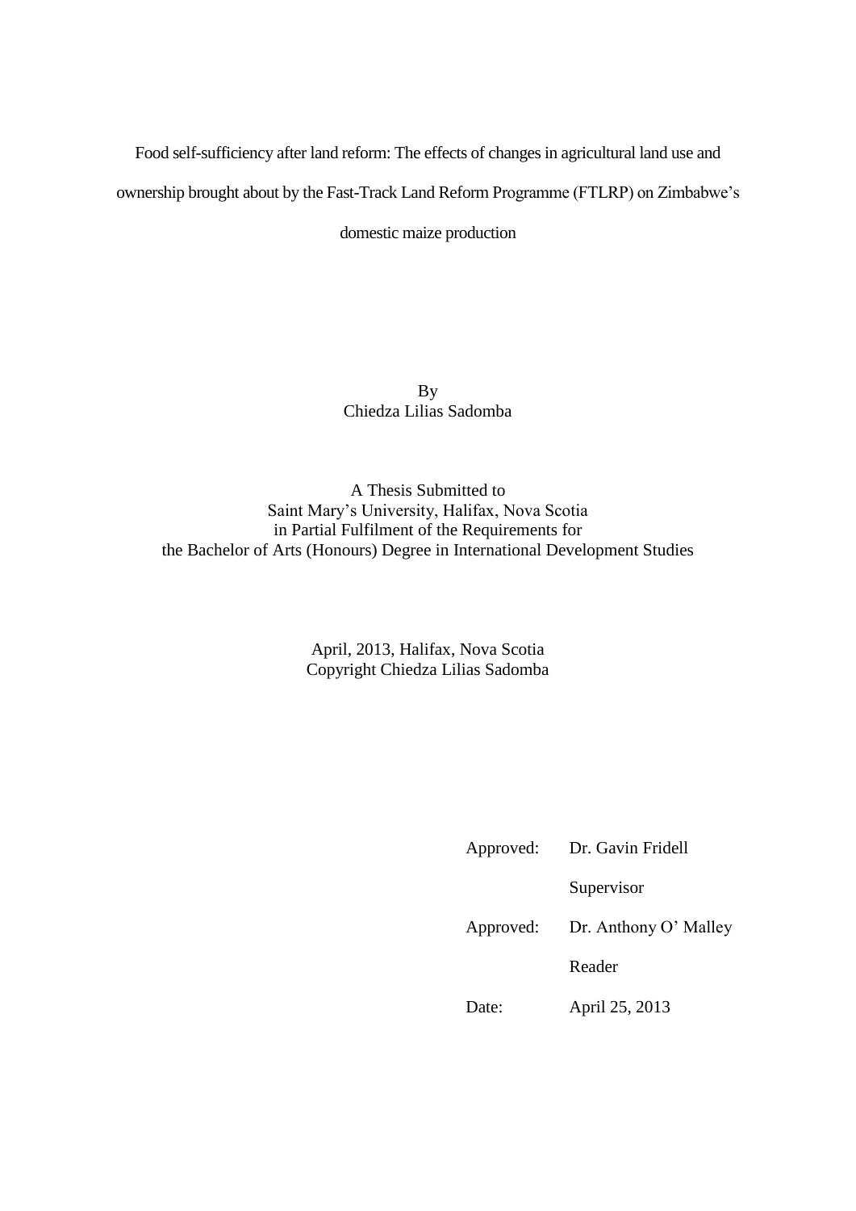# Food self-sufficiency after land reform: The effects of changes in agricultural land use and ownership brought about by the Fast-Track Land Reform Programme (FTLRP) on Zimbabwe's domestic maize production

By
Chiedza Lilias Sadomba

A Thesis Submitted to
Saint Mary's University, Halifax, Nova Scotia
in Partial Fulfilment of the Requirements for
the Bachelor of Arts (Honours) Degree in International Development Studies

April, 2013, Halifax, Nova Scotia
Copyright Chiedza Lilias Sadomba

Approved: Dr. Gavin Fridell
Supervisor

Approved: Dr. Anthony O' Malley
Reader

Date: April 25, 2013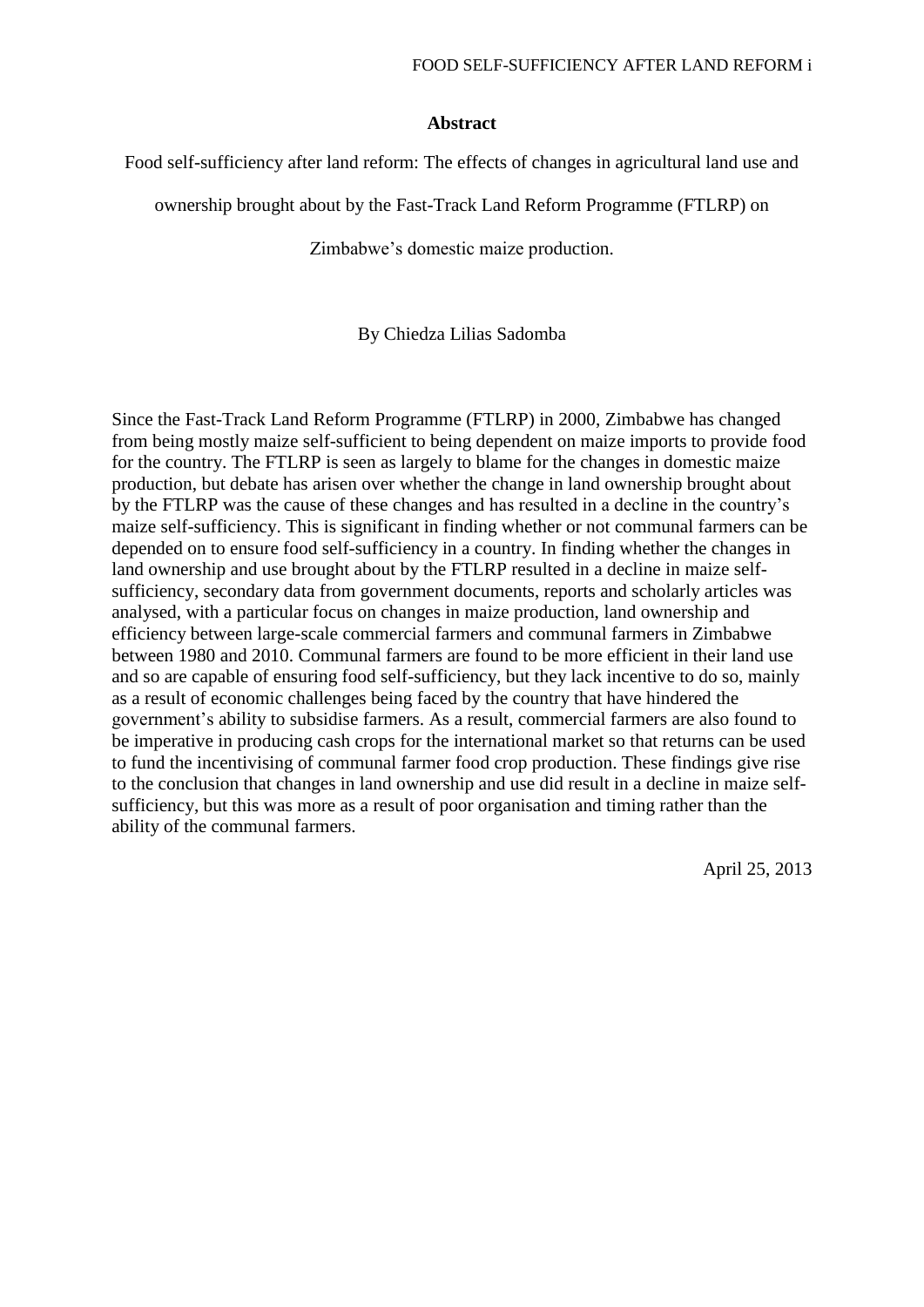## Abstract

Food self-sufficiency after land reform: The effects of changes in agricultural land use and ownership brought about by the Fast-Track Land Reform Programme (FTLRP) on Zimbabwe's domestic maize production.

By Chiedza Lilias Sadomba

Since the Fast-Track Land Reform Programme (FTLRP) in 2000, Zimbabwe has changed from being mostly maize self-sufficient to being dependent on maize imports to provide food for the country. The FTLRP is seen as largely to blame for the changes in domestic maize production, but debate has arisen over whether the change in land ownership brought about by the FTLRP was the cause of these changes and has resulted in a decline in the country's maize self-sufficiency. This is significant in finding whether or not communal farmers can be depended on to ensure food self-sufficiency in a country. In finding whether the changes in land ownership and use brought about by the FTLRP resulted in a decline in maize self-sufficiency, secondary data from government documents, reports and scholarly articles was analysed, with a particular focus on changes in maize production, land ownership and efficiency between large-scale commercial farmers and communal farmers in Zimbabwe between 1980 and 2010. Communal farmers are found to be more efficient in their land use and so are capable of ensuring food self-sufficiency, but they lack incentive to do so, mainly as a result of economic challenges being faced by the country that have hindered the government's ability to subsidise farmers. As a result, commercial farmers are also found to be imperative in producing cash crops for the international market so that returns can be used to fund the incentivising of communal farmer food crop production. These findings give rise to the conclusion that changes in land ownership and use did result in a decline in maize self-sufficiency, but this was more as a result of poor organisation and timing rather than the ability of the communal farmers.

April 25, 2013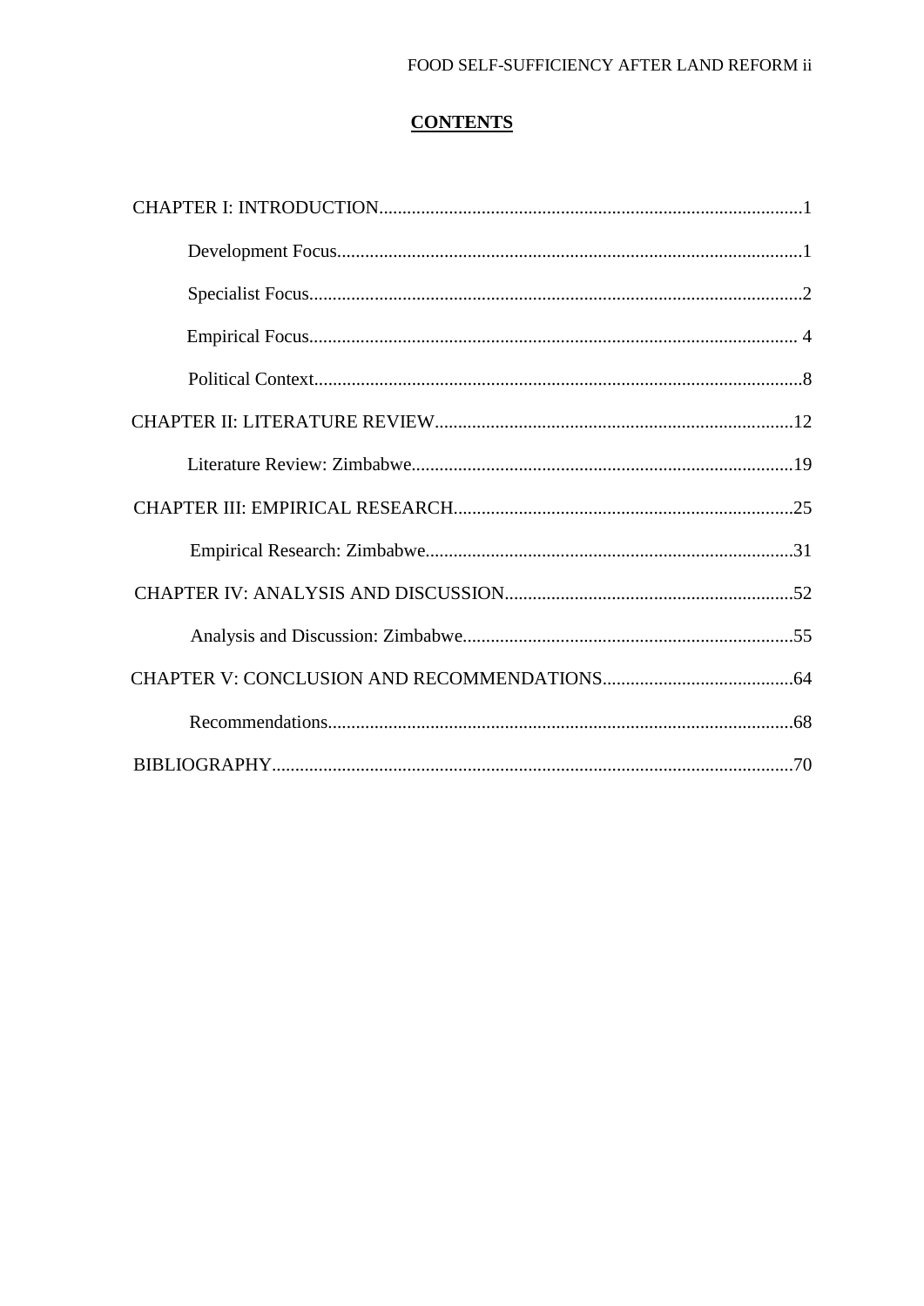# CONTENTS

CHAPTER I: INTRODUCTION..........................................................................................1

- Development Focus...................................................................................................1
- Specialist Focus.........................................................................................................2
- Empirical Focus........................................................................................................ 4
- Political Context........................................................................................................8

CHAPTER II: LITERATURE REVIEW.............................................................................12

- Literature Review: Zimbabwe.................................................................................19

CHAPTER III: EMPIRICAL RESEARCH.........................................................................25

- Empirical Research: Zimbabwe..............................................................................31

CHAPTER IV: ANALYSIS AND DISCUSSION..............................................................52

- Analysis and Discussion: Zimbabwe......................................................................55

CHAPTER V: CONCLUSION AND RECOMMENDATIONS.........................................64

- Recommendations...................................................................................................68

BIBLIOGRAPHY...............................................................................................................70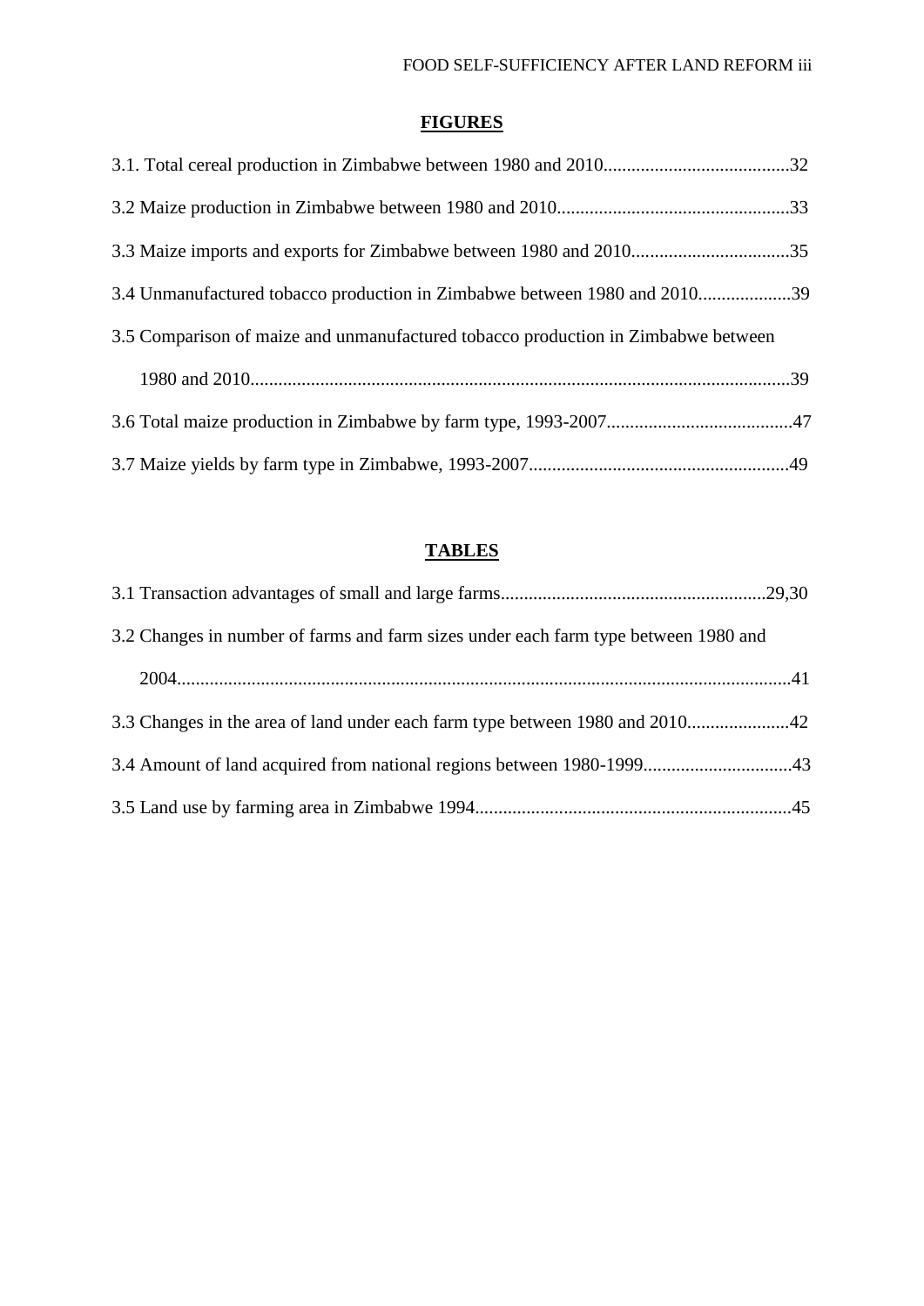## FIGURES

3.1. Total cereal production in Zimbabwe between 1980 and 2010........................................32

3.2 Maize production in Zimbabwe between 1980 and 2010..................................................33

3.3 Maize imports and exports for Zimbabwe between 1980 and 2010..................................35

3.4 Unmanufactured tobacco production in Zimbabwe between 1980 and 2010....................39

3.5 Comparison of maize and unmanufactured tobacco production in Zimbabwe between 1980 and 2010...................................................................................................................39

3.6 Total maize production in Zimbabwe by farm type, 1993-2007........................................47

3.7 Maize yields by farm type in Zimbabwe, 1993-2007........................................................49

## TABLES

3.1 Transaction advantages of small and large farms.........................................................29,30

3.2 Changes in number of farms and farm sizes under each farm type between 1980 and 2004...................................................................................................................41

3.3 Changes in the area of land under each farm type between 1980 and 2010......................42

3.4 Amount of land acquired from national regions between 1980-1999................................43

3.5 Land use by farming area in Zimbabwe 1994...................................................................45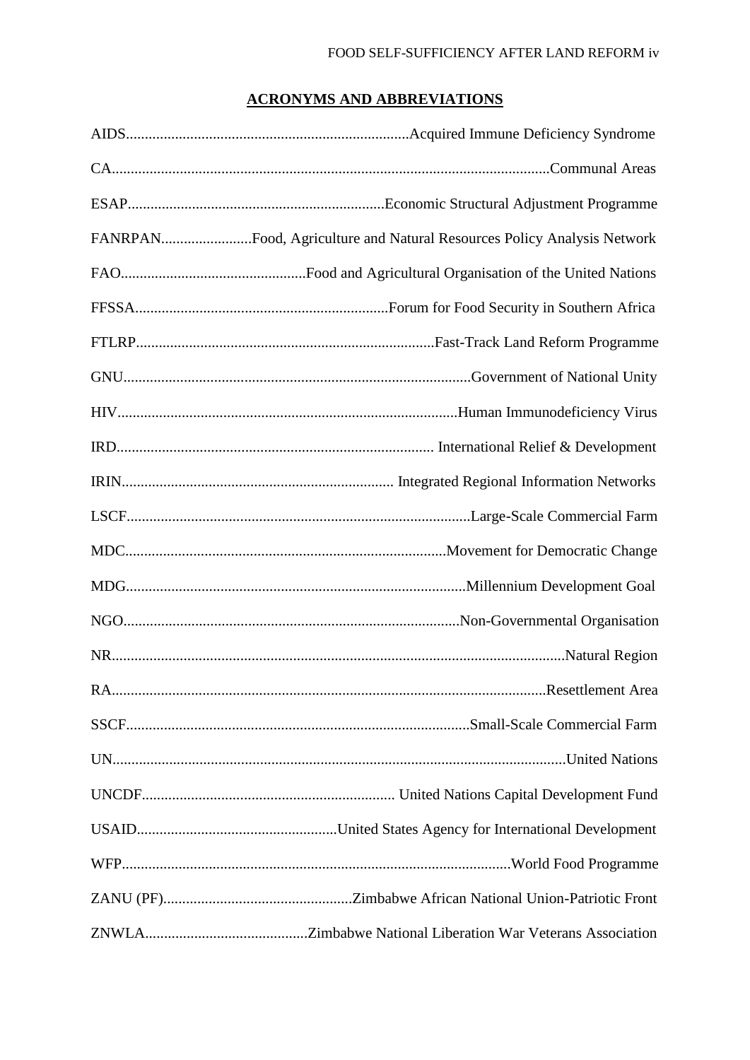## ACRONYMS AND ABBREVIATIONS

AIDS..........................................................................Acquired Immune Deficiency Syndrome

CA..................................................................................................................Communal Areas

ESAP...................................................................Economic Structural Adjustment Programme

FANRPAN........................Food, Agriculture and Natural Resources Policy Analysis Network

FAO.................................................Food and Agricultural Organisation of the United Nations

FFSSA..................................................................Forum for Food Security in Southern Africa

FTLRP..............................................................................Fast-Track Land Reform Programme

GNU..........................................................................................Government of National Unity

HIV..........................................................................................Human Immunodeficiency Virus

IRD................................................................................... International Relief & Development

IRIN........................................................................ Integrated Regional Information Networks

LSCF..........................................................................................Large-Scale Commercial Farm

MDC....................................................................................Movement for Democratic Change

MDG.........................................................................................Millennium Development Goal

NGO........................................................................................Non-Governmental Organisation

NR......................................................................................................................Natural Region

RA.................................................................................................................Resettlement Area

SSCF..........................................................................................Small-Scale Commercial Farm

UN......................................................................................................................United Nations

UNCDF.................................................................. United Nations Capital Development Fund

USAID....................................................United States Agency for International Development

WFP.....................................................................................................World Food Programme

ZANU (PF)..................................................Zimbabwe African National Union-Patriotic Front

ZNWLA...........................................Zimbabwe National Liberation War Veterans Association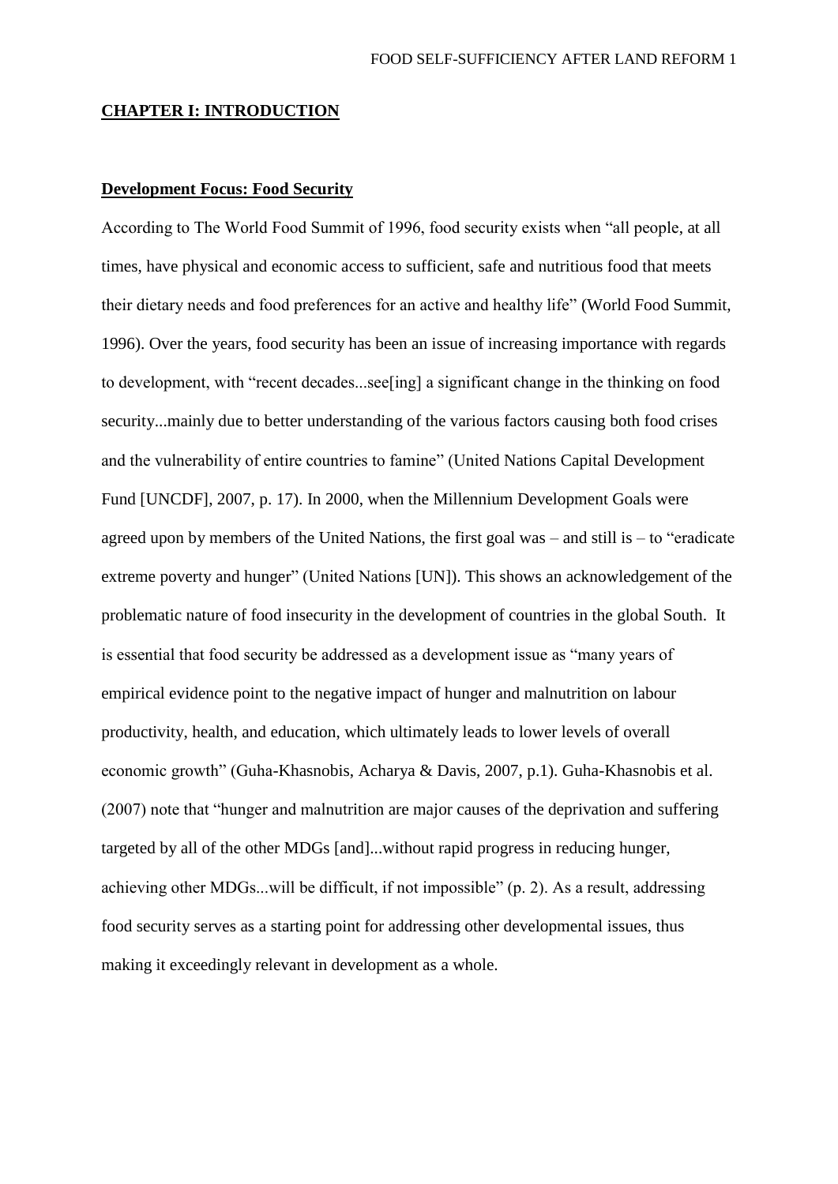## CHAPTER I: INTRODUCTION

### Development Focus: Food Security

According to The World Food Summit of 1996, food security exists when "all people, at all times, have physical and economic access to sufficient, safe and nutritious food that meets their dietary needs and food preferences for an active and healthy life" (World Food Summit, 1996). Over the years, food security has been an issue of increasing importance with regards to development, with "recent decades...see[ing] a significant change in the thinking on food security...mainly due to better understanding of the various factors causing both food crises and the vulnerability of entire countries to famine" (United Nations Capital Development Fund [UNCDF], 2007, p. 17). In 2000, when the Millennium Development Goals were agreed upon by members of the United Nations, the first goal was – and still is – to "eradicate extreme poverty and hunger" (United Nations [UN]). This shows an acknowledgement of the problematic nature of food insecurity in the development of countries in the global South. It is essential that food security be addressed as a development issue as "many years of empirical evidence point to the negative impact of hunger and malnutrition on labour productivity, health, and education, which ultimately leads to lower levels of overall economic growth" (Guha-Khasnobis, Acharya & Davis, 2007, p.1). Guha-Khasnobis et al. (2007) note that "hunger and malnutrition are major causes of the deprivation and suffering targeted by all of the other MDGs [and]...without rapid progress in reducing hunger, achieving other MDGs...will be difficult, if not impossible" (p. 2). As a result, addressing food security serves as a starting point for addressing other developmental issues, thus making it exceedingly relevant in development as a whole.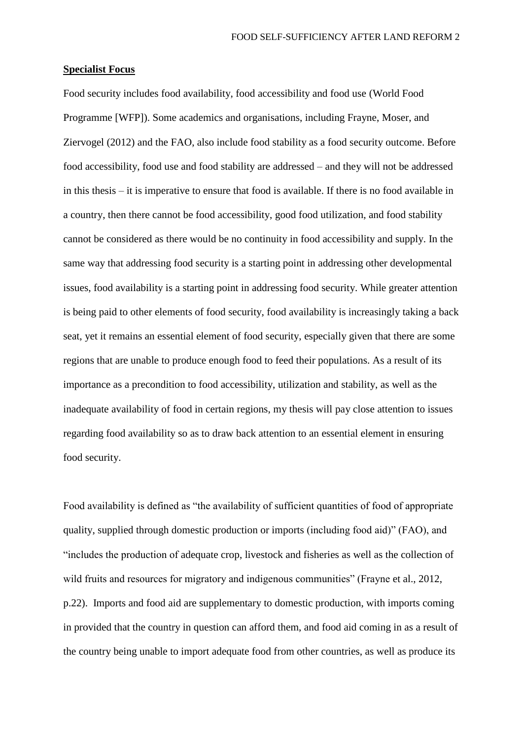**Specialist Focus**

Food security includes food availability, food accessibility and food use (World Food Programme [WFP]). Some academics and organisations, including Frayne, Moser, and Ziervogel (2012) and the FAO, also include food stability as a food security outcome. Before food accessibility, food use and food stability are addressed – and they will not be addressed in this thesis – it is imperative to ensure that food is available. If there is no food available in a country, then there cannot be food accessibility, good food utilization, and food stability cannot be considered as there would be no continuity in food accessibility and supply. In the same way that addressing food security is a starting point in addressing other developmental issues, food availability is a starting point in addressing food security. While greater attention is being paid to other elements of food security, food availability is increasingly taking a back seat, yet it remains an essential element of food security, especially given that there are some regions that are unable to produce enough food to feed their populations. As a result of its importance as a precondition to food accessibility, utilization and stability, as well as the inadequate availability of food in certain regions, my thesis will pay close attention to issues regarding food availability so as to draw back attention to an essential element in ensuring food security.

Food availability is defined as "the availability of sufficient quantities of food of appropriate quality, supplied through domestic production or imports (including food aid)" (FAO), and "includes the production of adequate crop, livestock and fisheries as well as the collection of wild fruits and resources for migratory and indigenous communities" (Frayne et al., 2012, p.22). Imports and food aid are supplementary to domestic production, with imports coming in provided that the country in question can afford them, and food aid coming in as a result of the country being unable to import adequate food from other countries, as well as produce its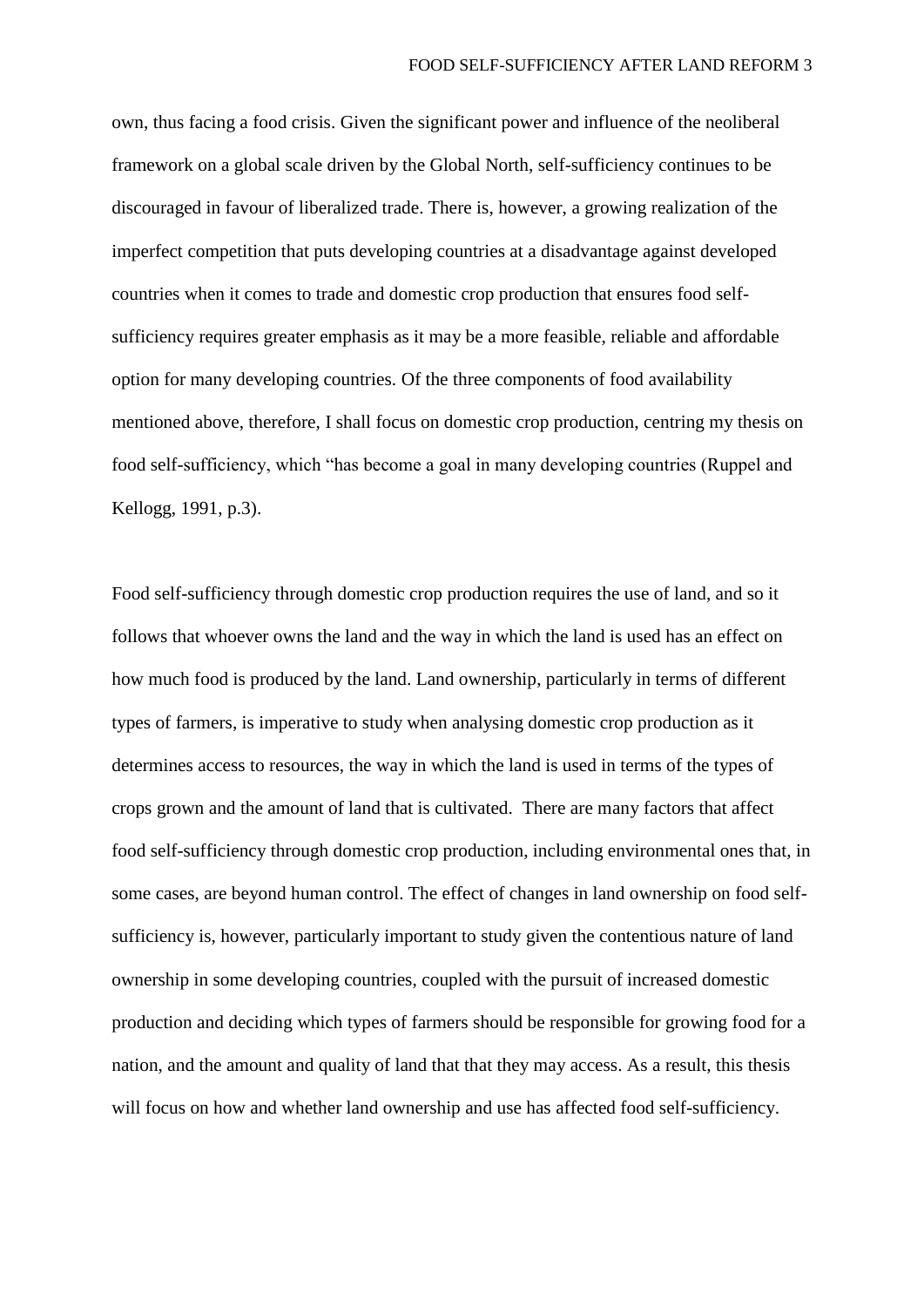own, thus facing a food crisis. Given the significant power and influence of the neoliberal framework on a global scale driven by the Global North, self-sufficiency continues to be discouraged in favour of liberalized trade. There is, however, a growing realization of the imperfect competition that puts developing countries at a disadvantage against developed countries when it comes to trade and domestic crop production that ensures food self-sufficiency requires greater emphasis as it may be a more feasible, reliable and affordable option for many developing countries. Of the three components of food availability mentioned above, therefore, I shall focus on domestic crop production, centring my thesis on food self-sufficiency, which "has become a goal in many developing countries (Ruppel and Kellogg, 1991, p.3).

Food self-sufficiency through domestic crop production requires the use of land, and so it follows that whoever owns the land and the way in which the land is used has an effect on how much food is produced by the land. Land ownership, particularly in terms of different types of farmers, is imperative to study when analysing domestic crop production as it determines access to resources, the way in which the land is used in terms of the types of crops grown and the amount of land that is cultivated. There are many factors that affect food self-sufficiency through domestic crop production, including environmental ones that, in some cases, are beyond human control. The effect of changes in land ownership on food self-sufficiency is, however, particularly important to study given the contentious nature of land ownership in some developing countries, coupled with the pursuit of increased domestic production and deciding which types of farmers should be responsible for growing food for a nation, and the amount and quality of land that that they may access. As a result, this thesis will focus on how and whether land ownership and use has affected food self-sufficiency.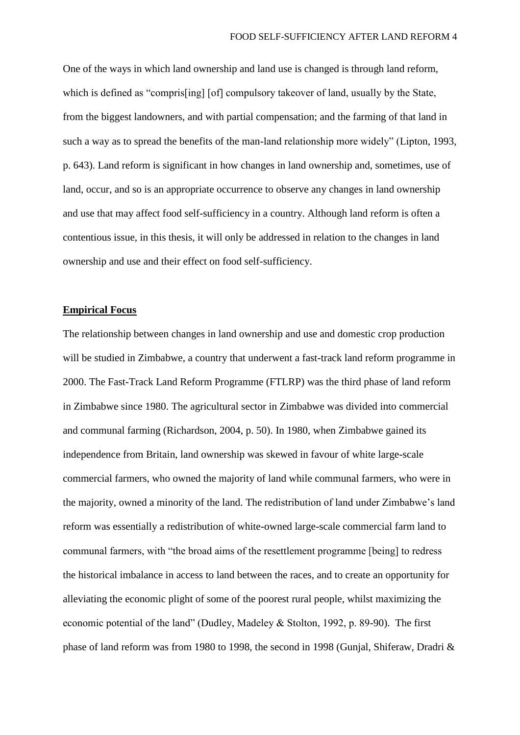One of the ways in which land ownership and land use is changed is through land reform, which is defined as "compris[ing] [of] compulsory takeover of land, usually by the State, from the biggest landowners, and with partial compensation; and the farming of that land in such a way as to spread the benefits of the man-land relationship more widely" (Lipton, 1993, p. 643). Land reform is significant in how changes in land ownership and, sometimes, use of land, occur, and so is an appropriate occurrence to observe any changes in land ownership and use that may affect food self-sufficiency in a country. Although land reform is often a contentious issue, in this thesis, it will only be addressed in relation to the changes in land ownership and use and their effect on food self-sufficiency.

## Empirical Focus

The relationship between changes in land ownership and use and domestic crop production will be studied in Zimbabwe, a country that underwent a fast-track land reform programme in 2000. The Fast-Track Land Reform Programme (FTLRP) was the third phase of land reform in Zimbabwe since 1980. The agricultural sector in Zimbabwe was divided into commercial and communal farming (Richardson, 2004, p. 50). In 1980, when Zimbabwe gained its independence from Britain, land ownership was skewed in favour of white large-scale commercial farmers, who owned the majority of land while communal farmers, who were in the majority, owned a minority of the land. The redistribution of land under Zimbabwe's land reform was essentially a redistribution of white-owned large-scale commercial farm land to communal farmers, with "the broad aims of the resettlement programme [being] to redress the historical imbalance in access to land between the races, and to create an opportunity for alleviating the economic plight of some of the poorest rural people, whilst maximizing the economic potential of the land" (Dudley, Madeley & Stolton, 1992, p. 89-90). The first phase of land reform was from 1980 to 1998, the second in 1998 (Gunjal, Shiferaw, Dradri &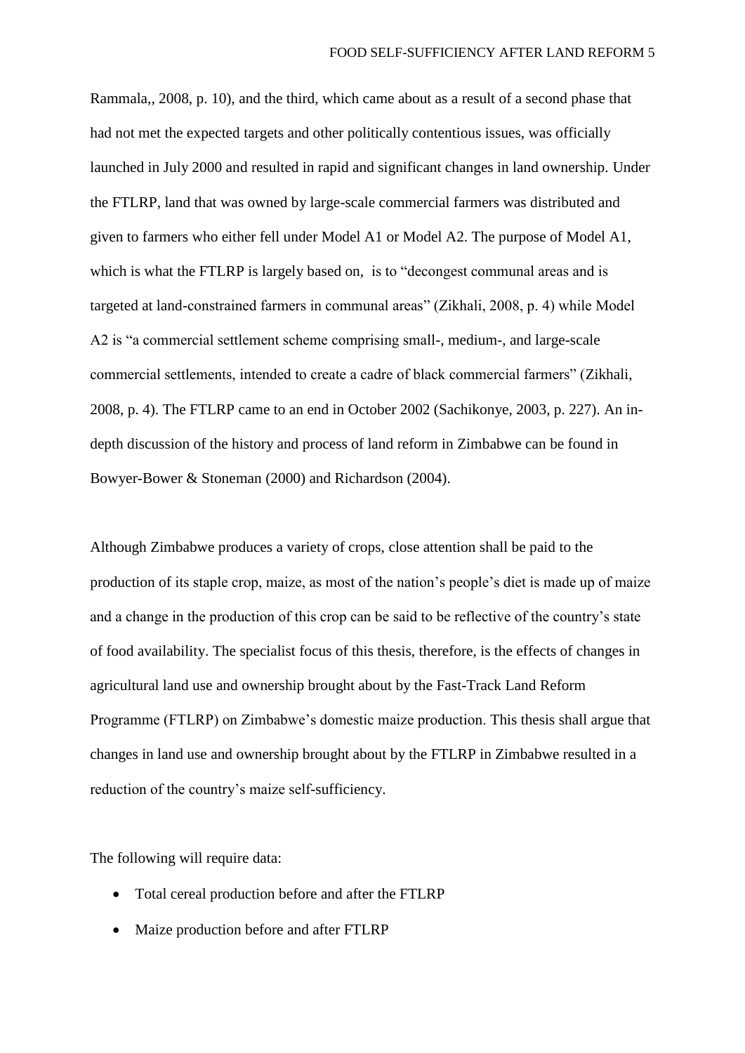Rammala,, 2008, p. 10), and the third, which came about as a result of a second phase that had not met the expected targets and other politically contentious issues, was officially launched in July 2000 and resulted in rapid and significant changes in land ownership. Under the FTLRP, land that was owned by large-scale commercial farmers was distributed and given to farmers who either fell under Model A1 or Model A2. The purpose of Model A1, which is what the FTLRP is largely based on, is to "decongest communal areas and is targeted at land-constrained farmers in communal areas" (Zikhali, 2008, p. 4) while Model A2 is "a commercial settlement scheme comprising small-, medium-, and large-scale commercial settlements, intended to create a cadre of black commercial farmers" (Zikhali, 2008, p. 4). The FTLRP came to an end in October 2002 (Sachikonye, 2003, p. 227). An in-depth discussion of the history and process of land reform in Zimbabwe can be found in Bowyer-Bower & Stoneman (2000) and Richardson (2004).

Although Zimbabwe produces a variety of crops, close attention shall be paid to the production of its staple crop, maize, as most of the nation's people's diet is made up of maize and a change in the production of this crop can be said to be reflective of the country's state of food availability. The specialist focus of this thesis, therefore, is the effects of changes in agricultural land use and ownership brought about by the Fast-Track Land Reform Programme (FTLRP) on Zimbabwe's domestic maize production. This thesis shall argue that changes in land use and ownership brought about by the FTLRP in Zimbabwe resulted in a reduction of the country's maize self-sufficiency.

The following will require data:

- Total cereal production before and after the FTLRP
- Maize production before and after FTLRP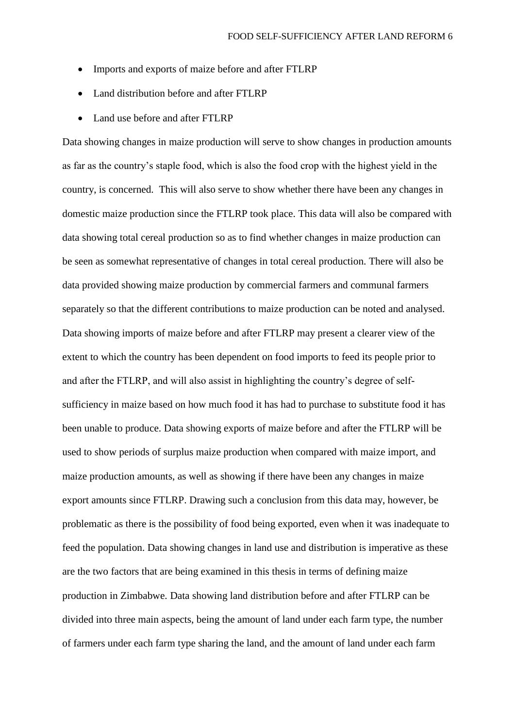- Imports and exports of maize before and after FTLRP
- Land distribution before and after FTLRP
- Land use before and after FTLRP

Data showing changes in maize production will serve to show changes in production amounts as far as the country's staple food, which is also the food crop with the highest yield in the country, is concerned. This will also serve to show whether there have been any changes in domestic maize production since the FTLRP took place. This data will also be compared with data showing total cereal production so as to find whether changes in maize production can be seen as somewhat representative of changes in total cereal production. There will also be data provided showing maize production by commercial farmers and communal farmers separately so that the different contributions to maize production can be noted and analysed. Data showing imports of maize before and after FTLRP may present a clearer view of the extent to which the country has been dependent on food imports to feed its people prior to and after the FTLRP, and will also assist in highlighting the country's degree of self-sufficiency in maize based on how much food it has had to purchase to substitute food it has been unable to produce. Data showing exports of maize before and after the FTLRP will be used to show periods of surplus maize production when compared with maize import, and maize production amounts, as well as showing if there have been any changes in maize export amounts since FTLRP. Drawing such a conclusion from this data may, however, be problematic as there is the possibility of food being exported, even when it was inadequate to feed the population. Data showing changes in land use and distribution is imperative as these are the two factors that are being examined in this thesis in terms of defining maize production in Zimbabwe. Data showing land distribution before and after FTLRP can be divided into three main aspects, being the amount of land under each farm type, the number of farmers under each farm type sharing the land, and the amount of land under each farm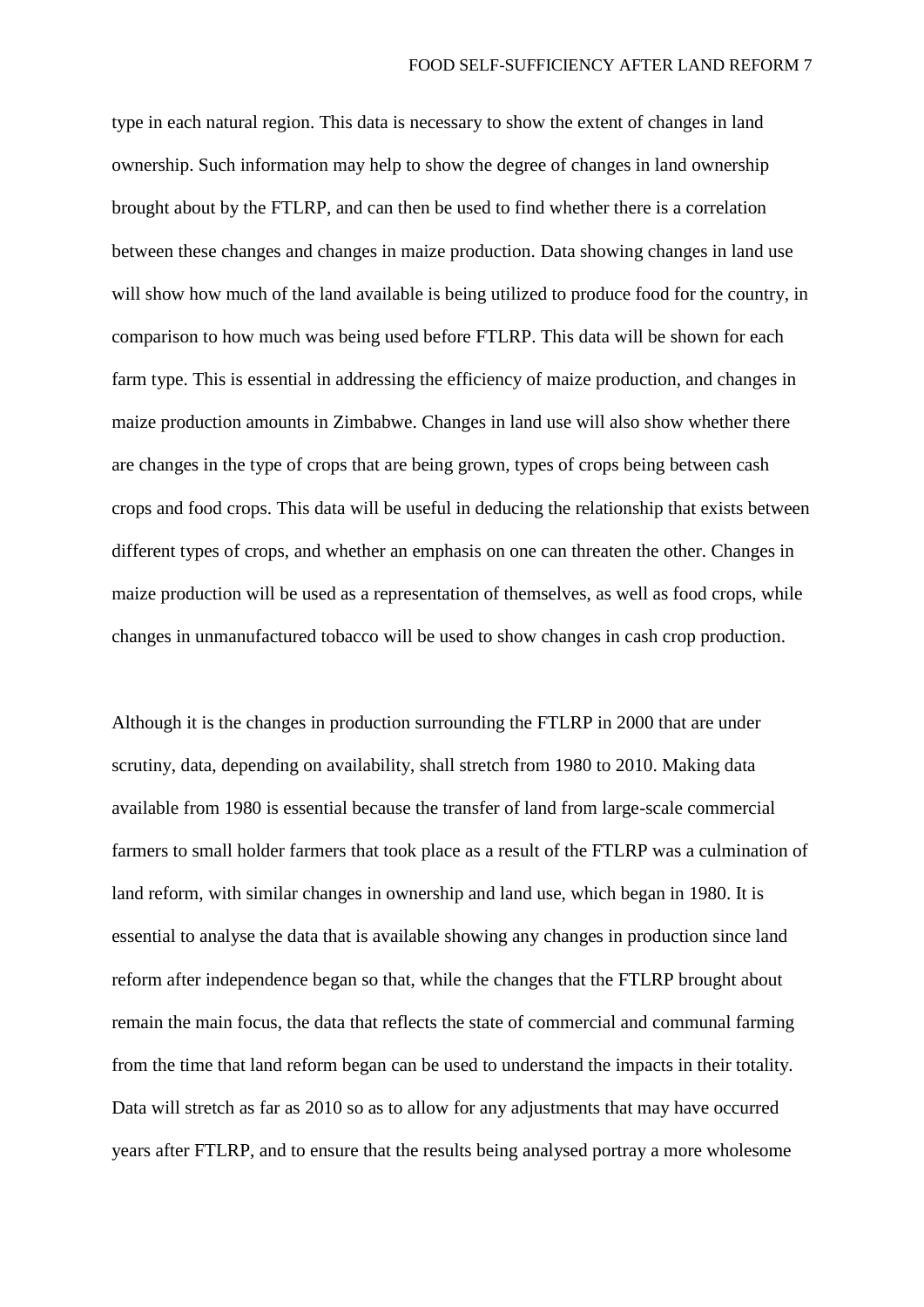type in each natural region. This data is necessary to show the extent of changes in land ownership. Such information may help to show the degree of changes in land ownership brought about by the FTLRP, and can then be used to find whether there is a correlation between these changes and changes in maize production. Data showing changes in land use will show how much of the land available is being utilized to produce food for the country, in comparison to how much was being used before FTLRP. This data will be shown for each farm type. This is essential in addressing the efficiency of maize production, and changes in maize production amounts in Zimbabwe. Changes in land use will also show whether there are changes in the type of crops that are being grown, types of crops being between cash crops and food crops. This data will be useful in deducing the relationship that exists between different types of crops, and whether an emphasis on one can threaten the other. Changes in maize production will be used as a representation of themselves, as well as food crops, while changes in unmanufactured tobacco will be used to show changes in cash crop production.

Although it is the changes in production surrounding the FTLRP in 2000 that are under scrutiny, data, depending on availability, shall stretch from 1980 to 2010. Making data available from 1980 is essential because the transfer of land from large-scale commercial farmers to small holder farmers that took place as a result of the FTLRP was a culmination of land reform, with similar changes in ownership and land use, which began in 1980. It is essential to analyse the data that is available showing any changes in production since land reform after independence began so that, while the changes that the FTLRP brought about remain the main focus, the data that reflects the state of commercial and communal farming from the time that land reform began can be used to understand the impacts in their totality. Data will stretch as far as 2010 so as to allow for any adjustments that may have occurred years after FTLRP, and to ensure that the results being analysed portray a more wholesome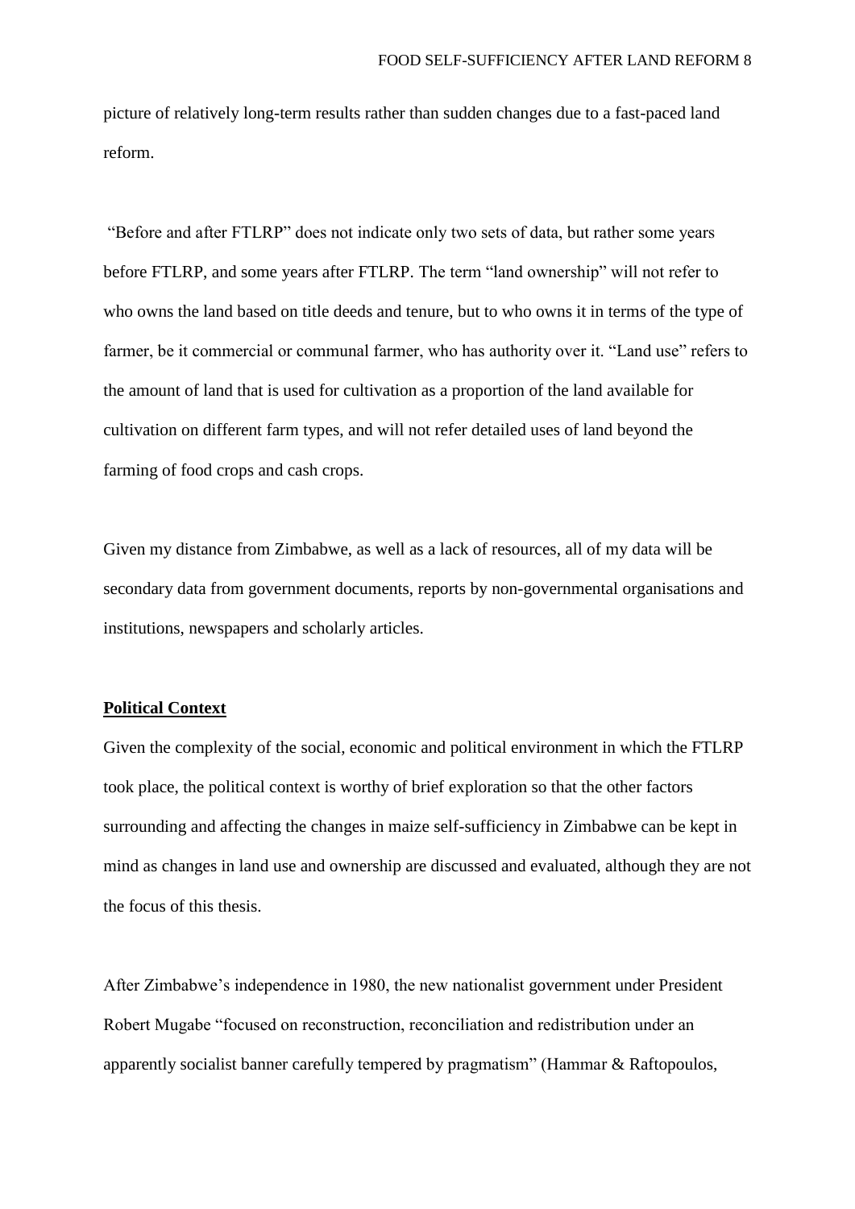picture of relatively long-term results rather than sudden changes due to a fast-paced land reform.

"Before and after FTLRP" does not indicate only two sets of data, but rather some years before FTLRP, and some years after FTLRP. The term "land ownership" will not refer to who owns the land based on title deeds and tenure, but to who owns it in terms of the type of farmer, be it commercial or communal farmer, who has authority over it. "Land use" refers to the amount of land that is used for cultivation as a proportion of the land available for cultivation on different farm types, and will not refer detailed uses of land beyond the farming of food crops and cash crops.

Given my distance from Zimbabwe, as well as a lack of resources, all of my data will be secondary data from government documents, reports by non-governmental organisations and institutions, newspapers and scholarly articles.

## Political Context

Given the complexity of the social, economic and political environment in which the FTLRP took place, the political context is worthy of brief exploration so that the other factors surrounding and affecting the changes in maize self-sufficiency in Zimbabwe can be kept in mind as changes in land use and ownership are discussed and evaluated, although they are not the focus of this thesis.

After Zimbabwe's independence in 1980, the new nationalist government under President Robert Mugabe "focused on reconstruction, reconciliation and redistribution under an apparently socialist banner carefully tempered by pragmatism" (Hammar & Raftopoulos,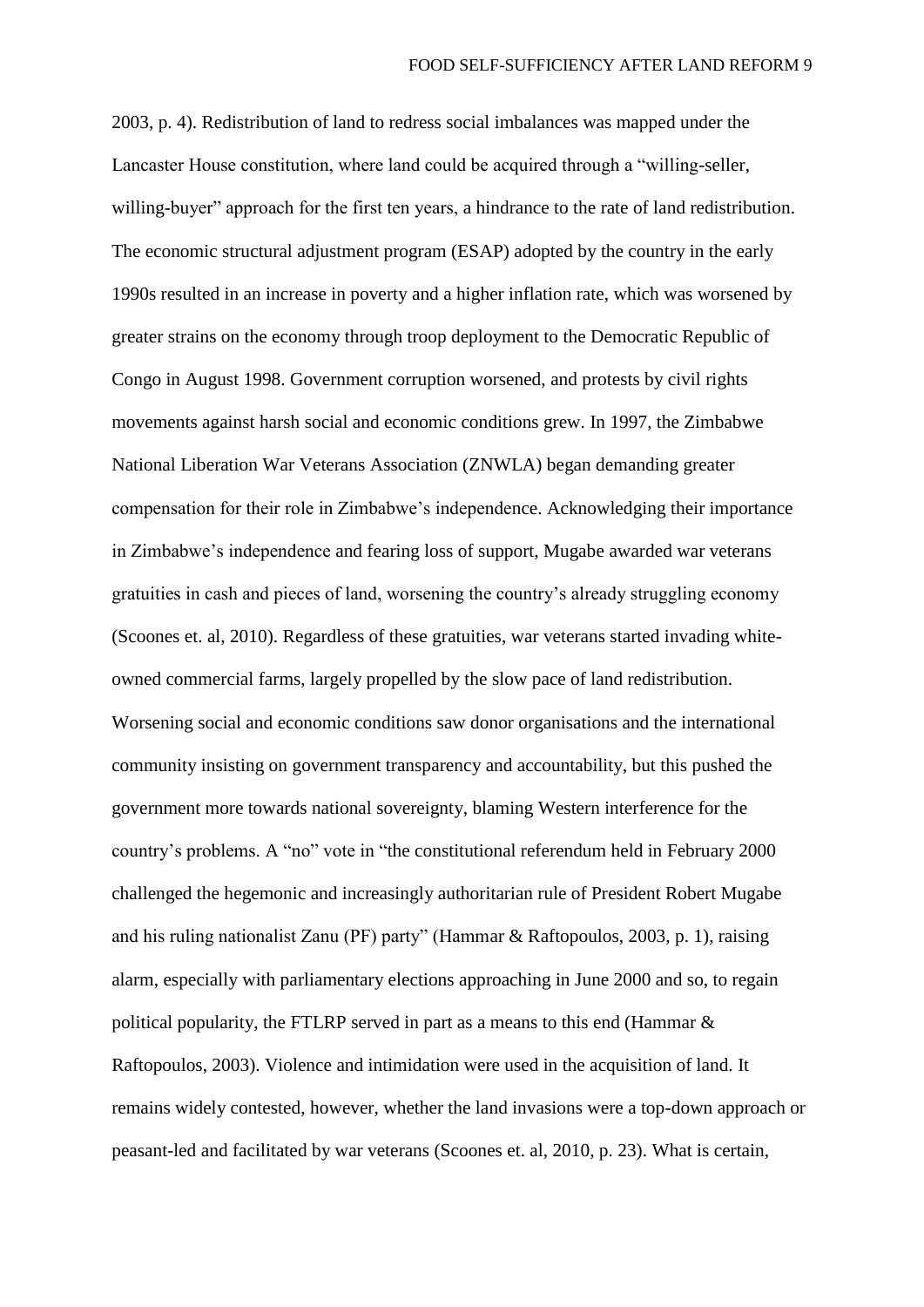2003, p. 4). Redistribution of land to redress social imbalances was mapped under the Lancaster House constitution, where land could be acquired through a "willing-seller, willing-buyer" approach for the first ten years, a hindrance to the rate of land redistribution. The economic structural adjustment program (ESAP) adopted by the country in the early 1990s resulted in an increase in poverty and a higher inflation rate, which was worsened by greater strains on the economy through troop deployment to the Democratic Republic of Congo in August 1998. Government corruption worsened, and protests by civil rights movements against harsh social and economic conditions grew. In 1997, the Zimbabwe National Liberation War Veterans Association (ZNWLA) began demanding greater compensation for their role in Zimbabwe's independence. Acknowledging their importance in Zimbabwe's independence and fearing loss of support, Mugabe awarded war veterans gratuities in cash and pieces of land, worsening the country's already struggling economy (Scoones et. al, 2010). Regardless of these gratuities, war veterans started invading white-owned commercial farms, largely propelled by the slow pace of land redistribution. Worsening social and economic conditions saw donor organisations and the international community insisting on government transparency and accountability, but this pushed the government more towards national sovereignty, blaming Western interference for the country's problems. A "no" vote in "the constitutional referendum held in February 2000 challenged the hegemonic and increasingly authoritarian rule of President Robert Mugabe and his ruling nationalist Zanu (PF) party" (Hammar & Raftopoulos, 2003, p. 1), raising alarm, especially with parliamentary elections approaching in June 2000 and so, to regain political popularity, the FTLRP served in part as a means to this end (Hammar & Raftopoulos, 2003). Violence and intimidation were used in the acquisition of land. It remains widely contested, however, whether the land invasions were a top-down approach or peasant-led and facilitated by war veterans (Scoones et. al, 2010, p. 23). What is certain,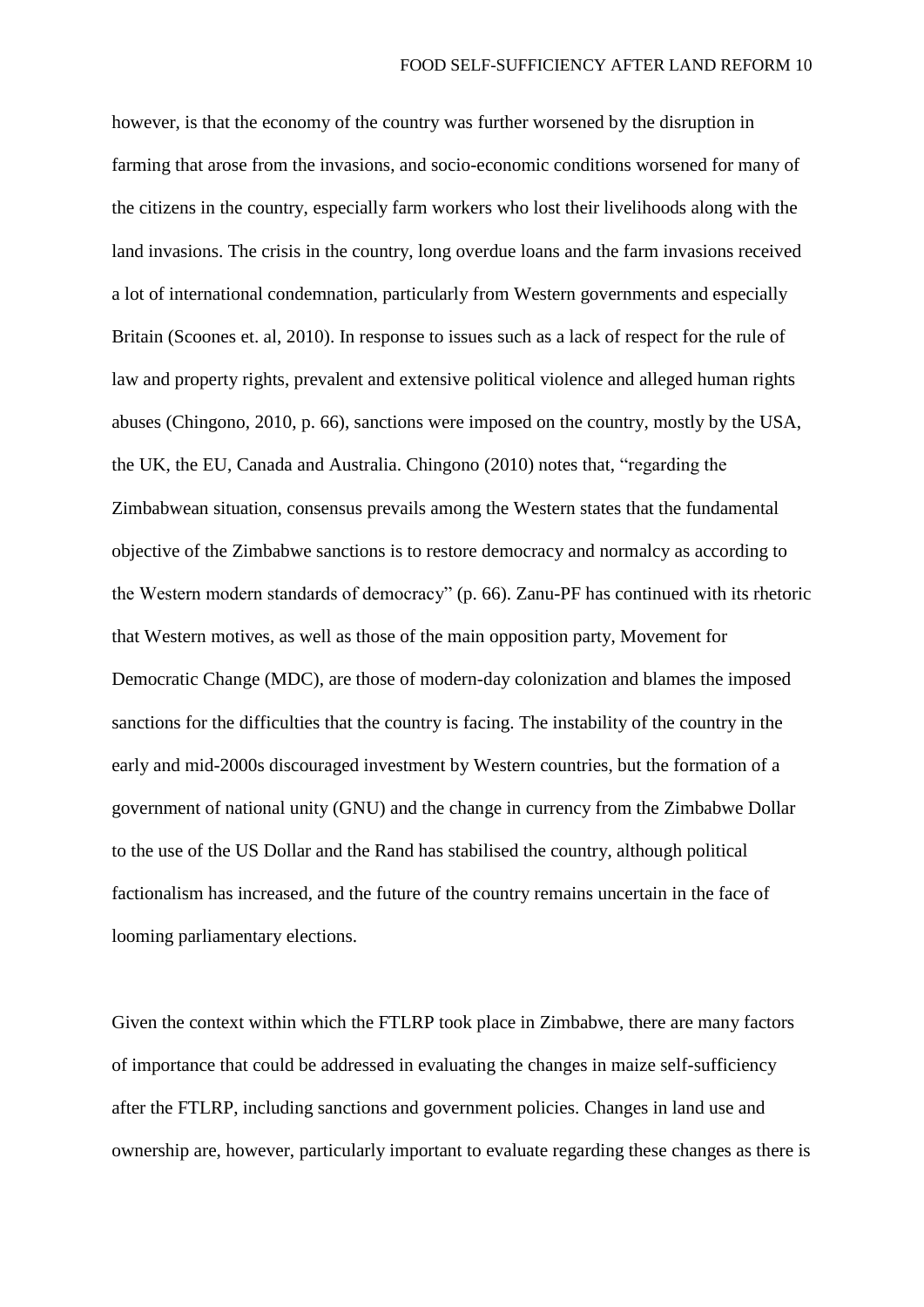however, is that the economy of the country was further worsened by the disruption in farming that arose from the invasions, and socio-economic conditions worsened for many of the citizens in the country, especially farm workers who lost their livelihoods along with the land invasions. The crisis in the country, long overdue loans and the farm invasions received a lot of international condemnation, particularly from Western governments and especially Britain (Scoones et. al, 2010). In response to issues such as a lack of respect for the rule of law and property rights, prevalent and extensive political violence and alleged human rights abuses (Chingono, 2010, p. 66), sanctions were imposed on the country, mostly by the USA, the UK, the EU, Canada and Australia. Chingono (2010) notes that, "regarding the Zimbabwean situation, consensus prevails among the Western states that the fundamental objective of the Zimbabwe sanctions is to restore democracy and normalcy as according to the Western modern standards of democracy" (p. 66). Zanu-PF has continued with its rhetoric that Western motives, as well as those of the main opposition party, Movement for Democratic Change (MDC), are those of modern-day colonization and blames the imposed sanctions for the difficulties that the country is facing. The instability of the country in the early and mid-2000s discouraged investment by Western countries, but the formation of a government of national unity (GNU) and the change in currency from the Zimbabwe Dollar to the use of the US Dollar and the Rand has stabilised the country, although political factionalism has increased, and the future of the country remains uncertain in the face of looming parliamentary elections.

Given the context within which the FTLRP took place in Zimbabwe, there are many factors of importance that could be addressed in evaluating the changes in maize self-sufficiency after the FTLRP, including sanctions and government policies. Changes in land use and ownership are, however, particularly important to evaluate regarding these changes as there is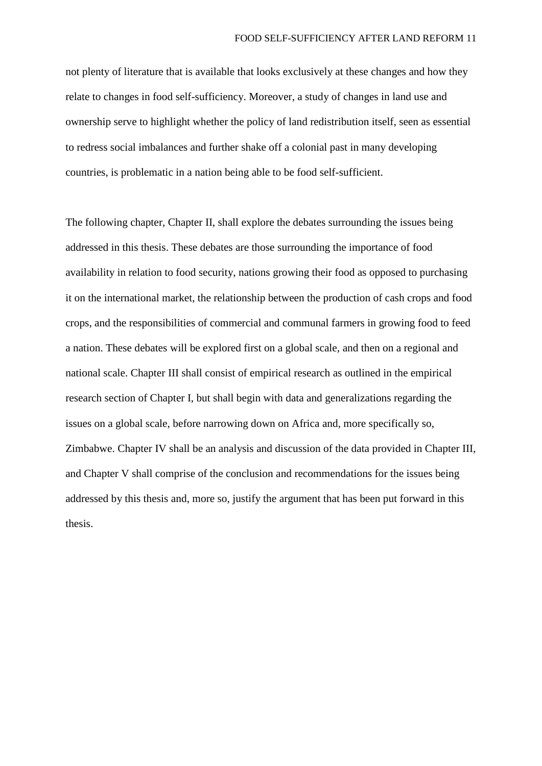not plenty of literature that is available that looks exclusively at these changes and how they relate to changes in food self-sufficiency. Moreover, a study of changes in land use and ownership serve to highlight whether the policy of land redistribution itself, seen as essential to redress social imbalances and further shake off a colonial past in many developing countries, is problematic in a nation being able to be food self-sufficient.

The following chapter, Chapter II, shall explore the debates surrounding the issues being addressed in this thesis. These debates are those surrounding the importance of food availability in relation to food security, nations growing their food as opposed to purchasing it on the international market, the relationship between the production of cash crops and food crops, and the responsibilities of commercial and communal farmers in growing food to feed a nation. These debates will be explored first on a global scale, and then on a regional and national scale. Chapter III shall consist of empirical research as outlined in the empirical research section of Chapter I, but shall begin with data and generalizations regarding the issues on a global scale, before narrowing down on Africa and, more specifically so, Zimbabwe. Chapter IV shall be an analysis and discussion of the data provided in Chapter III, and Chapter V shall comprise of the conclusion and recommendations for the issues being addressed by this thesis and, more so, justify the argument that has been put forward in this thesis.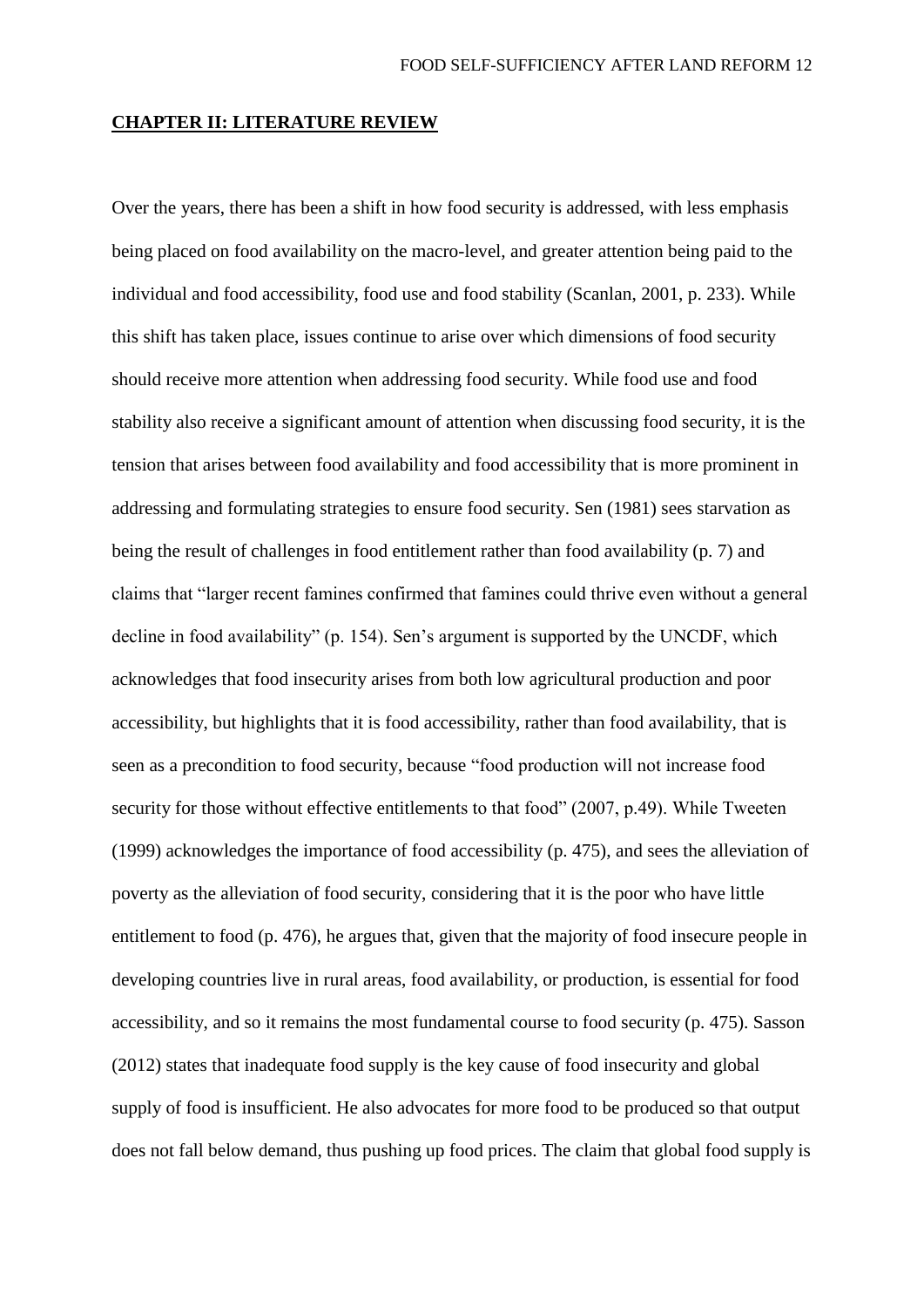## CHAPTER II: LITERATURE REVIEW

Over the years, there has been a shift in how food security is addressed, with less emphasis being placed on food availability on the macro-level, and greater attention being paid to the individual and food accessibility, food use and food stability (Scanlan, 2001, p. 233). While this shift has taken place, issues continue to arise over which dimensions of food security should receive more attention when addressing food security. While food use and food stability also receive a significant amount of attention when discussing food security, it is the tension that arises between food availability and food accessibility that is more prominent in addressing and formulating strategies to ensure food security. Sen (1981) sees starvation as being the result of challenges in food entitlement rather than food availability (p. 7) and claims that "larger recent famines confirmed that famines could thrive even without a general decline in food availability" (p. 154). Sen's argument is supported by the UNCDF, which acknowledges that food insecurity arises from both low agricultural production and poor accessibility, but highlights that it is food accessibility, rather than food availability, that is seen as a precondition to food security, because "food production will not increase food security for those without effective entitlements to that food" (2007, p.49). While Tweeten (1999) acknowledges the importance of food accessibility (p. 475), and sees the alleviation of poverty as the alleviation of food security, considering that it is the poor who have little entitlement to food (p. 476), he argues that, given that the majority of food insecure people in developing countries live in rural areas, food availability, or production, is essential for food accessibility, and so it remains the most fundamental course to food security (p. 475). Sasson (2012) states that inadequate food supply is the key cause of food insecurity and global supply of food is insufficient. He also advocates for more food to be produced so that output does not fall below demand, thus pushing up food prices. The claim that global food supply is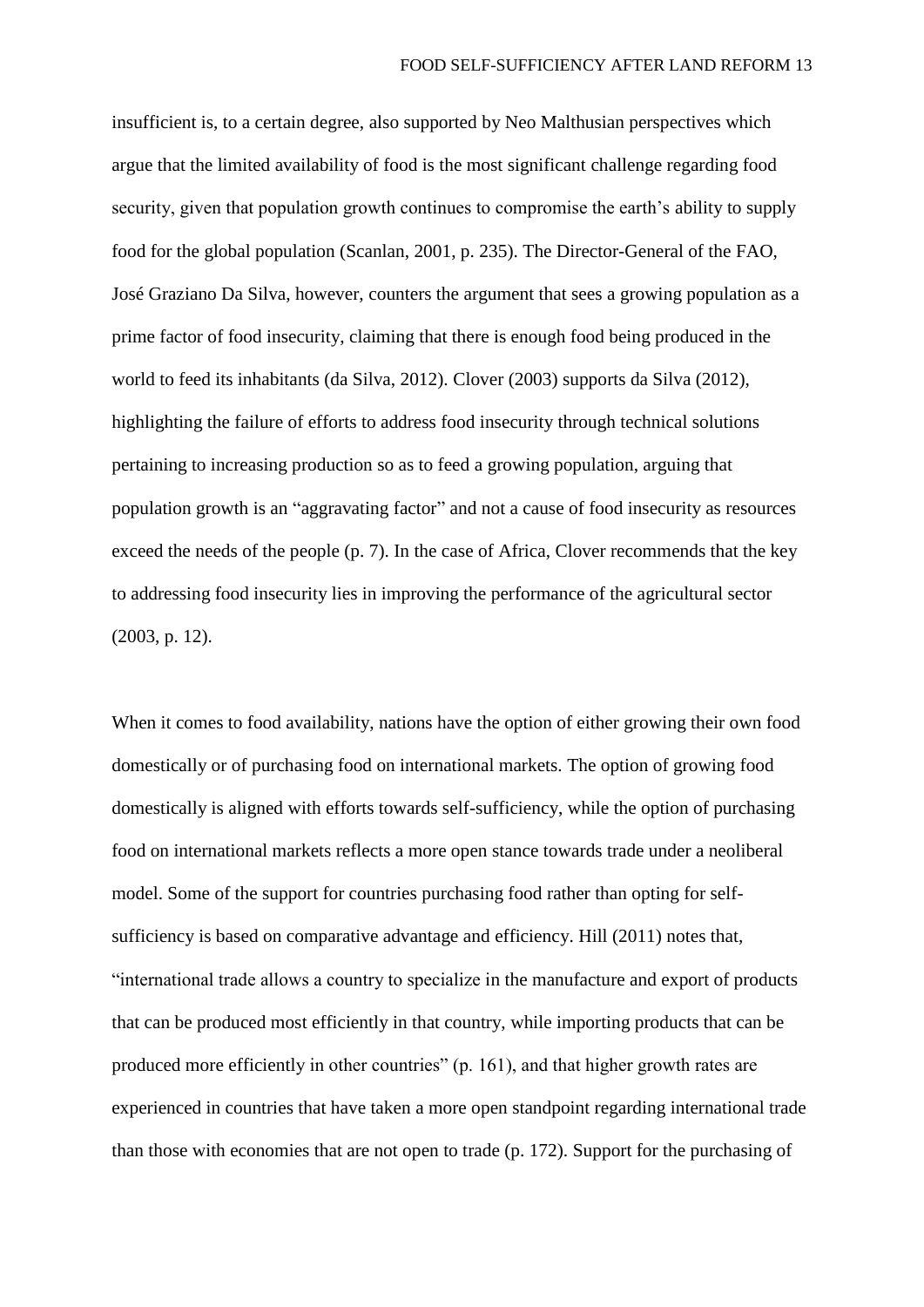insufficient is, to a certain degree, also supported by Neo Malthusian perspectives which argue that the limited availability of food is the most significant challenge regarding food security, given that population growth continues to compromise the earth's ability to supply food for the global population (Scanlan, 2001, p. 235). The Director-General of the FAO, José Graziano Da Silva, however, counters the argument that sees a growing population as a prime factor of food insecurity, claiming that there is enough food being produced in the world to feed its inhabitants (da Silva, 2012). Clover (2003) supports da Silva (2012), highlighting the failure of efforts to address food insecurity through technical solutions pertaining to increasing production so as to feed a growing population, arguing that population growth is an "aggravating factor" and not a cause of food insecurity as resources exceed the needs of the people (p. 7). In the case of Africa, Clover recommends that the key to addressing food insecurity lies in improving the performance of the agricultural sector (2003, p. 12).

When it comes to food availability, nations have the option of either growing their own food domestically or of purchasing food on international markets. The option of growing food domestically is aligned with efforts towards self-sufficiency, while the option of purchasing food on international markets reflects a more open stance towards trade under a neoliberal model. Some of the support for countries purchasing food rather than opting for self-sufficiency is based on comparative advantage and efficiency. Hill (2011) notes that, "international trade allows a country to specialize in the manufacture and export of products that can be produced most efficiently in that country, while importing products that can be produced more efficiently in other countries" (p. 161), and that higher growth rates are experienced in countries that have taken a more open standpoint regarding international trade than those with economies that are not open to trade (p. 172). Support for the purchasing of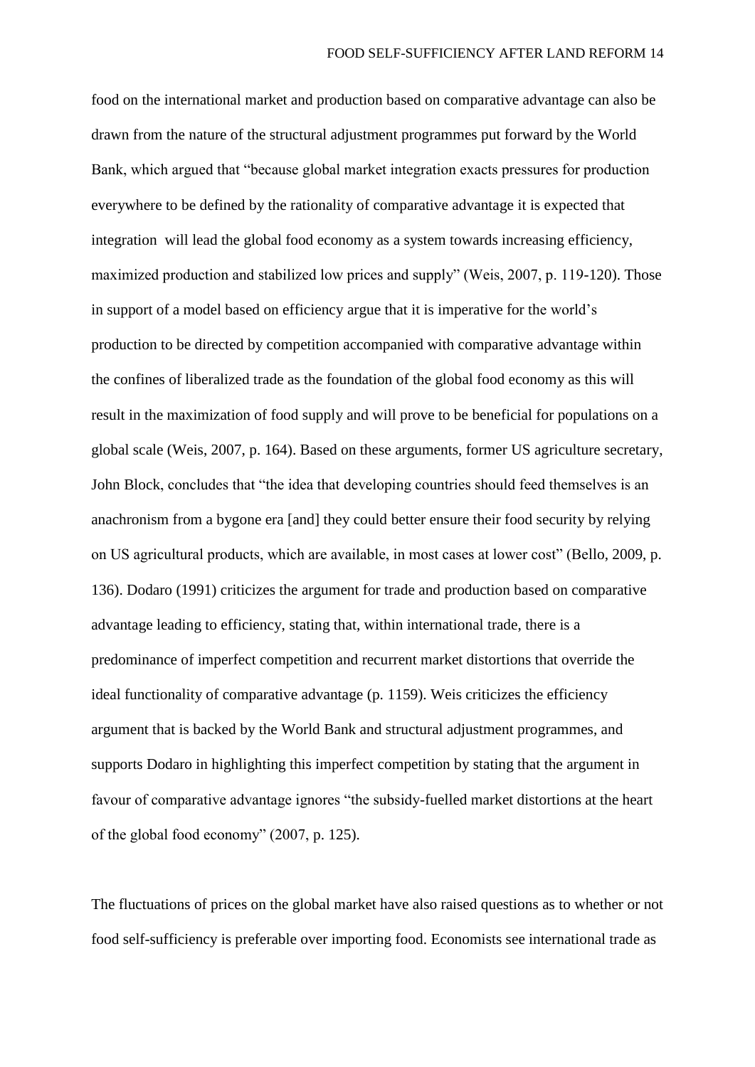food on the international market and production based on comparative advantage can also be drawn from the nature of the structural adjustment programmes put forward by the World Bank, which argued that "because global market integration exacts pressures for production everywhere to be defined by the rationality of comparative advantage it is expected that integration will lead the global food economy as a system towards increasing efficiency, maximized production and stabilized low prices and supply" (Weis, 2007, p. 119-120). Those in support of a model based on efficiency argue that it is imperative for the world's production to be directed by competition accompanied with comparative advantage within the confines of liberalized trade as the foundation of the global food economy as this will result in the maximization of food supply and will prove to be beneficial for populations on a global scale (Weis, 2007, p. 164). Based on these arguments, former US agriculture secretary, John Block, concludes that "the idea that developing countries should feed themselves is an anachronism from a bygone era [and] they could better ensure their food security by relying on US agricultural products, which are available, in most cases at lower cost" (Bello, 2009, p. 136). Dodaro (1991) criticizes the argument for trade and production based on comparative advantage leading to efficiency, stating that, within international trade, there is a predominance of imperfect competition and recurrent market distortions that override the ideal functionality of comparative advantage (p. 1159). Weis criticizes the efficiency argument that is backed by the World Bank and structural adjustment programmes, and supports Dodaro in highlighting this imperfect competition by stating that the argument in favour of comparative advantage ignores "the subsidy-fuelled market distortions at the heart of the global food economy" (2007, p. 125).

The fluctuations of prices on the global market have also raised questions as to whether or not food self-sufficiency is preferable over importing food. Economists see international trade as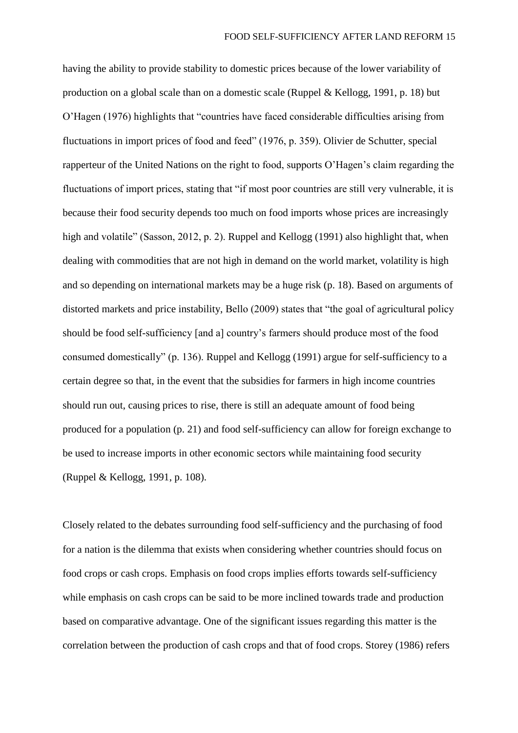having the ability to provide stability to domestic prices because of the lower variability of production on a global scale than on a domestic scale (Ruppel & Kellogg, 1991, p. 18) but O'Hagen (1976) highlights that "countries have faced considerable difficulties arising from fluctuations in import prices of food and feed" (1976, p. 359). Olivier de Schutter, special rapperteur of the United Nations on the right to food, supports O'Hagen's claim regarding the fluctuations of import prices, stating that "if most poor countries are still very vulnerable, it is because their food security depends too much on food imports whose prices are increasingly high and volatile" (Sasson, 2012, p. 2). Ruppel and Kellogg (1991) also highlight that, when dealing with commodities that are not high in demand on the world market, volatility is high and so depending on international markets may be a huge risk (p. 18). Based on arguments of distorted markets and price instability, Bello (2009) states that "the goal of agricultural policy should be food self-sufficiency [and a] country's farmers should produce most of the food consumed domestically" (p. 136). Ruppel and Kellogg (1991) argue for self-sufficiency to a certain degree so that, in the event that the subsidies for farmers in high income countries should run out, causing prices to rise, there is still an adequate amount of food being produced for a population (p. 21) and food self-sufficiency can allow for foreign exchange to be used to increase imports in other economic sectors while maintaining food security (Ruppel & Kellogg, 1991, p. 108).

Closely related to the debates surrounding food self-sufficiency and the purchasing of food for a nation is the dilemma that exists when considering whether countries should focus on food crops or cash crops. Emphasis on food crops implies efforts towards self-sufficiency while emphasis on cash crops can be said to be more inclined towards trade and production based on comparative advantage. One of the significant issues regarding this matter is the correlation between the production of cash crops and that of food crops. Storey (1986) refers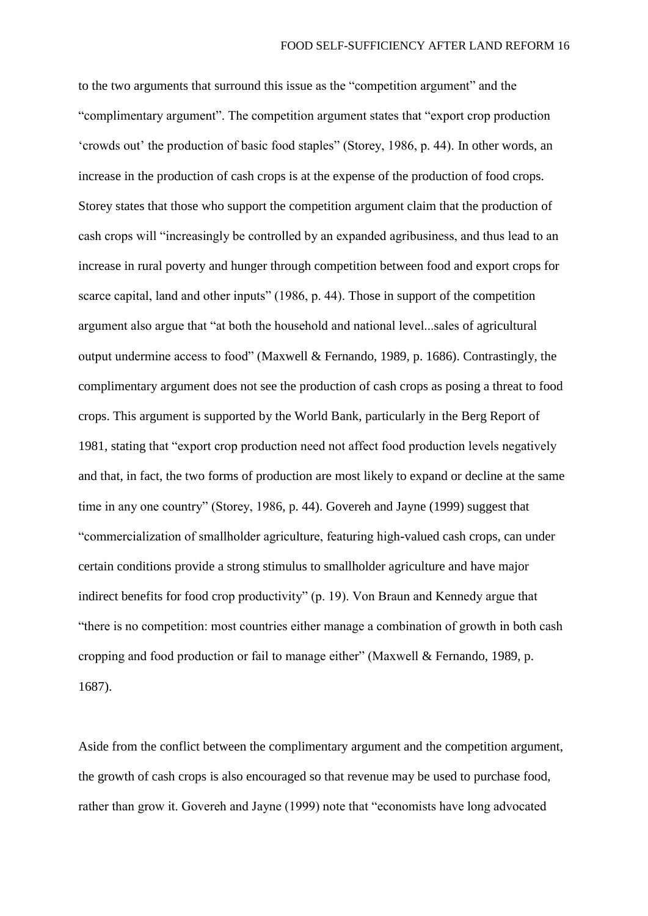to the two arguments that surround this issue as the "competition argument" and the "complimentary argument". The competition argument states that "export crop production 'crowds out' the production of basic food staples" (Storey, 1986, p. 44). In other words, an increase in the production of cash crops is at the expense of the production of food crops. Storey states that those who support the competition argument claim that the production of cash crops will "increasingly be controlled by an expanded agribusiness, and thus lead to an increase in rural poverty and hunger through competition between food and export crops for scarce capital, land and other inputs" (1986, p. 44). Those in support of the competition argument also argue that "at both the household and national level...sales of agricultural output undermine access to food" (Maxwell & Fernando, 1989, p. 1686). Contrastingly, the complimentary argument does not see the production of cash crops as posing a threat to food crops. This argument is supported by the World Bank, particularly in the Berg Report of 1981, stating that "export crop production need not affect food production levels negatively and that, in fact, the two forms of production are most likely to expand or decline at the same time in any one country" (Storey, 1986, p. 44). Govereh and Jayne (1999) suggest that "commercialization of smallholder agriculture, featuring high-valued cash crops, can under certain conditions provide a strong stimulus to smallholder agriculture and have major indirect benefits for food crop productivity" (p. 19). Von Braun and Kennedy argue that "there is no competition: most countries either manage a combination of growth in both cash cropping and food production or fail to manage either" (Maxwell & Fernando, 1989, p. 1687).

Aside from the conflict between the complimentary argument and the competition argument, the growth of cash crops is also encouraged so that revenue may be used to purchase food, rather than grow it. Govereh and Jayne (1999) note that "economists have long advocated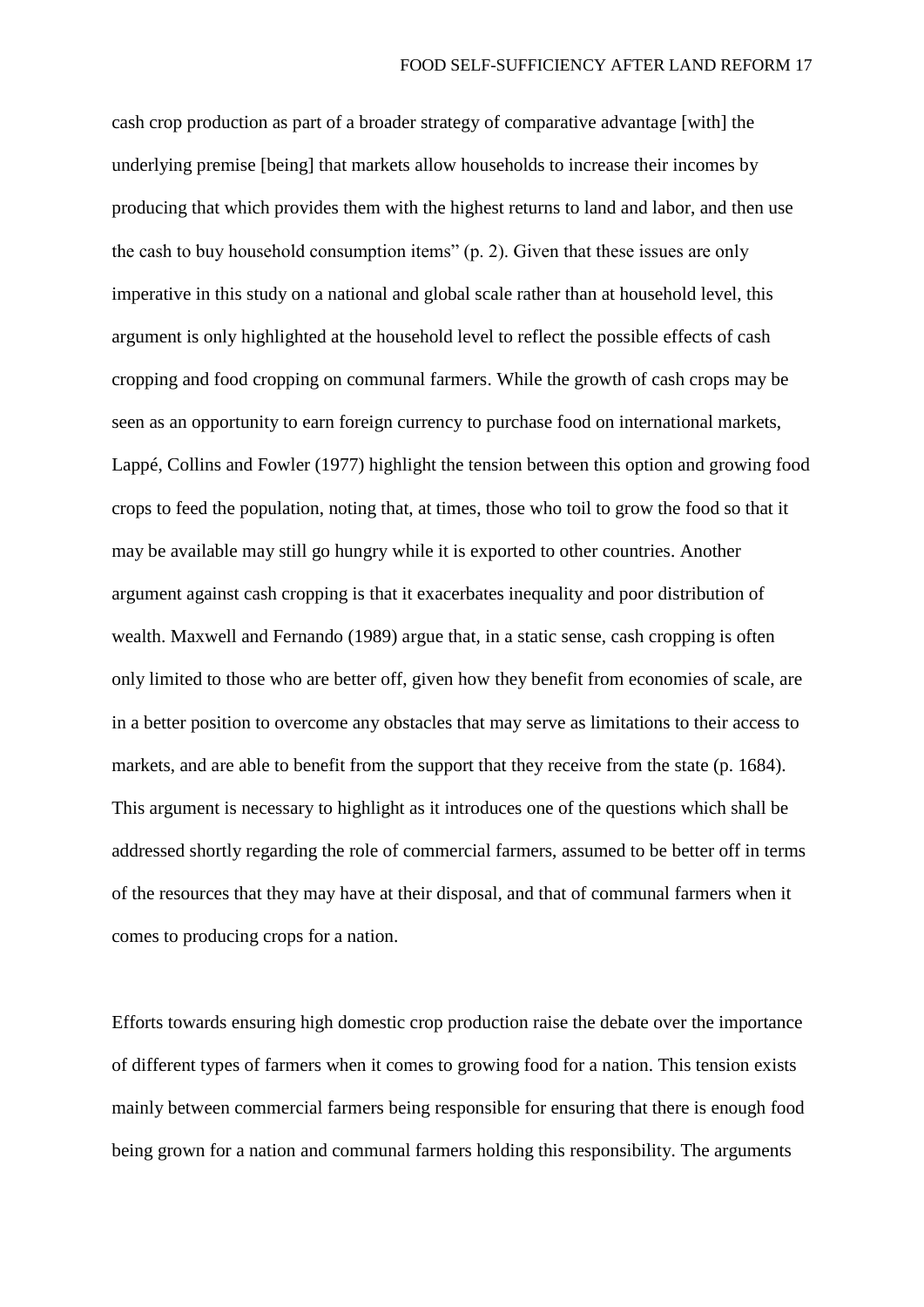cash crop production as part of a broader strategy of comparative advantage [with] the underlying premise [being] that markets allow households to increase their incomes by producing that which provides them with the highest returns to land and labor, and then use the cash to buy household consumption items" (p. 2). Given that these issues are only imperative in this study on a national and global scale rather than at household level, this argument is only highlighted at the household level to reflect the possible effects of cash cropping and food cropping on communal farmers. While the growth of cash crops may be seen as an opportunity to earn foreign currency to purchase food on international markets, Lappé, Collins and Fowler (1977) highlight the tension between this option and growing food crops to feed the population, noting that, at times, those who toil to grow the food so that it may be available may still go hungry while it is exported to other countries. Another argument against cash cropping is that it exacerbates inequality and poor distribution of wealth. Maxwell and Fernando (1989) argue that, in a static sense, cash cropping is often only limited to those who are better off, given how they benefit from economies of scale, are in a better position to overcome any obstacles that may serve as limitations to their access to markets, and are able to benefit from the support that they receive from the state (p. 1684). This argument is necessary to highlight as it introduces one of the questions which shall be addressed shortly regarding the role of commercial farmers, assumed to be better off in terms of the resources that they may have at their disposal, and that of communal farmers when it comes to producing crops for a nation.

Efforts towards ensuring high domestic crop production raise the debate over the importance of different types of farmers when it comes to growing food for a nation. This tension exists mainly between commercial farmers being responsible for ensuring that there is enough food being grown for a nation and communal farmers holding this responsibility. The arguments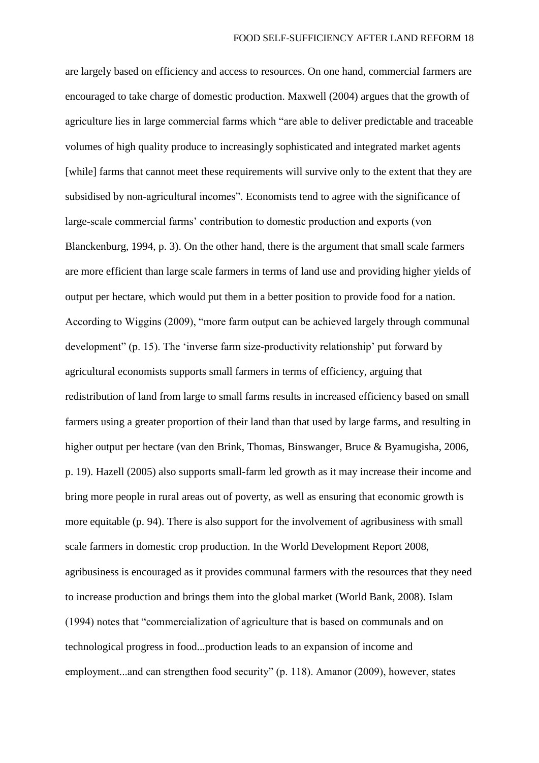are largely based on efficiency and access to resources. On one hand, commercial farmers are encouraged to take charge of domestic production. Maxwell (2004) argues that the growth of agriculture lies in large commercial farms which "are able to deliver predictable and traceable volumes of high quality produce to increasingly sophisticated and integrated market agents [while] farms that cannot meet these requirements will survive only to the extent that they are subsidised by non-agricultural incomes". Economists tend to agree with the significance of large-scale commercial farms' contribution to domestic production and exports (von Blanckenburg, 1994, p. 3). On the other hand, there is the argument that small scale farmers are more efficient than large scale farmers in terms of land use and providing higher yields of output per hectare, which would put them in a better position to provide food for a nation. According to Wiggins (2009), "more farm output can be achieved largely through communal development" (p. 15). The 'inverse farm size-productivity relationship' put forward by agricultural economists supports small farmers in terms of efficiency, arguing that redistribution of land from large to small farms results in increased efficiency based on small farmers using a greater proportion of their land than that used by large farms, and resulting in higher output per hectare (van den Brink, Thomas, Binswanger, Bruce & Byamugisha, 2006, p. 19). Hazell (2005) also supports small-farm led growth as it may increase their income and bring more people in rural areas out of poverty, as well as ensuring that economic growth is more equitable (p. 94). There is also support for the involvement of agribusiness with small scale farmers in domestic crop production. In the World Development Report 2008, agribusiness is encouraged as it provides communal farmers with the resources that they need to increase production and brings them into the global market (World Bank, 2008). Islam (1994) notes that "commercialization of agriculture that is based on communals and on technological progress in food...production leads to an expansion of income and employment...and can strengthen food security" (p. 118). Amanor (2009), however, states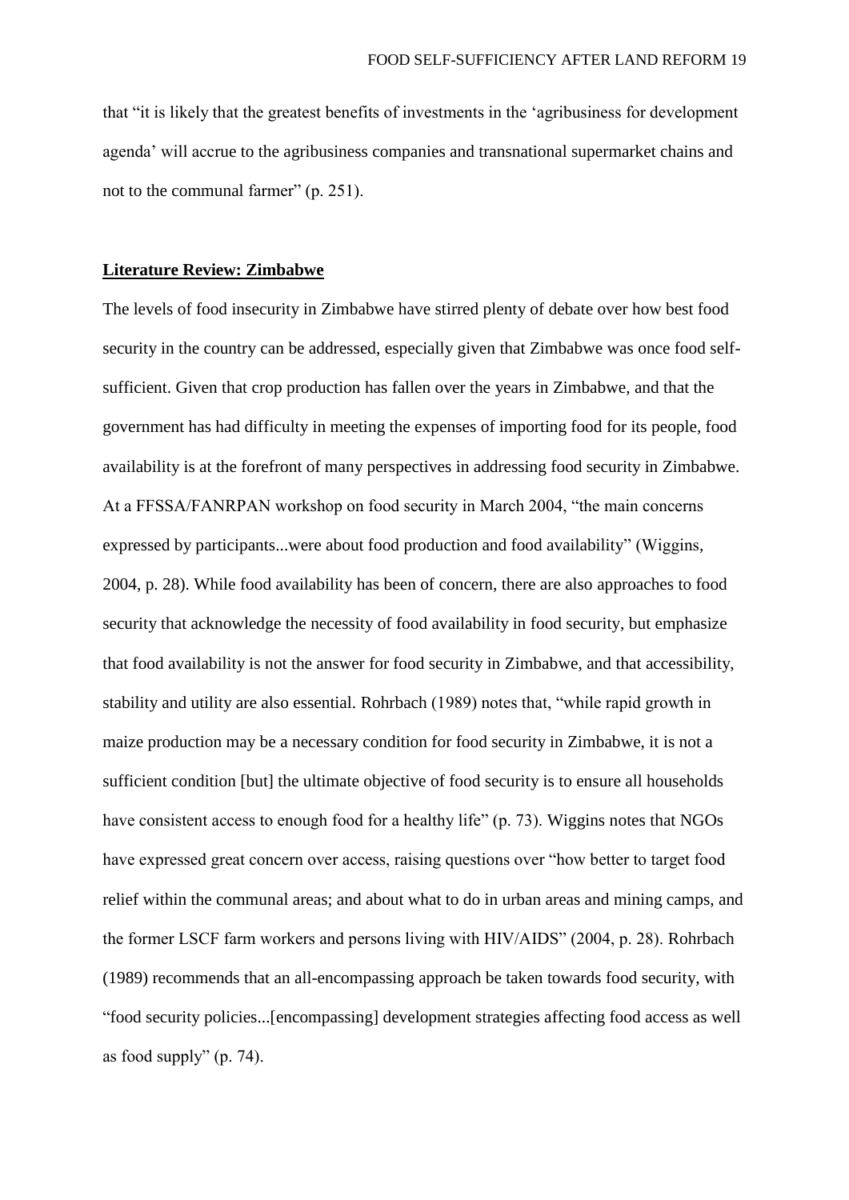that "it is likely that the greatest benefits of investments in the 'agribusiness for development agenda' will accrue to the agribusiness companies and transnational supermarket chains and not to the communal farmer" (p. 251).

## **Literature Review: Zimbabwe**

The levels of food insecurity in Zimbabwe have stirred plenty of debate over how best food security in the country can be addressed, especially given that Zimbabwe was once food self-sufficient. Given that crop production has fallen over the years in Zimbabwe, and that the government has had difficulty in meeting the expenses of importing food for its people, food availability is at the forefront of many perspectives in addressing food security in Zimbabwe. At a FFSSA/FANRPAN workshop on food security in March 2004, "the main concerns expressed by participants...were about food production and food availability" (Wiggins, 2004, p. 28). While food availability has been of concern, there are also approaches to food security that acknowledge the necessity of food availability in food security, but emphasize that food availability is not the answer for food security in Zimbabwe, and that accessibility, stability and utility are also essential. Rohrbach (1989) notes that, "while rapid growth in maize production may be a necessary condition for food security in Zimbabwe, it is not a sufficient condition [but] the ultimate objective of food security is to ensure all households have consistent access to enough food for a healthy life" (p. 73). Wiggins notes that NGOs have expressed great concern over access, raising questions over "how better to target food relief within the communal areas; and about what to do in urban areas and mining camps, and the former LSCF farm workers and persons living with HIV/AIDS" (2004, p. 28). Rohrbach (1989) recommends that an all-encompassing approach be taken towards food security, with "food security policies...[encompassing] development strategies affecting food access as well as food supply" (p. 74).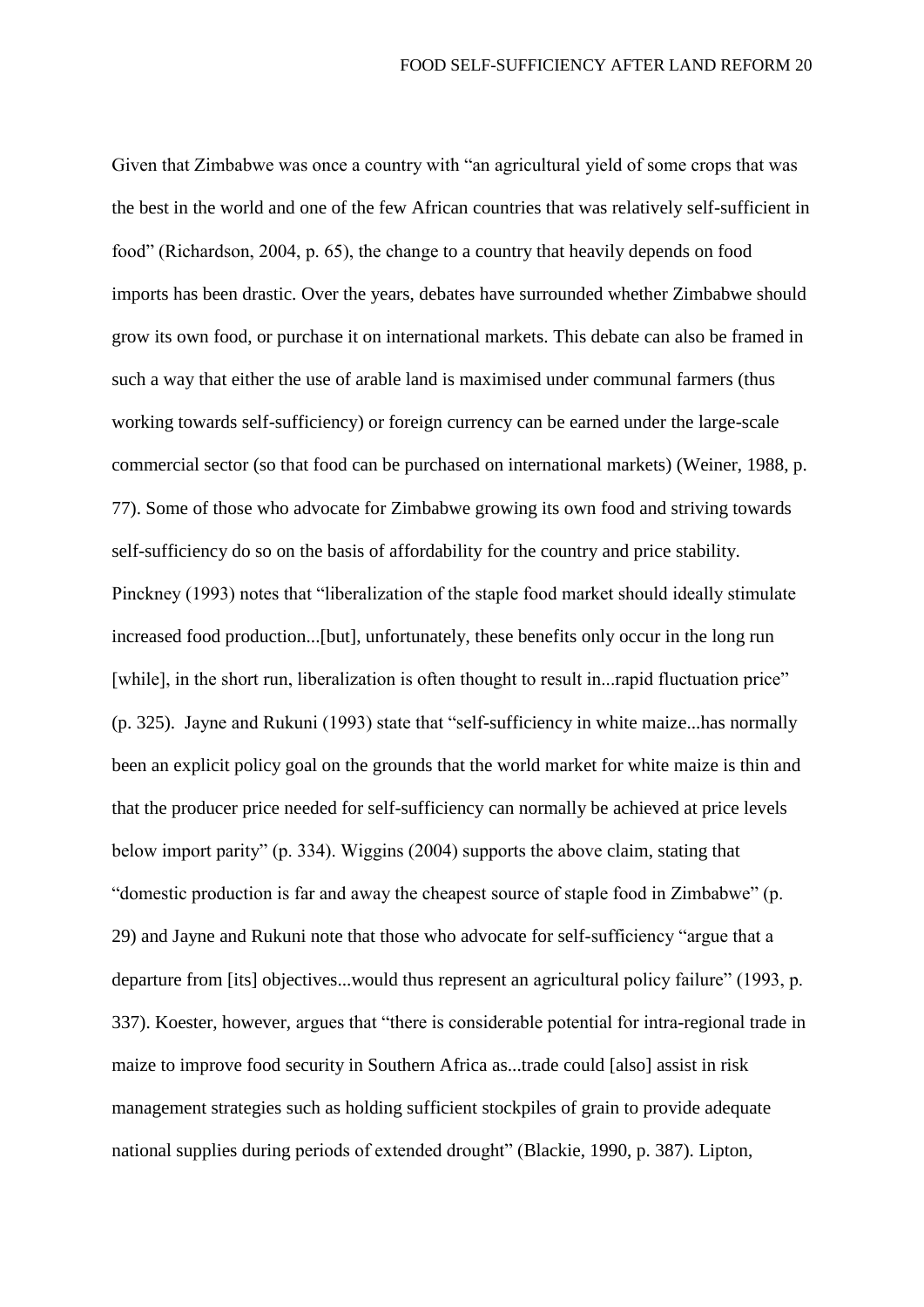Given that Zimbabwe was once a country with "an agricultural yield of some crops that was the best in the world and one of the few African countries that was relatively self-sufficient in food" (Richardson, 2004, p. 65), the change to a country that heavily depends on food imports has been drastic. Over the years, debates have surrounded whether Zimbabwe should grow its own food, or purchase it on international markets. This debate can also be framed in such a way that either the use of arable land is maximised under communal farmers (thus working towards self-sufficiency) or foreign currency can be earned under the large-scale commercial sector (so that food can be purchased on international markets) (Weiner, 1988, p. 77). Some of those who advocate for Zimbabwe growing its own food and striving towards self-sufficiency do so on the basis of affordability for the country and price stability. Pinckney (1993) notes that "liberalization of the staple food market should ideally stimulate increased food production...[but], unfortunately, these benefits only occur in the long run [while], in the short run, liberalization is often thought to result in...rapid fluctuation price" (p. 325). Jayne and Rukuni (1993) state that "self-sufficiency in white maize...has normally been an explicit policy goal on the grounds that the world market for white maize is thin and that the producer price needed for self-sufficiency can normally be achieved at price levels below import parity" (p. 334). Wiggins (2004) supports the above claim, stating that "domestic production is far and away the cheapest source of staple food in Zimbabwe" (p. 29) and Jayne and Rukuni note that those who advocate for self-sufficiency "argue that a departure from [its] objectives...would thus represent an agricultural policy failure" (1993, p. 337). Koester, however, argues that "there is considerable potential for intra-regional trade in maize to improve food security in Southern Africa as...trade could [also] assist in risk management strategies such as holding sufficient stockpiles of grain to provide adequate national supplies during periods of extended drought" (Blackie, 1990, p. 387). Lipton,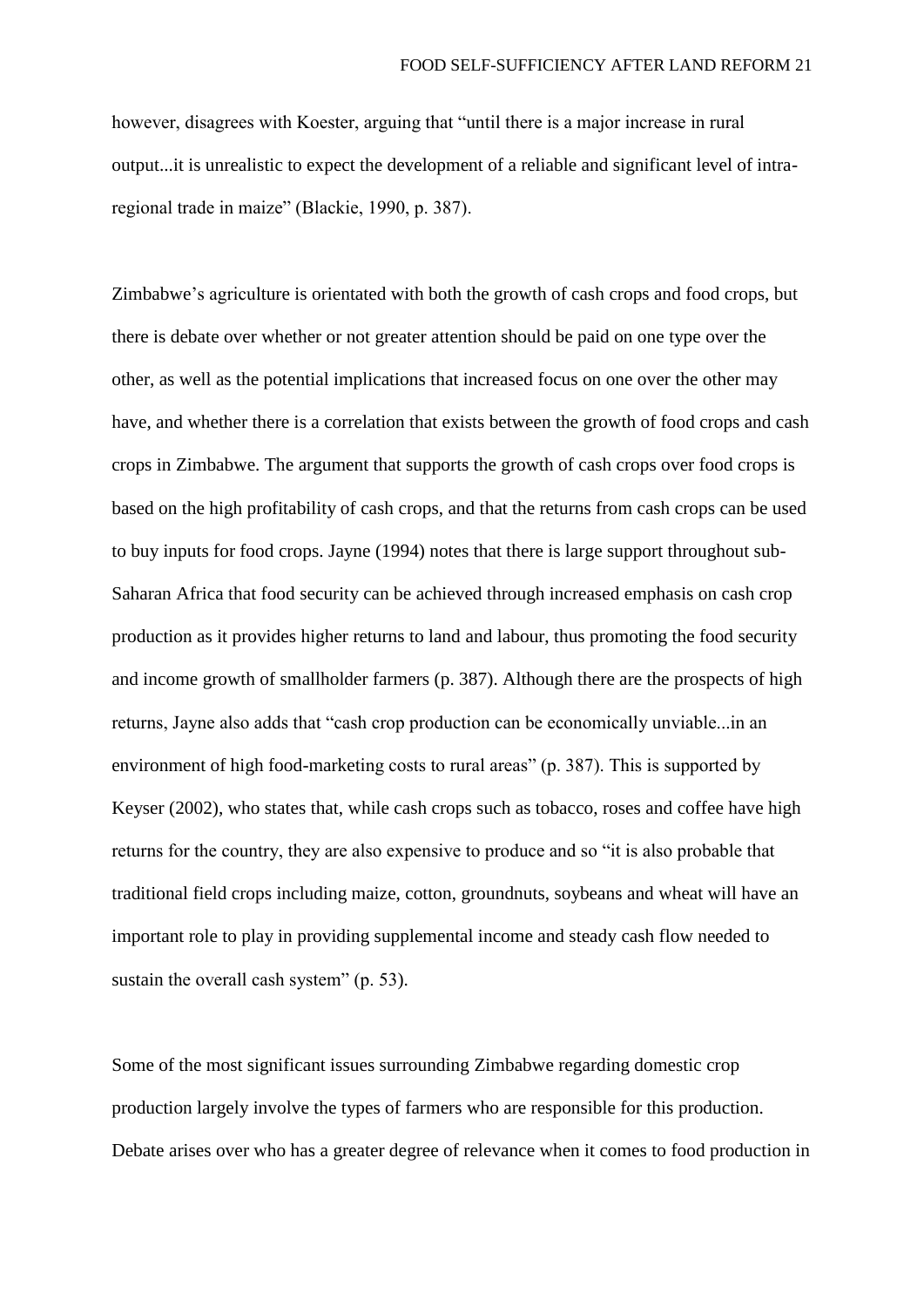however, disagrees with Koester, arguing that “until there is a major increase in rural output...it is unrealistic to expect the development of a reliable and significant level of intra-regional trade in maize” (Blackie, 1990, p. 387).

Zimbabwe’s agriculture is orientated with both the growth of cash crops and food crops, but there is debate over whether or not greater attention should be paid on one type over the other, as well as the potential implications that increased focus on one over the other may have, and whether there is a correlation that exists between the growth of food crops and cash crops in Zimbabwe. The argument that supports the growth of cash crops over food crops is based on the high profitability of cash crops, and that the returns from cash crops can be used to buy inputs for food crops. Jayne (1994) notes that there is large support throughout sub-Saharan Africa that food security can be achieved through increased emphasis on cash crop production as it provides higher returns to land and labour, thus promoting the food security and income growth of smallholder farmers (p. 387). Although there are the prospects of high returns, Jayne also adds that “cash crop production can be economically unviable...in an environment of high food-marketing costs to rural areas” (p. 387). This is supported by Keyser (2002), who states that, while cash crops such as tobacco, roses and coffee have high returns for the country, they are also expensive to produce and so “it is also probable that traditional field crops including maize, cotton, groundnuts, soybeans and wheat will have an important role to play in providing supplemental income and steady cash flow needed to sustain the overall cash system” (p. 53).

Some of the most significant issues surrounding Zimbabwe regarding domestic crop production largely involve the types of farmers who are responsible for this production. Debate arises over who has a greater degree of relevance when it comes to food production in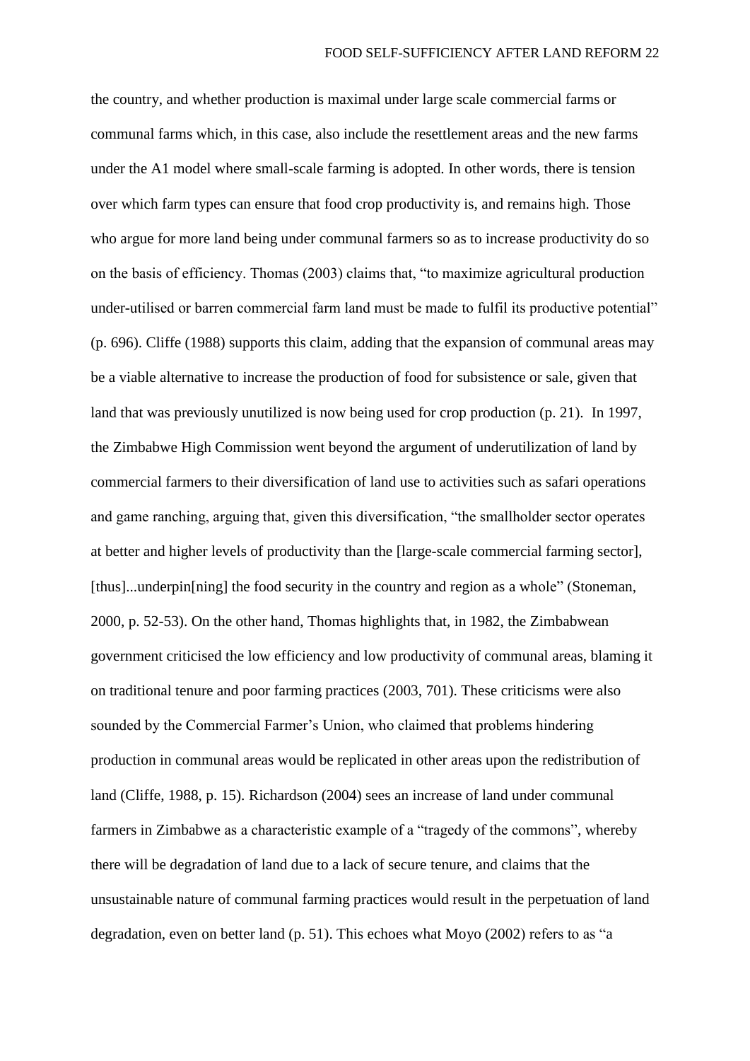the country, and whether production is maximal under large scale commercial farms or communal farms which, in this case, also include the resettlement areas and the new farms under the A1 model where small-scale farming is adopted. In other words, there is tension over which farm types can ensure that food crop productivity is, and remains high. Those who argue for more land being under communal farmers so as to increase productivity do so on the basis of efficiency. Thomas (2003) claims that, "to maximize agricultural production under-utilised or barren commercial farm land must be made to fulfil its productive potential" (p. 696). Cliffe (1988) supports this claim, adding that the expansion of communal areas may be a viable alternative to increase the production of food for subsistence or sale, given that land that was previously unutilized is now being used for crop production (p. 21). In 1997, the Zimbabwe High Commission went beyond the argument of underutilization of land by commercial farmers to their diversification of land use to activities such as safari operations and game ranching, arguing that, given this diversification, "the smallholder sector operates at better and higher levels of productivity than the [large-scale commercial farming sector], [thus]...underpin[ning] the food security in the country and region as a whole" (Stoneman, 2000, p. 52-53). On the other hand, Thomas highlights that, in 1982, the Zimbabwean government criticised the low efficiency and low productivity of communal areas, blaming it on traditional tenure and poor farming practices (2003, 701). These criticisms were also sounded by the Commercial Farmer's Union, who claimed that problems hindering production in communal areas would be replicated in other areas upon the redistribution of land (Cliffe, 1988, p. 15). Richardson (2004) sees an increase of land under communal farmers in Zimbabwe as a characteristic example of a "tragedy of the commons", whereby there will be degradation of land due to a lack of secure tenure, and claims that the unsustainable nature of communal farming practices would result in the perpetuation of land degradation, even on better land (p. 51). This echoes what Moyo (2002) refers to as "a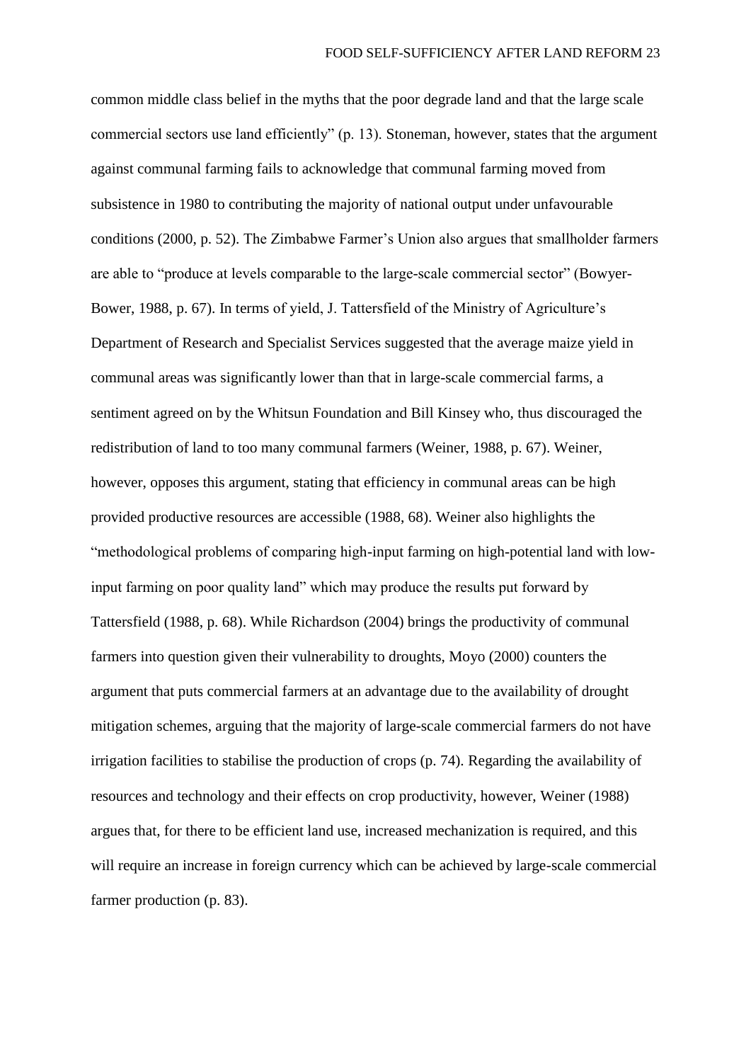common middle class belief in the myths that the poor degrade land and that the large scale commercial sectors use land efficiently" (p. 13). Stoneman, however, states that the argument against communal farming fails to acknowledge that communal farming moved from subsistence in 1980 to contributing the majority of national output under unfavourable conditions (2000, p. 52). The Zimbabwe Farmer's Union also argues that smallholder farmers are able to "produce at levels comparable to the large-scale commercial sector" (Bowyer-Bower, 1988, p. 67). In terms of yield, J. Tattersfield of the Ministry of Agriculture's Department of Research and Specialist Services suggested that the average maize yield in communal areas was significantly lower than that in large-scale commercial farms, a sentiment agreed on by the Whitsun Foundation and Bill Kinsey who, thus discouraged the redistribution of land to too many communal farmers (Weiner, 1988, p. 67). Weiner, however, opposes this argument, stating that efficiency in communal areas can be high provided productive resources are accessible (1988, 68). Weiner also highlights the "methodological problems of comparing high-input farming on high-potential land with low-input farming on poor quality land" which may produce the results put forward by Tattersfield (1988, p. 68). While Richardson (2004) brings the productivity of communal farmers into question given their vulnerability to droughts, Moyo (2000) counters the argument that puts commercial farmers at an advantage due to the availability of drought mitigation schemes, arguing that the majority of large-scale commercial farmers do not have irrigation facilities to stabilise the production of crops (p. 74). Regarding the availability of resources and technology and their effects on crop productivity, however, Weiner (1988) argues that, for there to be efficient land use, increased mechanization is required, and this will require an increase in foreign currency which can be achieved by large-scale commercial farmer production (p. 83).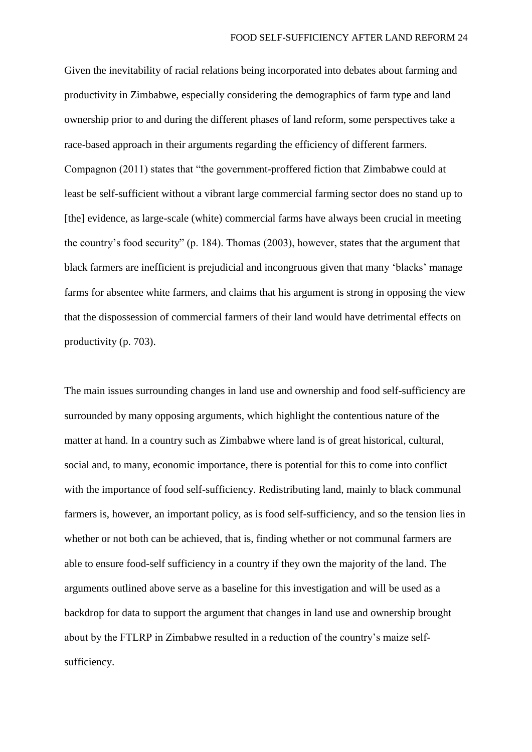Given the inevitability of racial relations being incorporated into debates about farming and productivity in Zimbabwe, especially considering the demographics of farm type and land ownership prior to and during the different phases of land reform, some perspectives take a race-based approach in their arguments regarding the efficiency of different farmers. Compagnon (2011) states that "the government-proffered fiction that Zimbabwe could at least be self-sufficient without a vibrant large commercial farming sector does no stand up to [the] evidence, as large-scale (white) commercial farms have always been crucial in meeting the country's food security" (p. 184). Thomas (2003), however, states that the argument that black farmers are inefficient is prejudicial and incongruous given that many 'blacks' manage farms for absentee white farmers, and claims that his argument is strong in opposing the view that the dispossession of commercial farmers of their land would have detrimental effects on productivity (p. 703).

The main issues surrounding changes in land use and ownership and food self-sufficiency are surrounded by many opposing arguments, which highlight the contentious nature of the matter at hand. In a country such as Zimbabwe where land is of great historical, cultural, social and, to many, economic importance, there is potential for this to come into conflict with the importance of food self-sufficiency. Redistributing land, mainly to black communal farmers is, however, an important policy, as is food self-sufficiency, and so the tension lies in whether or not both can be achieved, that is, finding whether or not communal farmers are able to ensure food-self sufficiency in a country if they own the majority of the land. The arguments outlined above serve as a baseline for this investigation and will be used as a backdrop for data to support the argument that changes in land use and ownership brought about by the FTLRP in Zimbabwe resulted in a reduction of the country's maize self-sufficiency.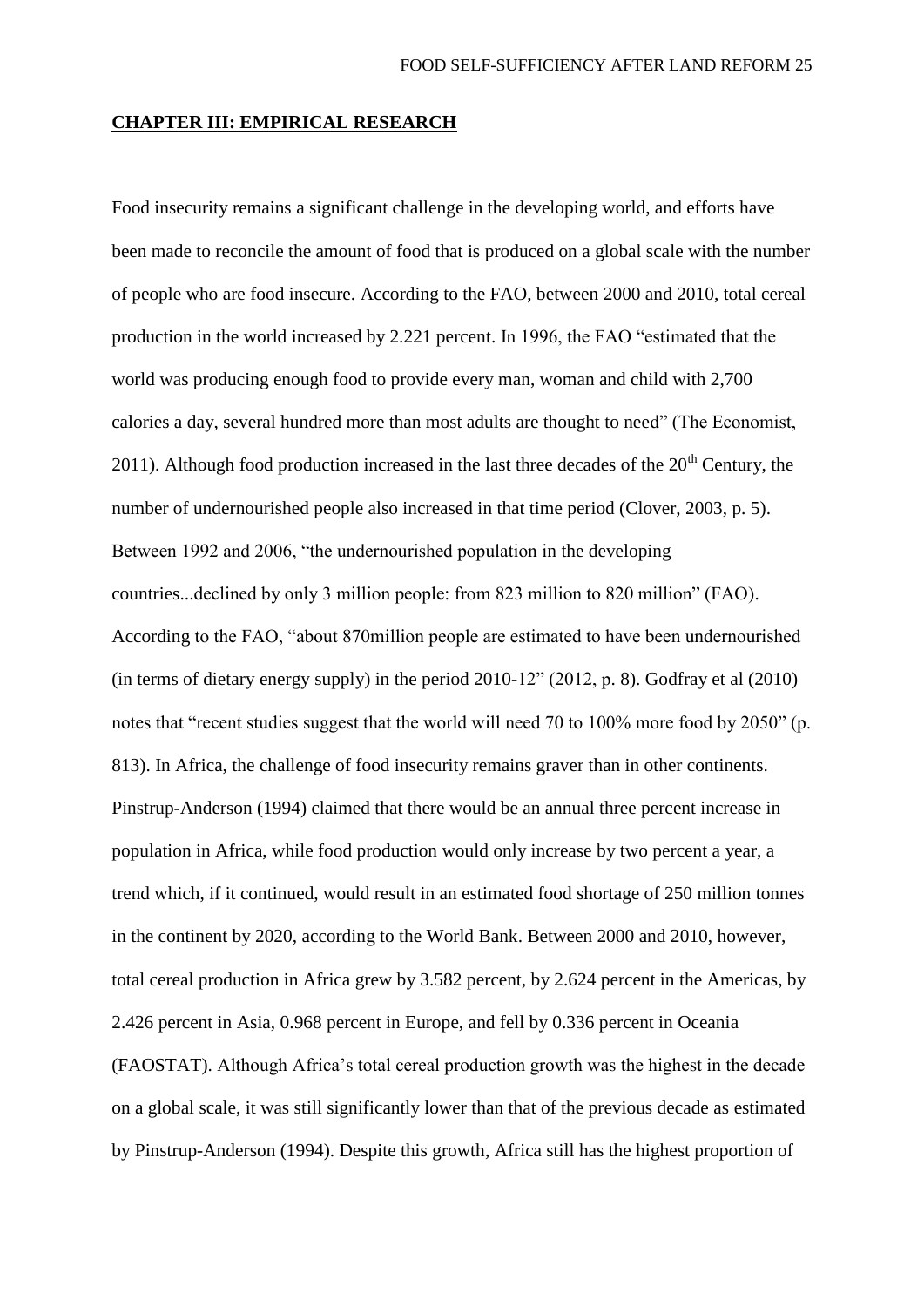## **CHAPTER III: EMPIRICAL RESEARCH**

Food insecurity remains a significant challenge in the developing world, and efforts have been made to reconcile the amount of food that is produced on a global scale with the number of people who are food insecure. According to the FAO, between 2000 and 2010, total cereal production in the world increased by 2.221 percent. In 1996, the FAO "estimated that the world was producing enough food to provide every man, woman and child with 2,700 calories a day, several hundred more than most adults are thought to need" (The Economist, 2011). Although food production increased in the last three decades of the 20th Century, the number of undernourished people also increased in that time period (Clover, 2003, p. 5). Between 1992 and 2006, "the undernourished population in the developing countries...declined by only 3 million people: from 823 million to 820 million" (FAO). According to the FAO, "about 870million people are estimated to have been undernourished (in terms of dietary energy supply) in the period 2010-12" (2012, p. 8). Godfray et al (2010) notes that "recent studies suggest that the world will need 70 to 100% more food by 2050" (p. 813). In Africa, the challenge of food insecurity remains graver than in other continents. Pinstrup-Anderson (1994) claimed that there would be an annual three percent increase in population in Africa, while food production would only increase by two percent a year, a trend which, if it continued, would result in an estimated food shortage of 250 million tonnes in the continent by 2020, according to the World Bank. Between 2000 and 2010, however, total cereal production in Africa grew by 3.582 percent, by 2.624 percent in the Americas, by 2.426 percent in Asia, 0.968 percent in Europe, and fell by 0.336 percent in Oceania (FAOSTAT). Although Africa's total cereal production growth was the highest in the decade on a global scale, it was still significantly lower than that of the previous decade as estimated by Pinstrup-Anderson (1994). Despite this growth, Africa still has the highest proportion of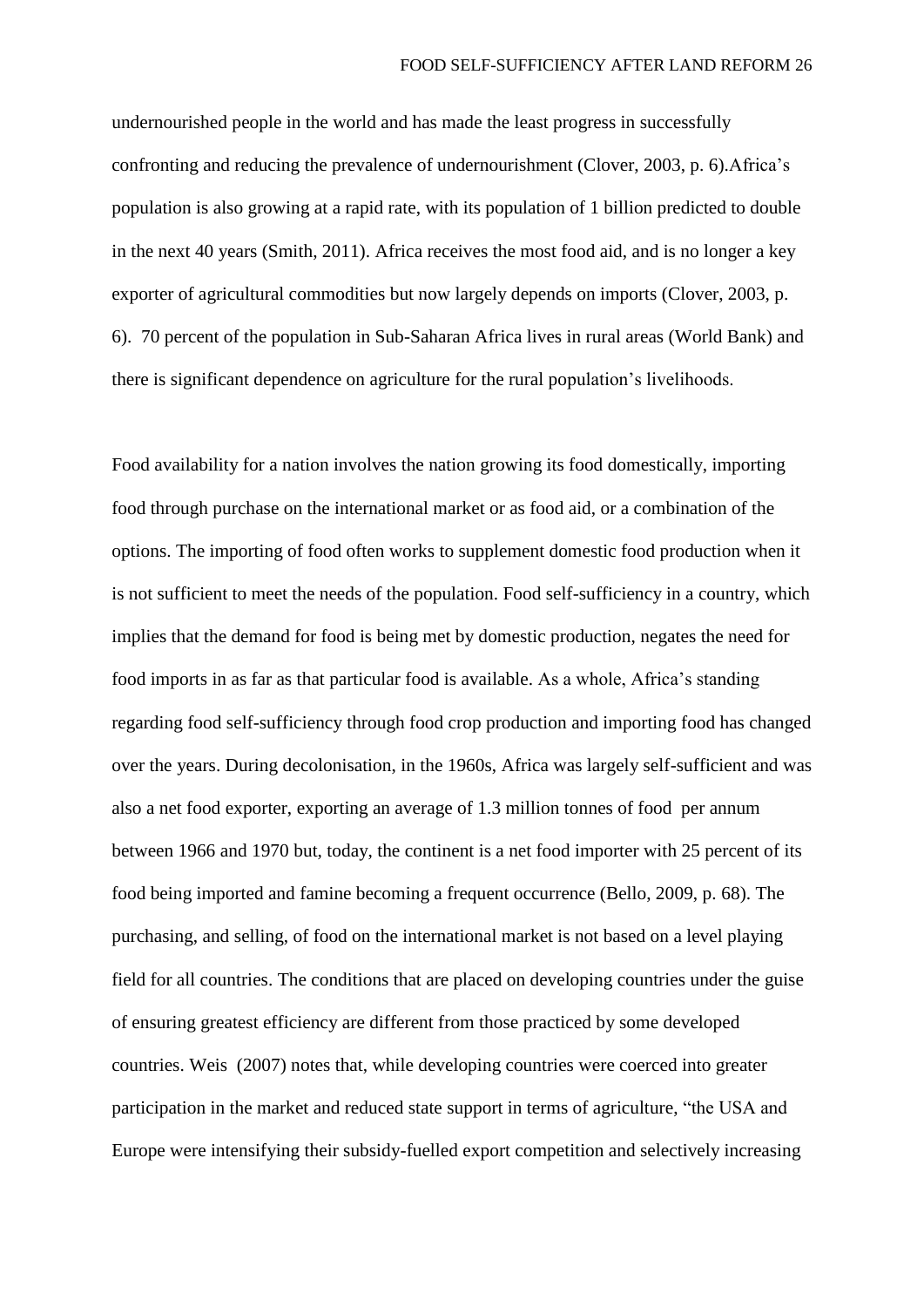undernourished people in the world and has made the least progress in successfully confronting and reducing the prevalence of undernourishment (Clover, 2003, p. 6).Africa's population is also growing at a rapid rate, with its population of 1 billion predicted to double in the next 40 years (Smith, 2011). Africa receives the most food aid, and is no longer a key exporter of agricultural commodities but now largely depends on imports (Clover, 2003, p. 6). 70 percent of the population in Sub-Saharan Africa lives in rural areas (World Bank) and there is significant dependence on agriculture for the rural population's livelihoods.

Food availability for a nation involves the nation growing its food domestically, importing food through purchase on the international market or as food aid, or a combination of the options. The importing of food often works to supplement domestic food production when it is not sufficient to meet the needs of the population. Food self-sufficiency in a country, which implies that the demand for food is being met by domestic production, negates the need for food imports in as far as that particular food is available. As a whole, Africa's standing regarding food self-sufficiency through food crop production and importing food has changed over the years. During decolonisation, in the 1960s, Africa was largely self-sufficient and was also a net food exporter, exporting an average of 1.3 million tonnes of food per annum between 1966 and 1970 but, today, the continent is a net food importer with 25 percent of its food being imported and famine becoming a frequent occurrence (Bello, 2009, p. 68). The purchasing, and selling, of food on the international market is not based on a level playing field for all countries. The conditions that are placed on developing countries under the guise of ensuring greatest efficiency are different from those practiced by some developed countries. Weis (2007) notes that, while developing countries were coerced into greater participation in the market and reduced state support in terms of agriculture, "the USA and Europe were intensifying their subsidy-fuelled export competition and selectively increasing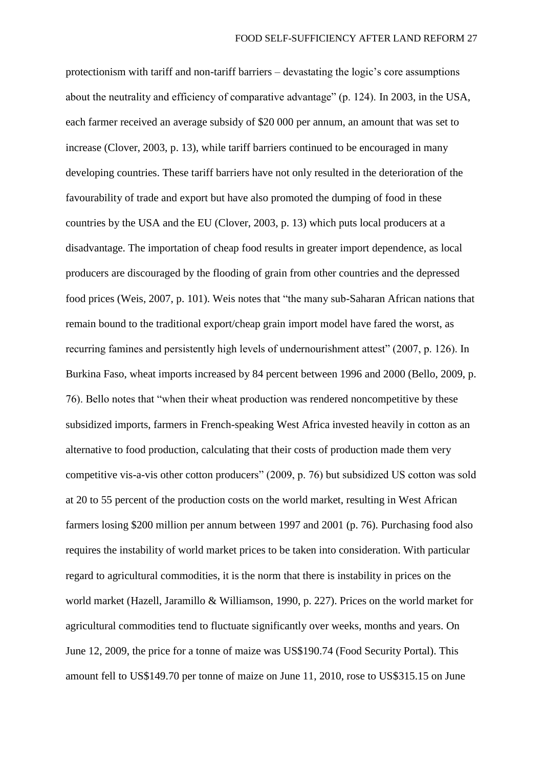protectionism with tariff and non-tariff barriers – devastating the logic's core assumptions about the neutrality and efficiency of comparative advantage" (p. 124). In 2003, in the USA, each farmer received an average subsidy of $20 000 per annum, an amount that was set to increase (Clover, 2003, p. 13), while tariff barriers continued to be encouraged in many developing countries. These tariff barriers have not only resulted in the deterioration of the favourability of trade and export but have also promoted the dumping of food in these countries by the USA and the EU (Clover, 2003, p. 13) which puts local producers at a disadvantage. The importation of cheap food results in greater import dependence, as local producers are discouraged by the flooding of grain from other countries and the depressed food prices (Weis, 2007, p. 101). Weis notes that "the many sub-Saharan African nations that remain bound to the traditional export/cheap grain import model have fared the worst, as recurring famines and persistently high levels of undernourishment attest" (2007, p. 126). In Burkina Faso, wheat imports increased by 84 percent between 1996 and 2000 (Bello, 2009, p. 76). Bello notes that "when their wheat production was rendered noncompetitive by these subsidized imports, farmers in French-speaking West Africa invested heavily in cotton as an alternative to food production, calculating that their costs of production made them very competitive vis-a-vis other cotton producers" (2009, p. 76) but subsidized US cotton was sold at 20 to 55 percent of the production costs on the world market, resulting in West African farmers losing $200 million per annum between 1997 and 2001 (p. 76). Purchasing food also requires the instability of world market prices to be taken into consideration. With particular regard to agricultural commodities, it is the norm that there is instability in prices on the world market (Hazell, Jaramillo & Williamson, 1990, p. 227). Prices on the world market for agricultural commodities tend to fluctuate significantly over weeks, months and years. On June 12, 2009, the price for a tonne of maize was US$190.74 (Food Security Portal). This amount fell to US$149.70 per tonne of maize on June 11, 2010, rose to US$315.15 on June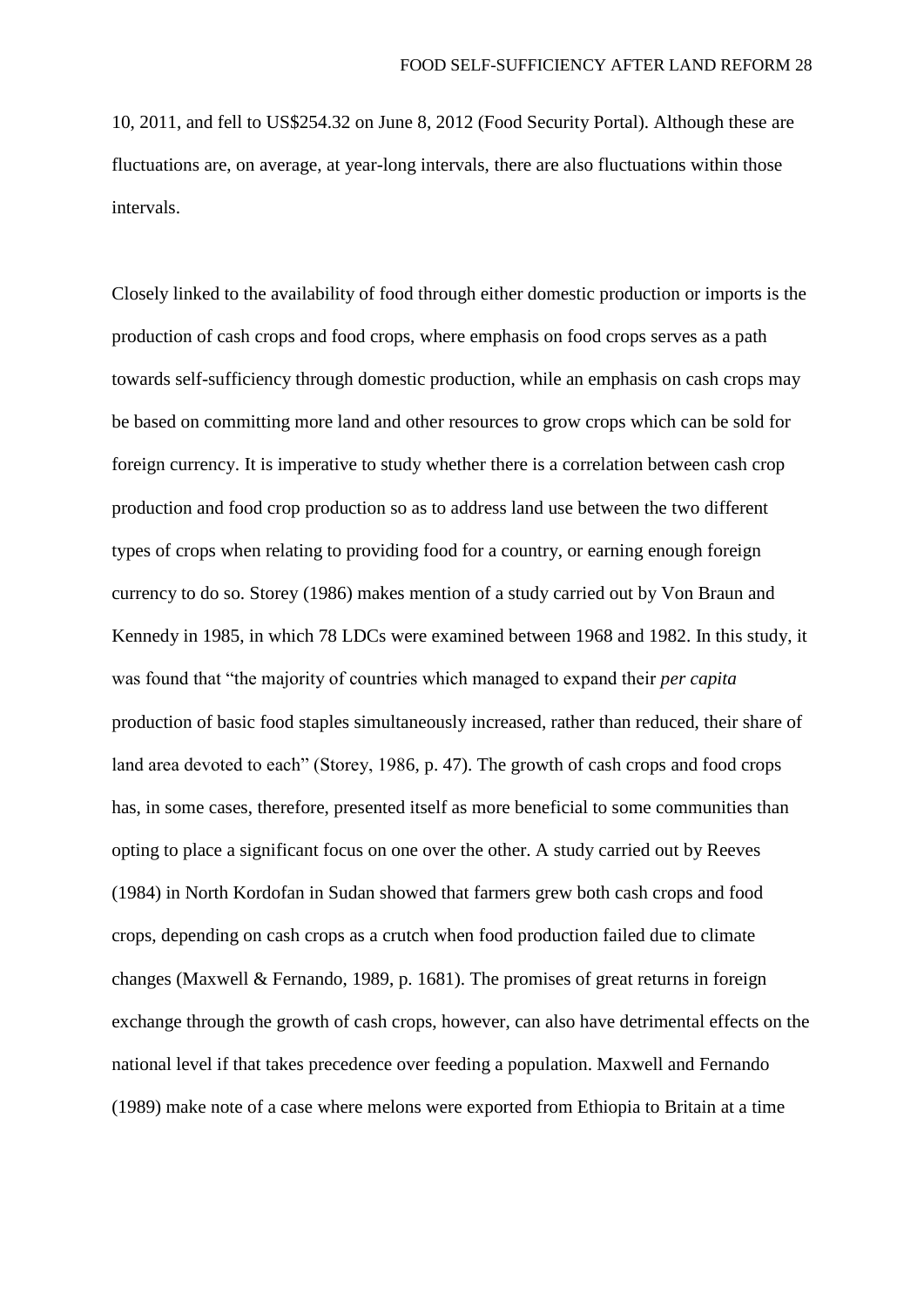10, 2011, and fell to US$254.32 on June 8, 2012 (Food Security Portal). Although these are fluctuations are, on average, at year-long intervals, there are also fluctuations within those intervals.

Closely linked to the availability of food through either domestic production or imports is the production of cash crops and food crops, where emphasis on food crops serves as a path towards self-sufficiency through domestic production, while an emphasis on cash crops may be based on committing more land and other resources to grow crops which can be sold for foreign currency. It is imperative to study whether there is a correlation between cash crop production and food crop production so as to address land use between the two different types of crops when relating to providing food for a country, or earning enough foreign currency to do so. Storey (1986) makes mention of a study carried out by Von Braun and Kennedy in 1985, in which 78 LDCs were examined between 1968 and 1982. In this study, it was found that "the majority of countries which managed to expand their *per capita* production of basic food staples simultaneously increased, rather than reduced, their share of land area devoted to each" (Storey, 1986, p. 47). The growth of cash crops and food crops has, in some cases, therefore, presented itself as more beneficial to some communities than opting to place a significant focus on one over the other. A study carried out by Reeves (1984) in North Kordofan in Sudan showed that farmers grew both cash crops and food crops, depending on cash crops as a crutch when food production failed due to climate changes (Maxwell & Fernando, 1989, p. 1681). The promises of great returns in foreign exchange through the growth of cash crops, however, can also have detrimental effects on the national level if that takes precedence over feeding a population. Maxwell and Fernando (1989) make note of a case where melons were exported from Ethiopia to Britain at a time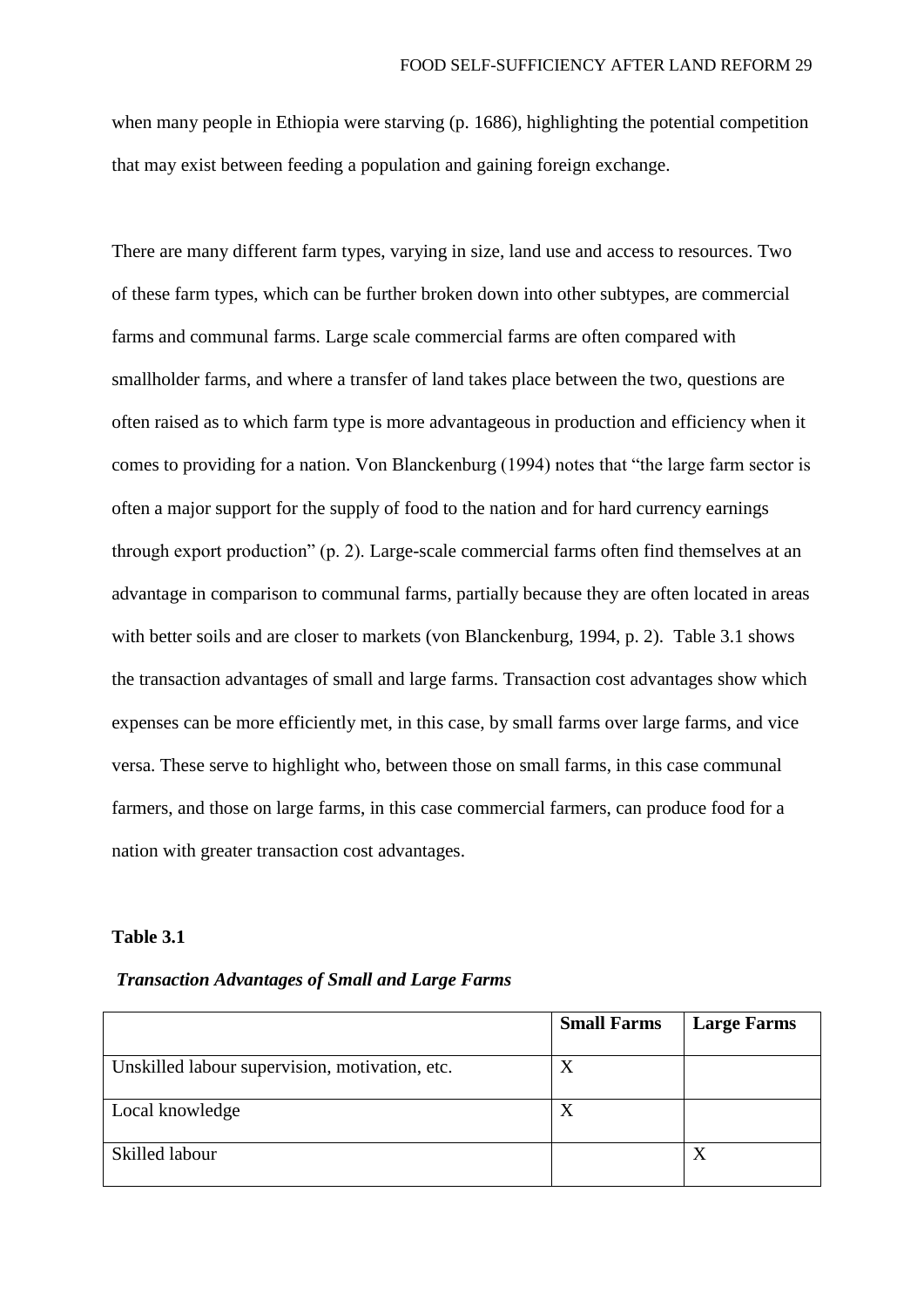when many people in Ethiopia were starving (p. 1686), highlighting the potential competition that may exist between feeding a population and gaining foreign exchange.

There are many different farm types, varying in size, land use and access to resources. Two of these farm types, which can be further broken down into other subtypes, are commercial farms and communal farms. Large scale commercial farms are often compared with smallholder farms, and where a transfer of land takes place between the two, questions are often raised as to which farm type is more advantageous in production and efficiency when it comes to providing for a nation. Von Blanckenburg (1994) notes that "the large farm sector is often a major support for the supply of food to the nation and for hard currency earnings through export production" (p. 2). Large-scale commercial farms often find themselves at an advantage in comparison to communal farms, partially because they are often located in areas with better soils and are closer to markets (von Blanckenburg, 1994, p. 2). Table 3.1 shows the transaction advantages of small and large farms. Transaction cost advantages show which expenses can be more efficiently met, in this case, by small farms over large farms, and vice versa. These serve to highlight who, between those on small farms, in this case communal farmers, and those on large farms, in this case commercial farmers, can produce food for a nation with greater transaction cost advantages.

**Table 3.1**

***Transaction Advantages of Small and Large Farms***

| | **Small Farms** | **Large Farms** |
|---|---|---|
| Unskilled labour supervision, motivation, etc. | X | |
| Local knowledge | X | |
| Skilled labour | | X |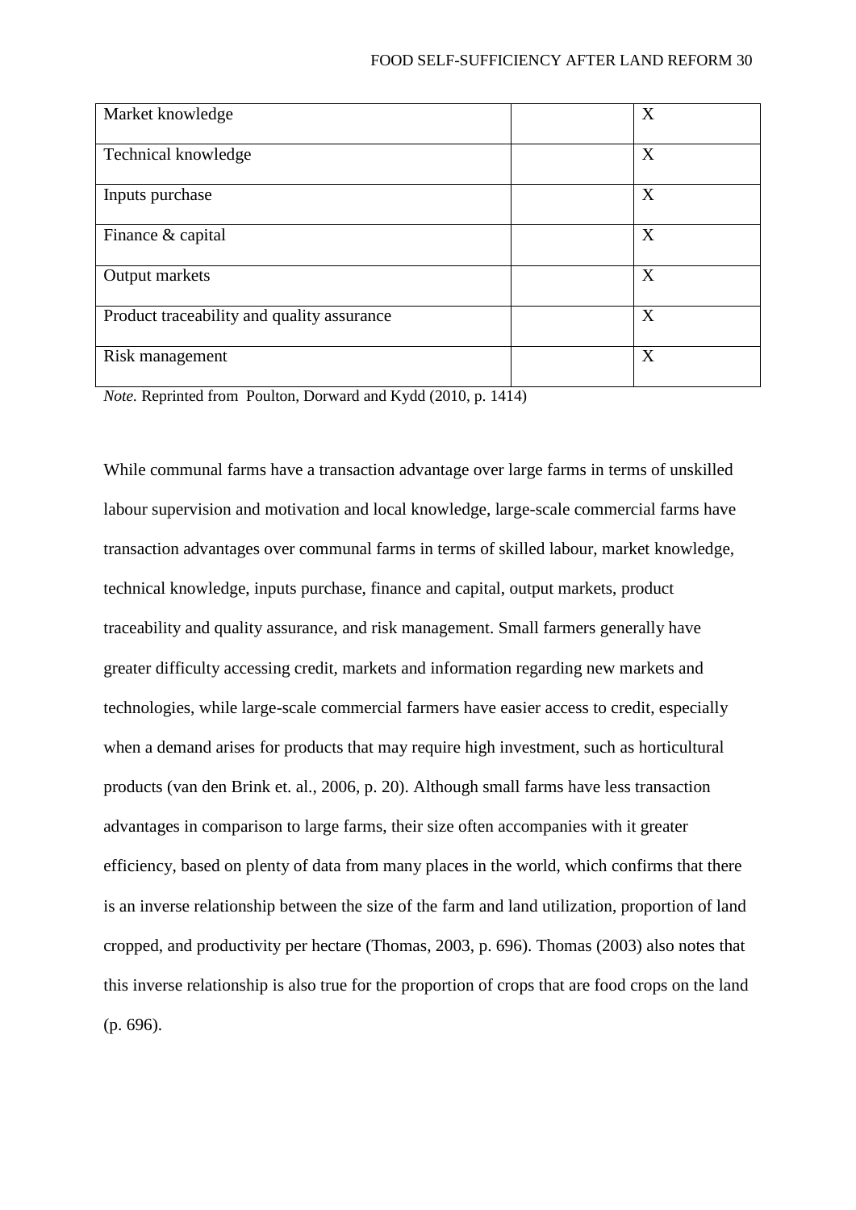| | | |
|---|---|---|
| Market knowledge | | X |
| Technical knowledge | | X |
| Inputs purchase | | X |
| Finance & capital | | X |
| Output markets | | X |
| Product traceability and quality assurance | | X |
| Risk management | | X |

*Note.* Reprinted from Poulton, Dorward and Kydd (2010, p. 1414)

While communal farms have a transaction advantage over large farms in terms of unskilled labour supervision and motivation and local knowledge, large-scale commercial farms have transaction advantages over communal farms in terms of skilled labour, market knowledge, technical knowledge, inputs purchase, finance and capital, output markets, product traceability and quality assurance, and risk management. Small farmers generally have greater difficulty accessing credit, markets and information regarding new markets and technologies, while large-scale commercial farmers have easier access to credit, especially when a demand arises for products that may require high investment, such as horticultural products (van den Brink et. al., 2006, p. 20). Although small farms have less transaction advantages in comparison to large farms, their size often accompanies with it greater efficiency, based on plenty of data from many places in the world, which confirms that there is an inverse relationship between the size of the farm and land utilization, proportion of land cropped, and productivity per hectare (Thomas, 2003, p. 696). Thomas (2003) also notes that this inverse relationship is also true for the proportion of crops that are food crops on the land (p. 696).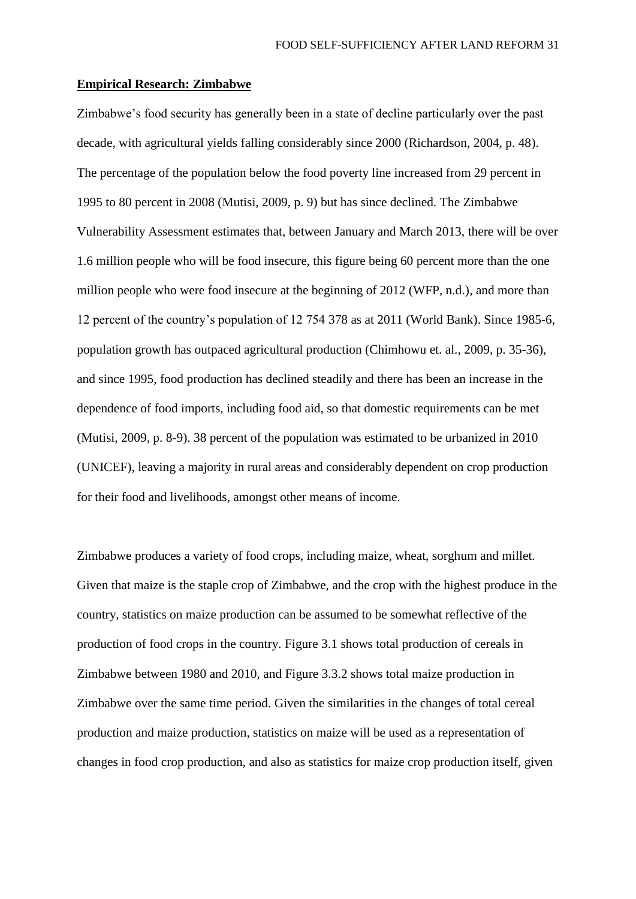**Empirical Research: Zimbabwe**

Zimbabwe's food security has generally been in a state of decline particularly over the past decade, with agricultural yields falling considerably since 2000 (Richardson, 2004, p. 48). The percentage of the population below the food poverty line increased from 29 percent in 1995 to 80 percent in 2008 (Mutisi, 2009, p. 9) but has since declined. The Zimbabwe Vulnerability Assessment estimates that, between January and March 2013, there will be over 1.6 million people who will be food insecure, this figure being 60 percent more than the one million people who were food insecure at the beginning of 2012 (WFP, n.d.), and more than 12 percent of the country's population of 12 754 378 as at 2011 (World Bank). Since 1985-6, population growth has outpaced agricultural production (Chimhowu et. al., 2009, p. 35-36), and since 1995, food production has declined steadily and there has been an increase in the dependence of food imports, including food aid, so that domestic requirements can be met (Mutisi, 2009, p. 8-9). 38 percent of the population was estimated to be urbanized in 2010 (UNICEF), leaving a majority in rural areas and considerably dependent on crop production for their food and livelihoods, amongst other means of income.

Zimbabwe produces a variety of food crops, including maize, wheat, sorghum and millet. Given that maize is the staple crop of Zimbabwe, and the crop with the highest produce in the country, statistics on maize production can be assumed to be somewhat reflective of the production of food crops in the country. Figure 3.1 shows total production of cereals in Zimbabwe between 1980 and 2010, and Figure 3.3.2 shows total maize production in Zimbabwe over the same time period. Given the similarities in the changes of total cereal production and maize production, statistics on maize will be used as a representation of changes in food crop production, and also as statistics for maize crop production itself, given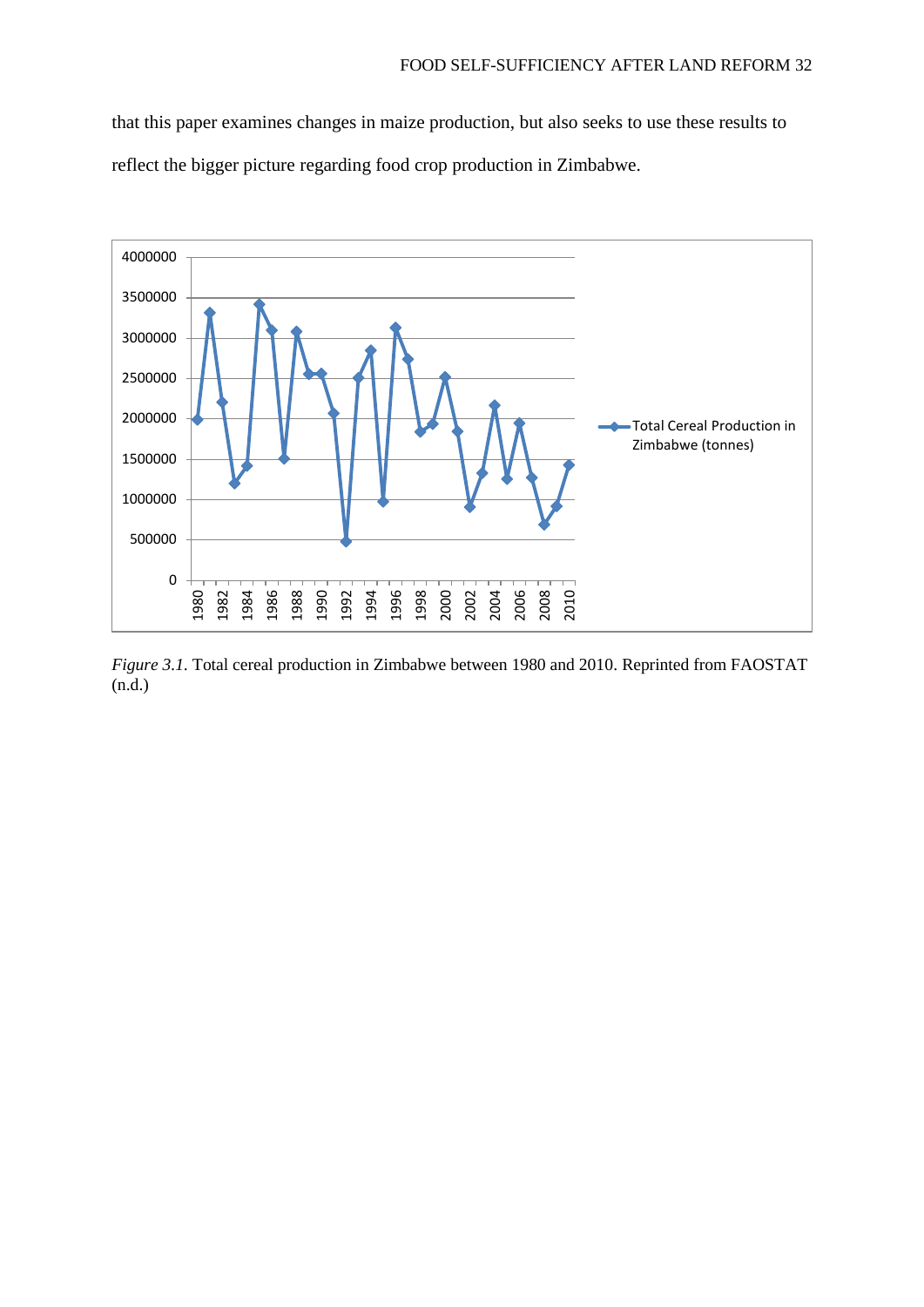that this paper examines changes in maize production, but also seeks to use these results to reflect the bigger picture regarding food crop production in Zimbabwe.

*Figure 3.1.* Total cereal production in Zimbabwe between 1980 and 2010. Reprinted from FAOSTAT (n.d.)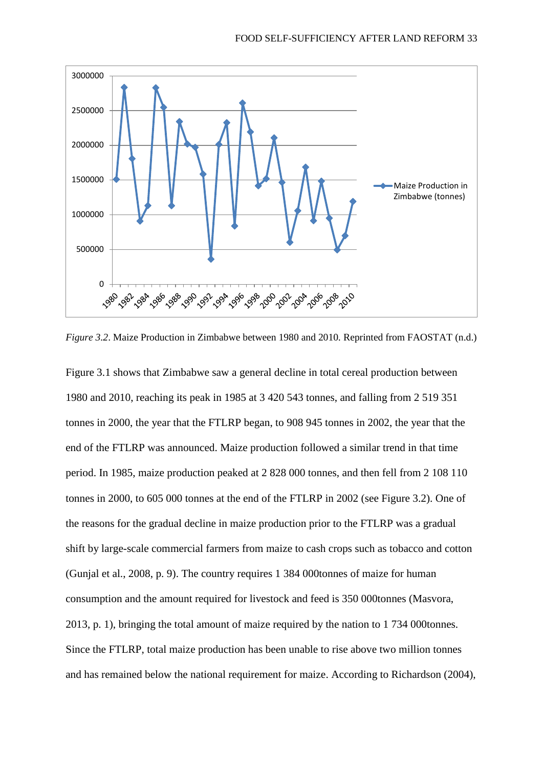*Figure 3.2*. Maize Production in Zimbabwe between 1980 and 2010. Reprinted from FAOSTAT (n.d.)

Figure 3.1 shows that Zimbabwe saw a general decline in total cereal production between 1980 and 2010, reaching its peak in 1985 at 3 420 543 tonnes, and falling from 2 519 351 tonnes in 2000, the year that the FTLRP began, to 908 945 tonnes in 2002, the year that the end of the FTLRP was announced. Maize production followed a similar trend in that time period. In 1985, maize production peaked at 2 828 000 tonnes, and then fell from 2 108 110 tonnes in 2000, to 605 000 tonnes at the end of the FTLRP in 2002 (see Figure 3.2). One of the reasons for the gradual decline in maize production prior to the FTLRP was a gradual shift by large-scale commercial farmers from maize to cash crops such as tobacco and cotton (Gunjal et al., 2008, p. 9). The country requires 1 384 000tonnes of maize for human consumption and the amount required for livestock and feed is 350 000tonnes (Masvora, 2013, p. 1), bringing the total amount of maize required by the nation to 1 734 000tonnes. Since the FTLRP, total maize production has been unable to rise above two million tonnes and has remained below the national requirement for maize. According to Richardson (2004),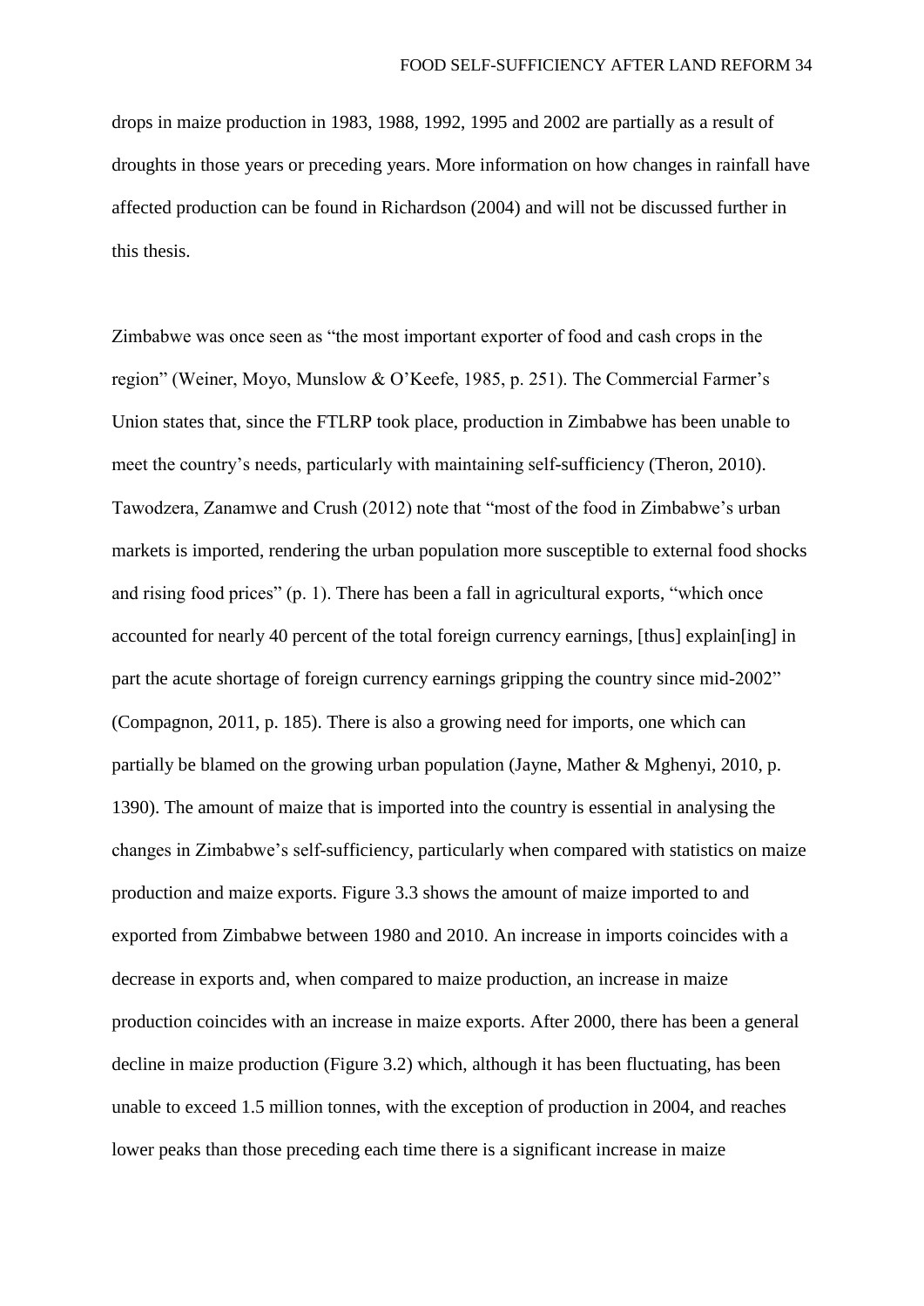drops in maize production in 1983, 1988, 1992, 1995 and 2002 are partially as a result of droughts in those years or preceding years. More information on how changes in rainfall have affected production can be found in Richardson (2004) and will not be discussed further in this thesis.

Zimbabwe was once seen as "the most important exporter of food and cash crops in the region" (Weiner, Moyo, Munslow & O'Keefe, 1985, p. 251). The Commercial Farmer's Union states that, since the FTLRP took place, production in Zimbabwe has been unable to meet the country's needs, particularly with maintaining self-sufficiency (Theron, 2010). Tawodzera, Zanamwe and Crush (2012) note that "most of the food in Zimbabwe's urban markets is imported, rendering the urban population more susceptible to external food shocks and rising food prices" (p. 1). There has been a fall in agricultural exports, "which once accounted for nearly 40 percent of the total foreign currency earnings, [thus] explain[ing] in part the acute shortage of foreign currency earnings gripping the country since mid-2002" (Compagnon, 2011, p. 185). There is also a growing need for imports, one which can partially be blamed on the growing urban population (Jayne, Mather & Mghenyi, 2010, p. 1390). The amount of maize that is imported into the country is essential in analysing the changes in Zimbabwe's self-sufficiency, particularly when compared with statistics on maize production and maize exports. Figure 3.3 shows the amount of maize imported to and exported from Zimbabwe between 1980 and 2010. An increase in imports coincides with a decrease in exports and, when compared to maize production, an increase in maize production coincides with an increase in maize exports. After 2000, there has been a general decline in maize production (Figure 3.2) which, although it has been fluctuating, has been unable to exceed 1.5 million tonnes, with the exception of production in 2004, and reaches lower peaks than those preceding each time there is a significant increase in maize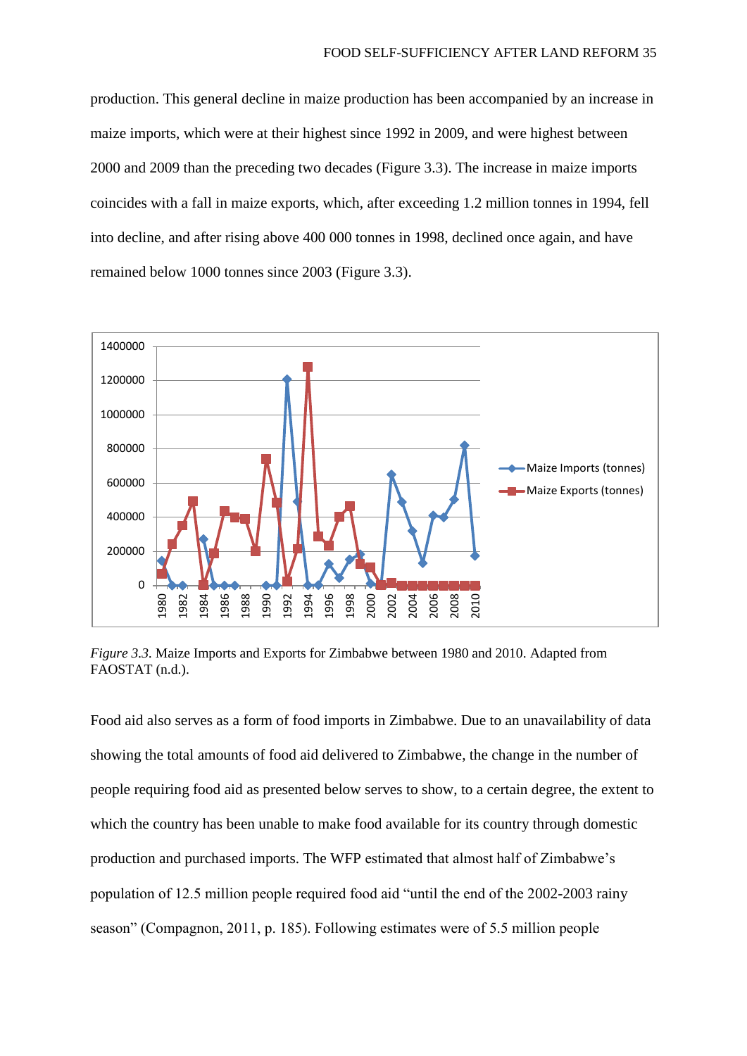production. This general decline in maize production has been accompanied by an increase in maize imports, which were at their highest since 1992 in 2009, and were highest between 2000 and 2009 than the preceding two decades (Figure 3.3). The increase in maize imports coincides with a fall in maize exports, which, after exceeding 1.2 million tonnes in 1994, fell into decline, and after rising above 400 000 tonnes in 1998, declined once again, and have remained below 1000 tonnes since 2003 (Figure 3.3).

*Figure 3.3.* Maize Imports and Exports for Zimbabwe between 1980 and 2010. Adapted from FAOSTAT (n.d.).

Food aid also serves as a form of food imports in Zimbabwe. Due to an unavailability of data showing the total amounts of food aid delivered to Zimbabwe, the change in the number of people requiring food aid as presented below serves to show, to a certain degree, the extent to which the country has been unable to make food available for its country through domestic production and purchased imports. The WFP estimated that almost half of Zimbabwe's population of 12.5 million people required food aid "until the end of the 2002-2003 rainy season" (Compagnon, 2011, p. 185). Following estimates were of 5.5 million people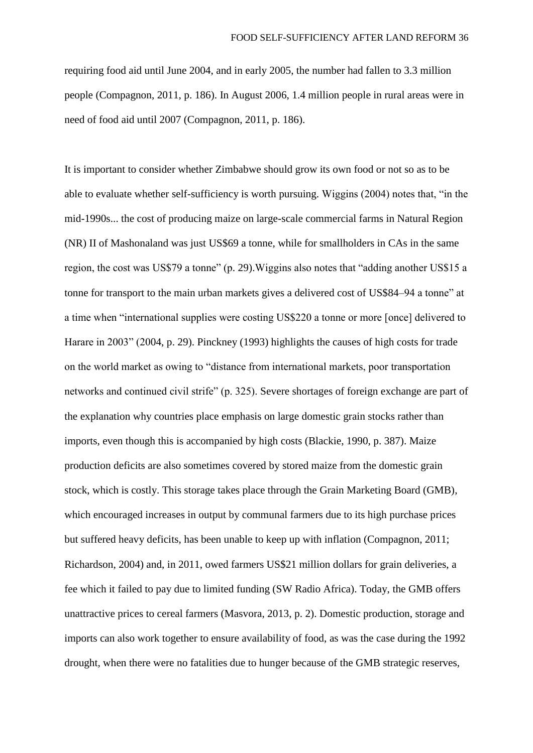requiring food aid until June 2004, and in early 2005, the number had fallen to 3.3 million people (Compagnon, 2011, p. 186). In August 2006, 1.4 million people in rural areas were in need of food aid until 2007 (Compagnon, 2011, p. 186).

It is important to consider whether Zimbabwe should grow its own food or not so as to be able to evaluate whether self-sufficiency is worth pursuing. Wiggins (2004) notes that, "in the mid-1990s... the cost of producing maize on large-scale commercial farms in Natural Region (NR) II of Mashonaland was just US$69 a tonne, while for smallholders in CAs in the same region, the cost was US$79 a tonne" (p. 29).Wiggins also notes that "adding another US$15 a tonne for transport to the main urban markets gives a delivered cost of US$84–94 a tonne" at a time when "international supplies were costing US$220 a tonne or more [once] delivered to Harare in 2003" (2004, p. 29). Pinckney (1993) highlights the causes of high costs for trade on the world market as owing to "distance from international markets, poor transportation networks and continued civil strife" (p. 325). Severe shortages of foreign exchange are part of the explanation why countries place emphasis on large domestic grain stocks rather than imports, even though this is accompanied by high costs (Blackie, 1990, p. 387). Maize production deficits are also sometimes covered by stored maize from the domestic grain stock, which is costly. This storage takes place through the Grain Marketing Board (GMB), which encouraged increases in output by communal farmers due to its high purchase prices but suffered heavy deficits, has been unable to keep up with inflation (Compagnon, 2011; Richardson, 2004) and, in 2011, owed farmers US$21 million dollars for grain deliveries, a fee which it failed to pay due to limited funding (SW Radio Africa). Today, the GMB offers unattractive prices to cereal farmers (Masvora, 2013, p. 2). Domestic production, storage and imports can also work together to ensure availability of food, as was the case during the 1992 drought, when there were no fatalities due to hunger because of the GMB strategic reserves,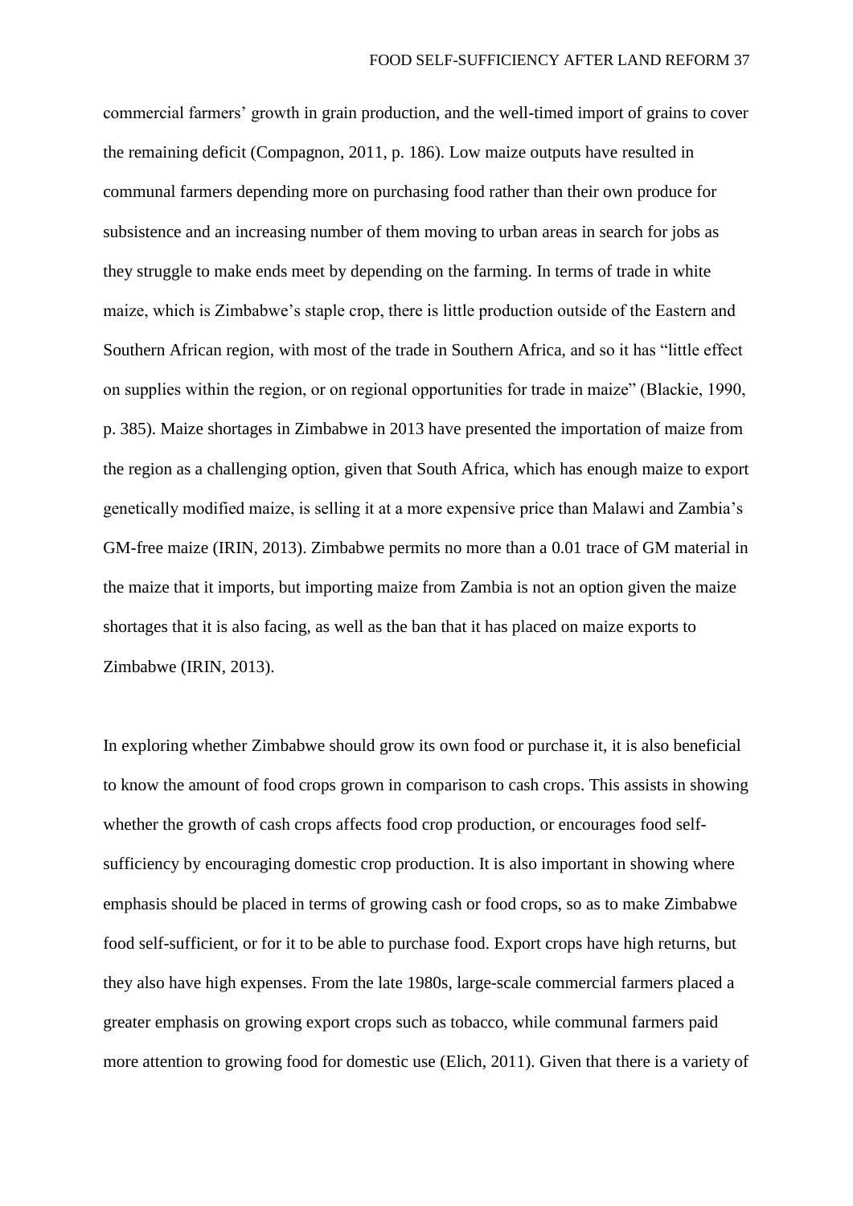commercial farmers' growth in grain production, and the well-timed import of grains to cover the remaining deficit (Compagnon, 2011, p. 186). Low maize outputs have resulted in communal farmers depending more on purchasing food rather than their own produce for subsistence and an increasing number of them moving to urban areas in search for jobs as they struggle to make ends meet by depending on the farming. In terms of trade in white maize, which is Zimbabwe's staple crop, there is little production outside of the Eastern and Southern African region, with most of the trade in Southern Africa, and so it has "little effect on supplies within the region, or on regional opportunities for trade in maize" (Blackie, 1990, p. 385). Maize shortages in Zimbabwe in 2013 have presented the importation of maize from the region as a challenging option, given that South Africa, which has enough maize to export genetically modified maize, is selling it at a more expensive price than Malawi and Zambia's GM-free maize (IRIN, 2013). Zimbabwe permits no more than a 0.01 trace of GM material in the maize that it imports, but importing maize from Zambia is not an option given the maize shortages that it is also facing, as well as the ban that it has placed on maize exports to Zimbabwe (IRIN, 2013).

In exploring whether Zimbabwe should grow its own food or purchase it, it is also beneficial to know the amount of food crops grown in comparison to cash crops. This assists in showing whether the growth of cash crops affects food crop production, or encourages food self-sufficiency by encouraging domestic crop production. It is also important in showing where emphasis should be placed in terms of growing cash or food crops, so as to make Zimbabwe food self-sufficient, or for it to be able to purchase food. Export crops have high returns, but they also have high expenses. From the late 1980s, large-scale commercial farmers placed a greater emphasis on growing export crops such as tobacco, while communal farmers paid more attention to growing food for domestic use (Elich, 2011). Given that there is a variety of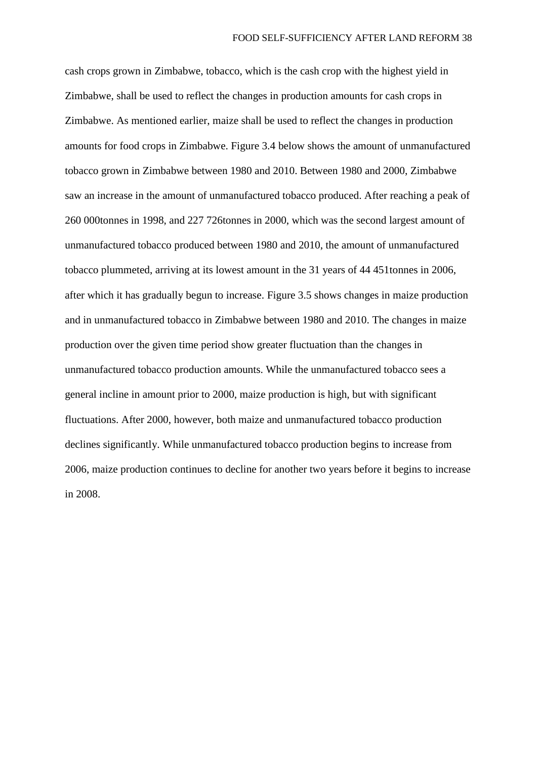cash crops grown in Zimbabwe, tobacco, which is the cash crop with the highest yield in Zimbabwe, shall be used to reflect the changes in production amounts for cash crops in Zimbabwe. As mentioned earlier, maize shall be used to reflect the changes in production amounts for food crops in Zimbabwe. Figure 3.4 below shows the amount of unmanufactured tobacco grown in Zimbabwe between 1980 and 2010. Between 1980 and 2000, Zimbabwe saw an increase in the amount of unmanufactured tobacco produced. After reaching a peak of 260 000tonnes in 1998, and 227 726tonnes in 2000, which was the second largest amount of unmanufactured tobacco produced between 1980 and 2010, the amount of unmanufactured tobacco plummeted, arriving at its lowest amount in the 31 years of 44 451tonnes in 2006, after which it has gradually begun to increase. Figure 3.5 shows changes in maize production and in unmanufactured tobacco in Zimbabwe between 1980 and 2010. The changes in maize production over the given time period show greater fluctuation than the changes in unmanufactured tobacco production amounts. While the unmanufactured tobacco sees a general incline in amount prior to 2000, maize production is high, but with significant fluctuations. After 2000, however, both maize and unmanufactured tobacco production declines significantly. While unmanufactured tobacco production begins to increase from 2006, maize production continues to decline for another two years before it begins to increase in 2008.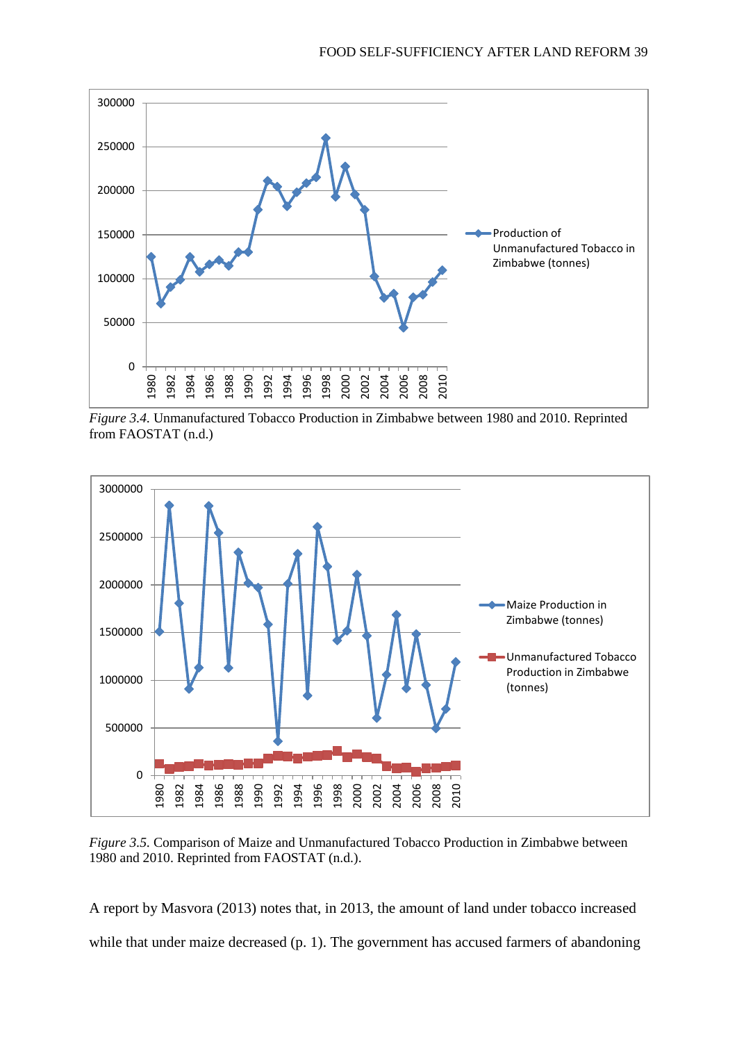*Figure 3.4.* Unmanufactured Tobacco Production in Zimbabwe between 1980 and 2010. Reprinted from FAOSTAT (n.d.)

*Figure 3.5.* Comparison of Maize and Unmanufactured Tobacco Production in Zimbabwe between 1980 and 2010. Reprinted from FAOSTAT (n.d.).

A report by Masvora (2013) notes that, in 2013, the amount of land under tobacco increased while that under maize decreased (p. 1). The government has accused farmers of abandoning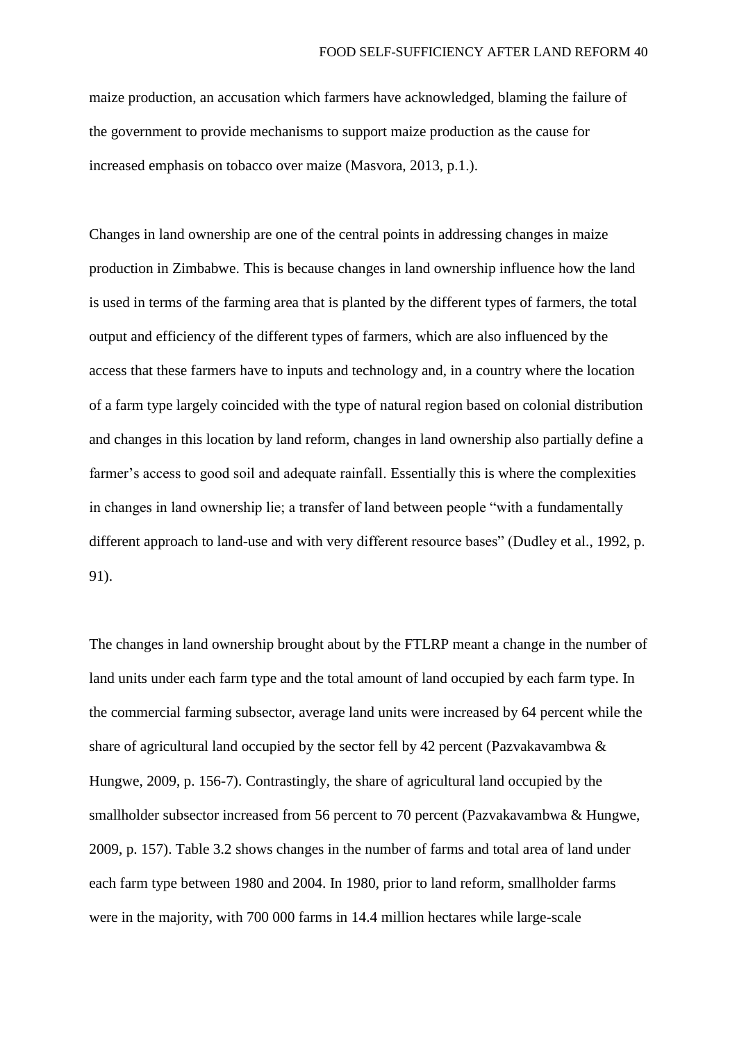maize production, an accusation which farmers have acknowledged, blaming the failure of the government to provide mechanisms to support maize production as the cause for increased emphasis on tobacco over maize (Masvora, 2013, p.1.).

Changes in land ownership are one of the central points in addressing changes in maize production in Zimbabwe. This is because changes in land ownership influence how the land is used in terms of the farming area that is planted by the different types of farmers, the total output and efficiency of the different types of farmers, which are also influenced by the access that these farmers have to inputs and technology and, in a country where the location of a farm type largely coincided with the type of natural region based on colonial distribution and changes in this location by land reform, changes in land ownership also partially define a farmer's access to good soil and adequate rainfall. Essentially this is where the complexities in changes in land ownership lie; a transfer of land between people "with a fundamentally different approach to land-use and with very different resource bases" (Dudley et al., 1992, p. 91).

The changes in land ownership brought about by the FTLRP meant a change in the number of land units under each farm type and the total amount of land occupied by each farm type. In the commercial farming subsector, average land units were increased by 64 percent while the share of agricultural land occupied by the sector fell by 42 percent (Pazvakavambwa & Hungwe, 2009, p. 156-7). Contrastingly, the share of agricultural land occupied by the smallholder subsector increased from 56 percent to 70 percent (Pazvakavambwa & Hungwe, 2009, p. 157). Table 3.2 shows changes in the number of farms and total area of land under each farm type between 1980 and 2004. In 1980, prior to land reform, smallholder farms were in the majority, with 700 000 farms in 14.4 million hectares while large-scale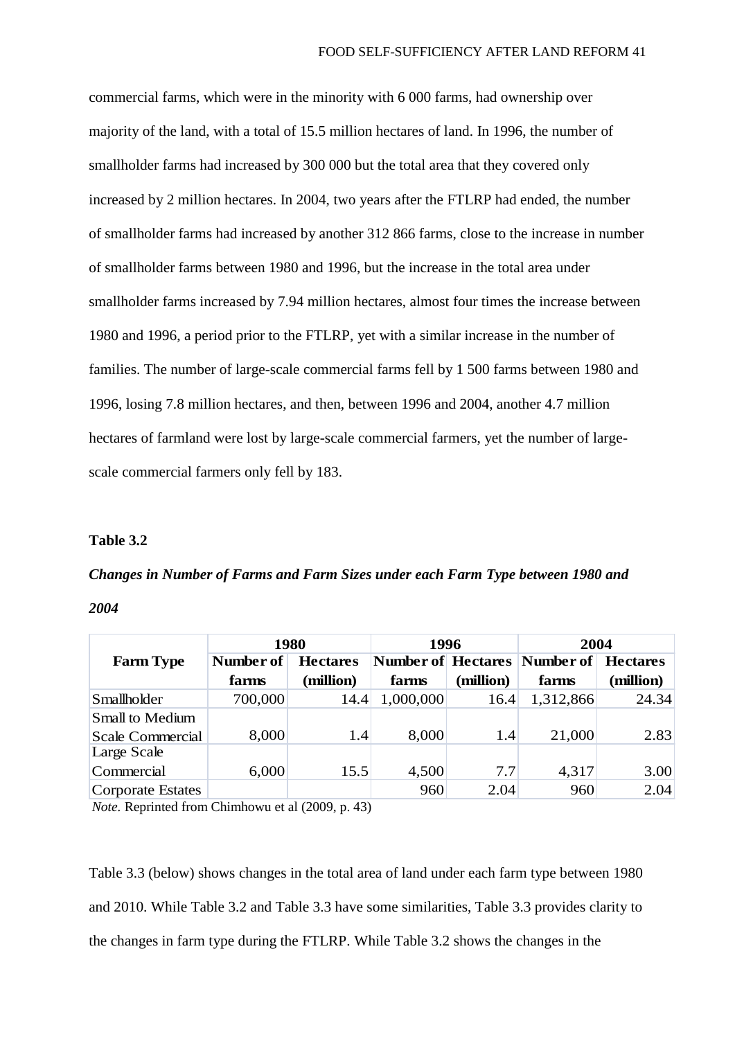commercial farms, which were in the minority with 6 000 farms, had ownership over majority of the land, with a total of 15.5 million hectares of land. In 1996, the number of smallholder farms had increased by 300 000 but the total area that they covered only increased by 2 million hectares. In 2004, two years after the FTLRP had ended, the number of smallholder farms had increased by another 312 866 farms, close to the increase in number of smallholder farms between 1980 and 1996, but the increase in the total area under smallholder farms increased by 7.94 million hectares, almost four times the increase between 1980 and 1996, a period prior to the FTLRP, yet with a similar increase in the number of families. The number of large-scale commercial farms fell by 1 500 farms between 1980 and 1996, losing 7.8 million hectares, and then, between 1996 and 2004, another 4.7 million hectares of farmland were lost by large-scale commercial farmers, yet the number of large-scale commercial farmers only fell by 183.

**Table 3.2**

***Changes in Number of Farms and Farm Sizes under each Farm Type between 1980 and 2004***

| Farm Type | 1980 | | 1996 | | 2004 | |
|---|---|---|---|---|---|---|
| | Number of farms | Hectares (million) | Number of farms | Hectares (million) | Number of farms | Hectares (million) |
| Smallholder | 700,000 | 14.4 | 1,000,000 | 16.4 | 1,312,866 | 24.34 |
| Small to Medium Scale Commercial | 8,000 | 1.4 | 8,000 | 1.4 | 21,000 | 2.83 |
| Large Scale Commercial | 6,000 | 15.5 | 4,500 | 7.7 | 4,317 | 3.00 |
| Corporate Estates | | | 960 | 2.04 | 960 | 2.04 |

*Note.* Reprinted from Chimhowu et al (2009, p. 43)

Table 3.3 (below) shows changes in the total area of land under each farm type between 1980 and 2010. While Table 3.2 and Table 3.3 have some similarities, Table 3.3 provides clarity to the changes in farm type during the FTLRP. While Table 3.2 shows the changes in the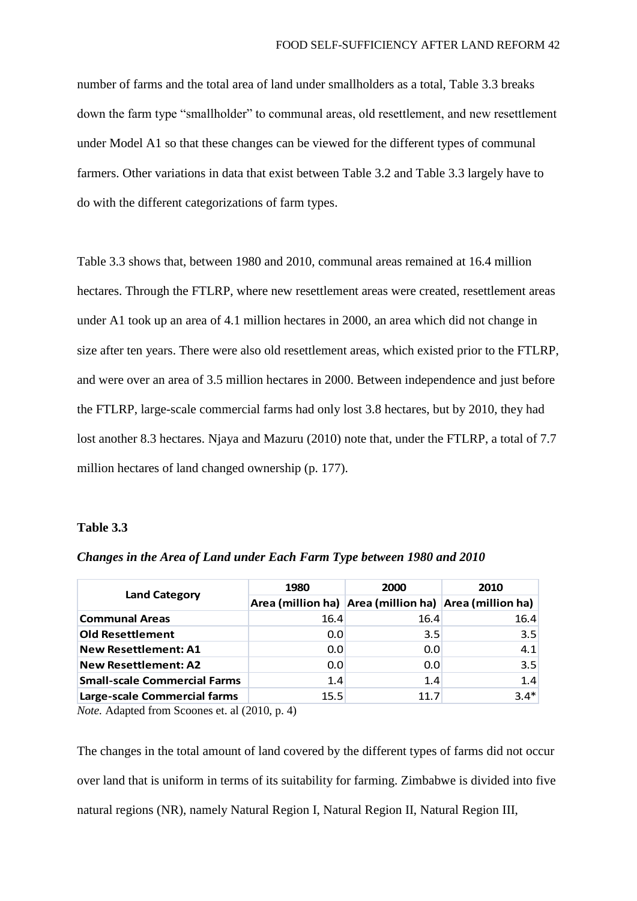number of farms and the total area of land under smallholders as a total, Table 3.3 breaks down the farm type "smallholder" to communal areas, old resettlement, and new resettlement under Model A1 so that these changes can be viewed for the different types of communal farmers. Other variations in data that exist between Table 3.2 and Table 3.3 largely have to do with the different categorizations of farm types.

Table 3.3 shows that, between 1980 and 2010, communal areas remained at 16.4 million hectares. Through the FTLRP, where new resettlement areas were created, resettlement areas under A1 took up an area of 4.1 million hectares in 2000, an area which did not change in size after ten years. There were also old resettlement areas, which existed prior to the FTLRP, and were over an area of 3.5 million hectares in 2000. Between independence and just before the FTLRP, large-scale commercial farms had only lost 3.8 hectares, but by 2010, they had lost another 8.3 hectares. Njaya and Mazuru (2010) note that, under the FTLRP, a total of 7.7 million hectares of land changed ownership (p. 177).

**Table 3.3**

***Changes in the Area of Land under Each Farm Type between 1980 and 2010***

| Land Category | 1980 | 2000 | 2010 |
|---|---|---|---|
| | Area (million ha) | Area (million ha) | Area (million ha) |
| **Communal Areas** | 16.4 | 16.4 | 16.4 |
| **Old Resettlement** | 0.0 | 3.5 | 3.5 |
| **New Resettlement: A1** | 0.0 | 0.0 | 4.1 |
| **New Resettlement: A2** | 0.0 | 0.0 | 3.5 |
| **Small-scale Commercial Farms** | 1.4 | 1.4 | 1.4 |
| **Large-scale Commercial farms** | 15.5 | 11.7 | 3.4* |

*Note.* Adapted from Scoones et. al (2010, p. 4)

The changes in the total amount of land covered by the different types of farms did not occur over land that is uniform in terms of its suitability for farming. Zimbabwe is divided into five natural regions (NR), namely Natural Region I, Natural Region II, Natural Region III,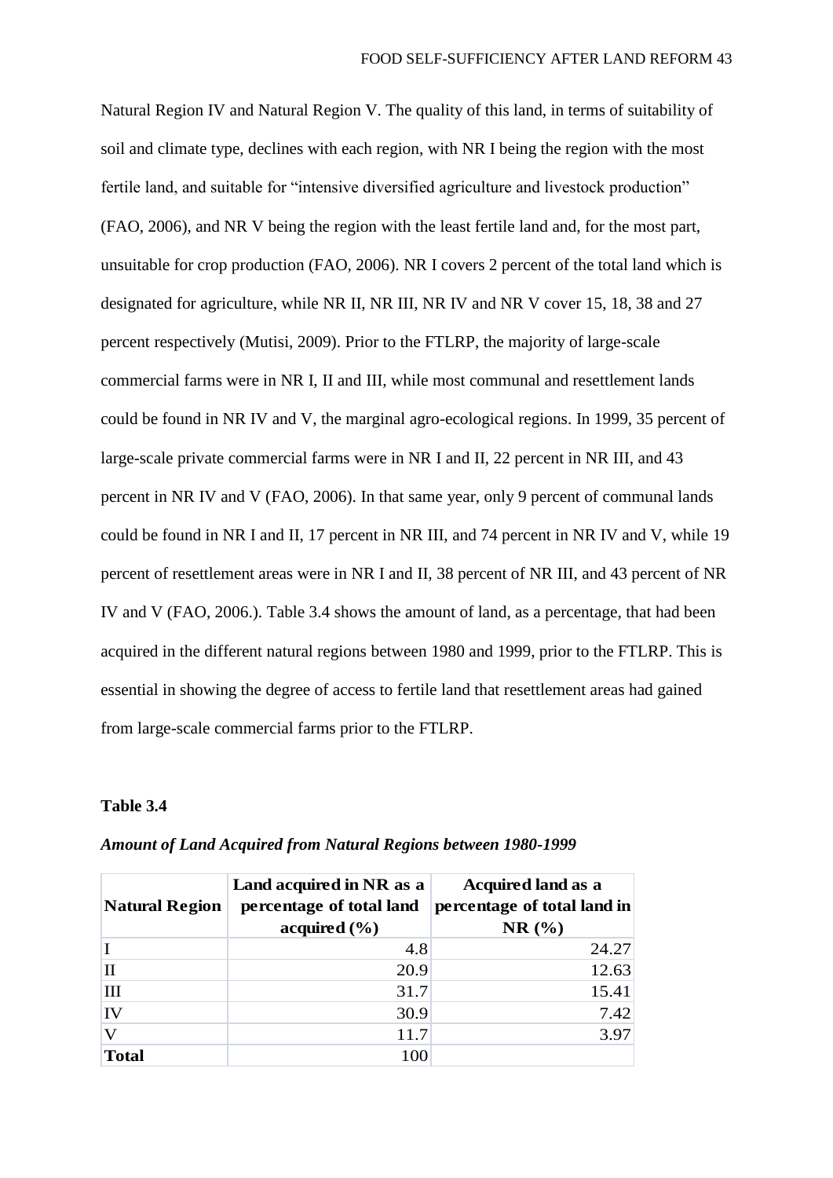Natural Region IV and Natural Region V. The quality of this land, in terms of suitability of soil and climate type, declines with each region, with NR I being the region with the most fertile land, and suitable for "intensive diversified agriculture and livestock production" (FAO, 2006), and NR V being the region with the least fertile land and, for the most part, unsuitable for crop production (FAO, 2006). NR I covers 2 percent of the total land which is designated for agriculture, while NR II, NR III, NR IV and NR V cover 15, 18, 38 and 27 percent respectively (Mutisi, 2009). Prior to the FTLRP, the majority of large-scale commercial farms were in NR I, II and III, while most communal and resettlement lands could be found in NR IV and V, the marginal agro-ecological regions. In 1999, 35 percent of large-scale private commercial farms were in NR I and II, 22 percent in NR III, and 43 percent in NR IV and V (FAO, 2006). In that same year, only 9 percent of communal lands could be found in NR I and II, 17 percent in NR III, and 74 percent in NR IV and V, while 19 percent of resettlement areas were in NR I and II, 38 percent of NR III, and 43 percent of NR IV and V (FAO, 2006.). Table 3.4 shows the amount of land, as a percentage, that had been acquired in the different natural regions between 1980 and 1999, prior to the FTLRP. This is essential in showing the degree of access to fertile land that resettlement areas had gained from large-scale commercial farms prior to the FTLRP.

**Table 3.4**

***Amount of Land Acquired from Natural Regions between 1980-1999***

| Natural Region | Land acquired in NR as a percentage of total land acquired (%) | Acquired land as a percentage of total land in NR (%) |
|---|---|---|
| I | 4.8 | 24.27 |
| II | 20.9 | 12.63 |
| III | 31.7 | 15.41 |
| IV | 30.9 | 7.42 |
| V | 11.7 | 3.97 |
| **Total** | 100 | |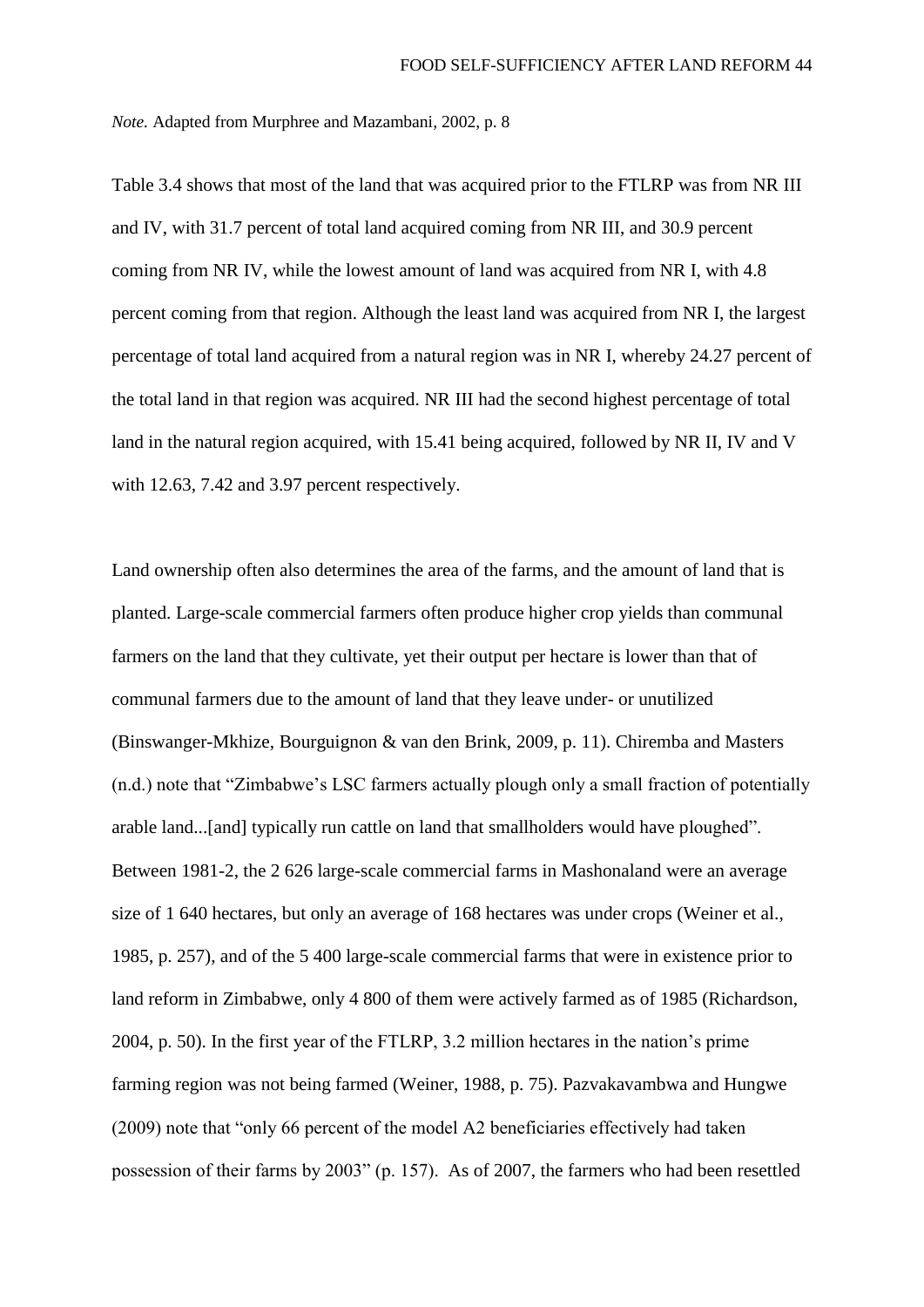*Note.* Adapted from Murphree and Mazambani, 2002, p. 8

Table 3.4 shows that most of the land that was acquired prior to the FTLRP was from NR III and IV, with 31.7 percent of total land acquired coming from NR III, and 30.9 percent coming from NR IV, while the lowest amount of land was acquired from NR I, with 4.8 percent coming from that region. Although the least land was acquired from NR I, the largest percentage of total land acquired from a natural region was in NR I, whereby 24.27 percent of the total land in that region was acquired. NR III had the second highest percentage of total land in the natural region acquired, with 15.41 being acquired, followed by NR II, IV and V with 12.63, 7.42 and 3.97 percent respectively.

Land ownership often also determines the area of the farms, and the amount of land that is planted. Large-scale commercial farmers often produce higher crop yields than communal farmers on the land that they cultivate, yet their output per hectare is lower than that of communal farmers due to the amount of land that they leave under- or unutilized (Binswanger-Mkhize, Bourguignon & van den Brink, 2009, p. 11). Chiremba and Masters (n.d.) note that "Zimbabwe's LSC farmers actually plough only a small fraction of potentially arable land...[and] typically run cattle on land that smallholders would have ploughed". Between 1981-2, the 2 626 large-scale commercial farms in Mashonaland were an average size of 1 640 hectares, but only an average of 168 hectares was under crops (Weiner et al., 1985, p. 257), and of the 5 400 large-scale commercial farms that were in existence prior to land reform in Zimbabwe, only 4 800 of them were actively farmed as of 1985 (Richardson, 2004, p. 50). In the first year of the FTLRP, 3.2 million hectares in the nation's prime farming region was not being farmed (Weiner, 1988, p. 75). Pazvakavambwa and Hungwe (2009) note that "only 66 percent of the model A2 beneficiaries effectively had taken possession of their farms by 2003" (p. 157). As of 2007, the farmers who had been resettled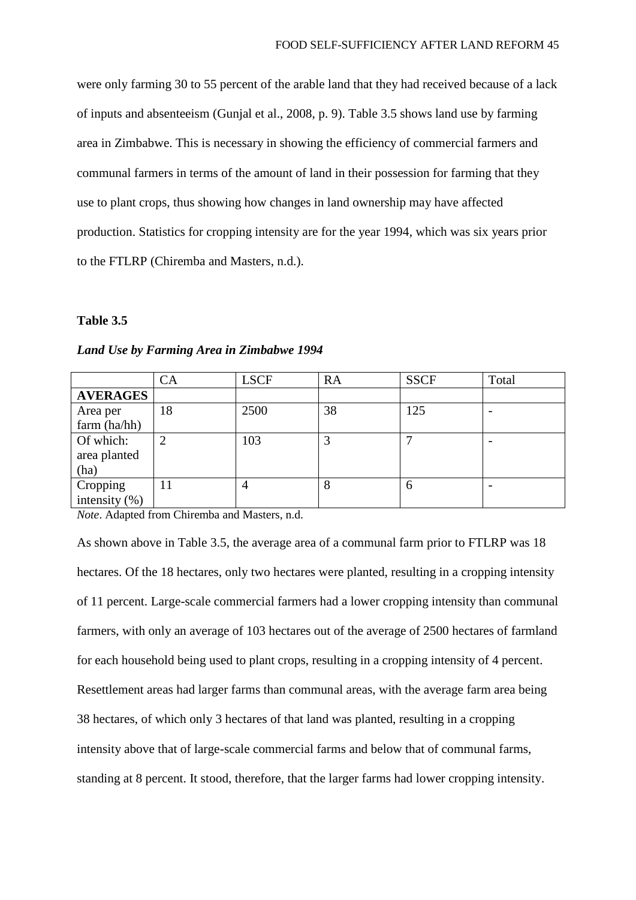were only farming 30 to 55 percent of the arable land that they had received because of a lack of inputs and absenteeism (Gunjal et al., 2008, p. 9). Table 3.5 shows land use by farming area in Zimbabwe. This is necessary in showing the efficiency of commercial farmers and communal farmers in terms of the amount of land in their possession for farming that they use to plant crops, thus showing how changes in land ownership may have affected production. Statistics for cropping intensity are for the year 1994, which was six years prior to the FTLRP (Chiremba and Masters, n.d.).

**Table 3.5**

***Land Use by Farming Area in Zimbabwe 1994***

| | CA | LSCF | RA | SSCF | Total |
|---|---|---|---|---|---|
| **AVERAGES** | | | | | |
| Area per farm (ha/hh) | 18 | 2500 | 38 | 125 | - |
| Of which: area planted (ha) | 2 | 103 | 3 | 7 | - |
| Cropping intensity (%) | 11 | 4 | 8 | 6 | - |

*Note*. Adapted from Chiremba and Masters, n.d.

As shown above in Table 3.5, the average area of a communal farm prior to FTLRP was 18 hectares. Of the 18 hectares, only two hectares were planted, resulting in a cropping intensity of 11 percent. Large-scale commercial farmers had a lower cropping intensity than communal farmers, with only an average of 103 hectares out of the average of 2500 hectares of farmland for each household being used to plant crops, resulting in a cropping intensity of 4 percent. Resettlement areas had larger farms than communal areas, with the average farm area being 38 hectares, of which only 3 hectares of that land was planted, resulting in a cropping intensity above that of large-scale commercial farms and below that of communal farms, standing at 8 percent. It stood, therefore, that the larger farms had lower cropping intensity.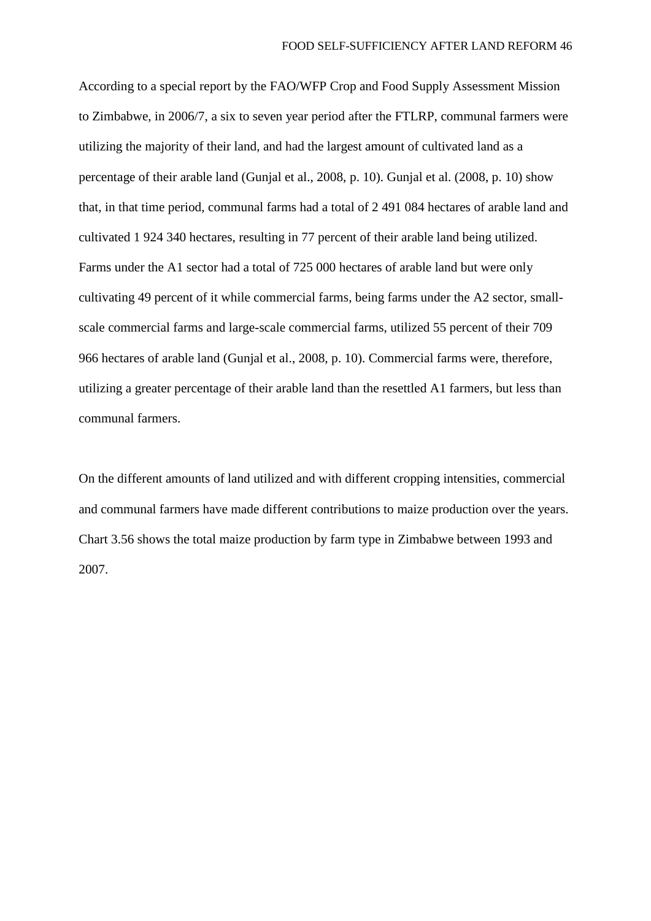According to a special report by the FAO/WFP Crop and Food Supply Assessment Mission to Zimbabwe, in 2006/7, a six to seven year period after the FTLRP, communal farmers were utilizing the majority of their land, and had the largest amount of cultivated land as a percentage of their arable land (Gunjal et al., 2008, p. 10). Gunjal et al. (2008, p. 10) show that, in that time period, communal farms had a total of 2 491 084 hectares of arable land and cultivated 1 924 340 hectares, resulting in 77 percent of their arable land being utilized. Farms under the A1 sector had a total of 725 000 hectares of arable land but were only cultivating 49 percent of it while commercial farms, being farms under the A2 sector, small-scale commercial farms and large-scale commercial farms, utilized 55 percent of their 709 966 hectares of arable land (Gunjal et al., 2008, p. 10). Commercial farms were, therefore, utilizing a greater percentage of their arable land than the resettled A1 farmers, but less than communal farmers.

On the different amounts of land utilized and with different cropping intensities, commercial and communal farmers have made different contributions to maize production over the years. Chart 3.56 shows the total maize production by farm type in Zimbabwe between 1993 and 2007.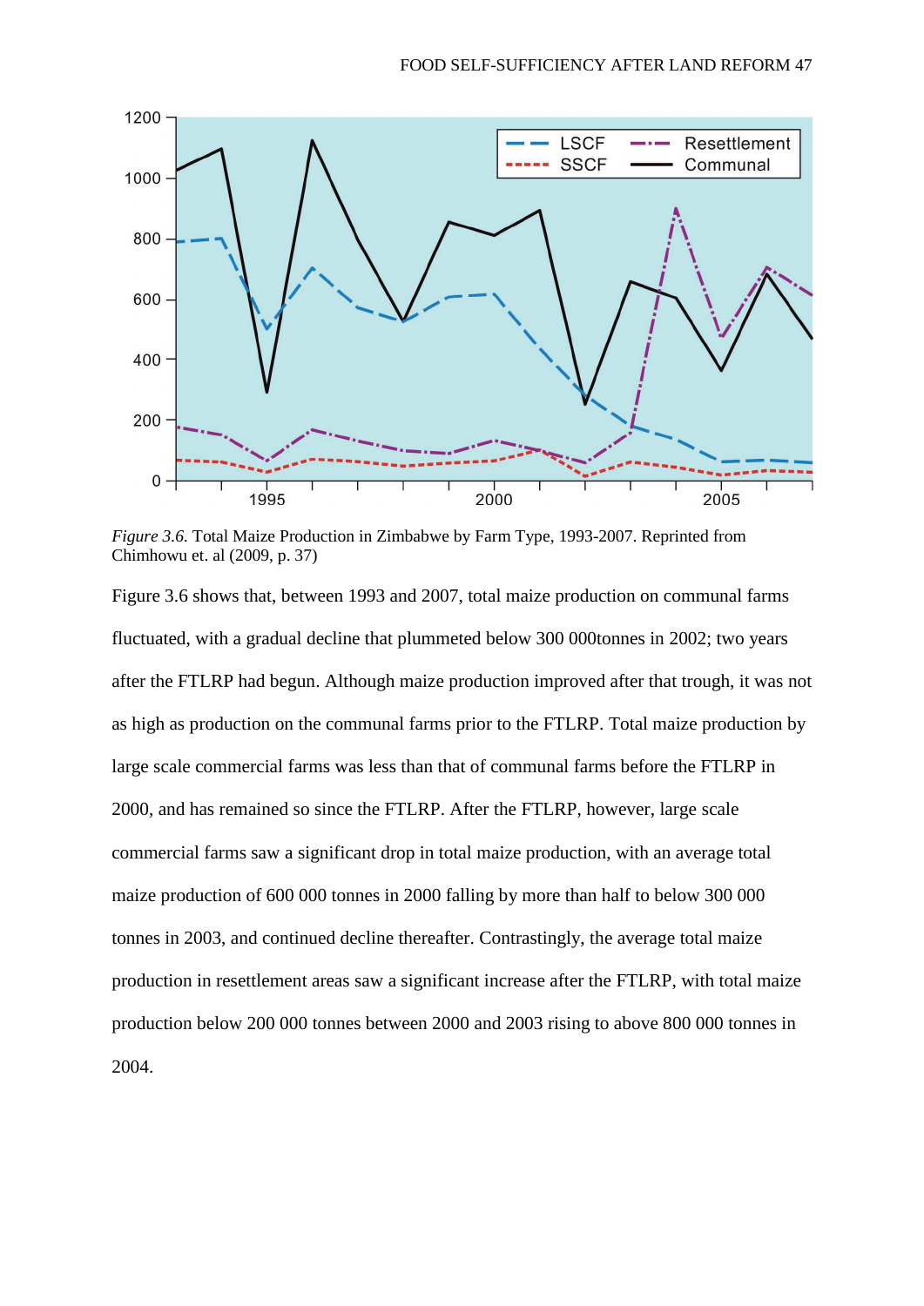*Figure 3.6.* Total Maize Production in Zimbabwe by Farm Type, 1993-2007. Reprinted from Chimhowu et. al (2009, p. 37)

Figure 3.6 shows that, between 1993 and 2007, total maize production on communal farms fluctuated, with a gradual decline that plummeted below 300 000tonnes in 2002; two years after the FTLRP had begun. Although maize production improved after that trough, it was not as high as production on the communal farms prior to the FTLRP. Total maize production by large scale commercial farms was less than that of communal farms before the FTLRP in 2000, and has remained so since the FTLRP. After the FTLRP, however, large scale commercial farms saw a significant drop in total maize production, with an average total maize production of 600 000 tonnes in 2000 falling by more than half to below 300 000 tonnes in 2003, and continued decline thereafter. Contrastingly, the average total maize production in resettlement areas saw a significant increase after the FTLRP, with total maize production below 200 000 tonnes between 2000 and 2003 rising to above 800 000 tonnes in 2004.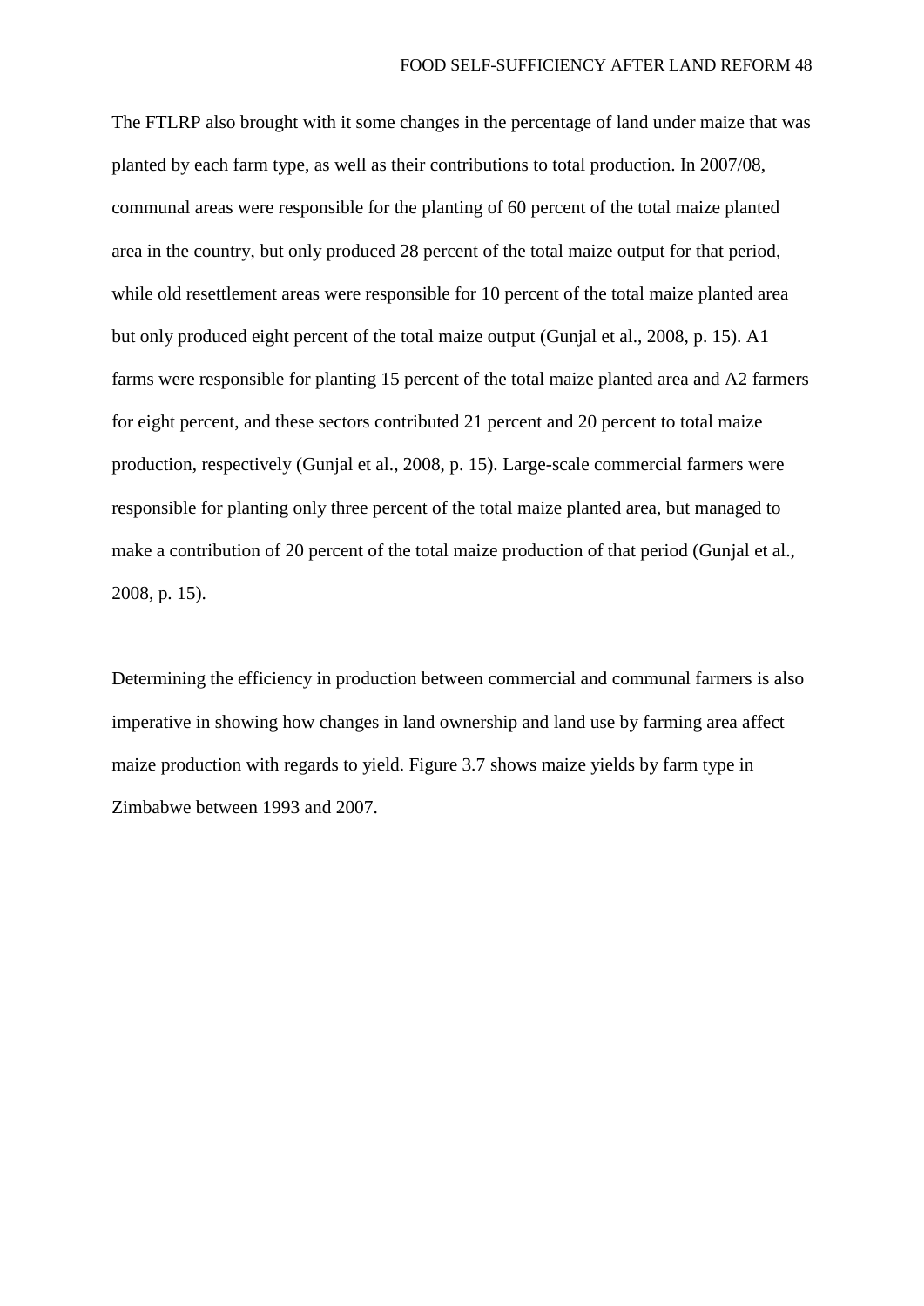The FTLRP also brought with it some changes in the percentage of land under maize that was planted by each farm type, as well as their contributions to total production. In 2007/08, communal areas were responsible for the planting of 60 percent of the total maize planted area in the country, but only produced 28 percent of the total maize output for that period, while old resettlement areas were responsible for 10 percent of the total maize planted area but only produced eight percent of the total maize output (Gunjal et al., 2008, p. 15). A1 farms were responsible for planting 15 percent of the total maize planted area and A2 farmers for eight percent, and these sectors contributed 21 percent and 20 percent to total maize production, respectively (Gunjal et al., 2008, p. 15). Large-scale commercial farmers were responsible for planting only three percent of the total maize planted area, but managed to make a contribution of 20 percent of the total maize production of that period (Gunjal et al., 2008, p. 15).

Determining the efficiency in production between commercial and communal farmers is also imperative in showing how changes in land ownership and land use by farming area affect maize production with regards to yield. Figure 3.7 shows maize yields by farm type in Zimbabwe between 1993 and 2007.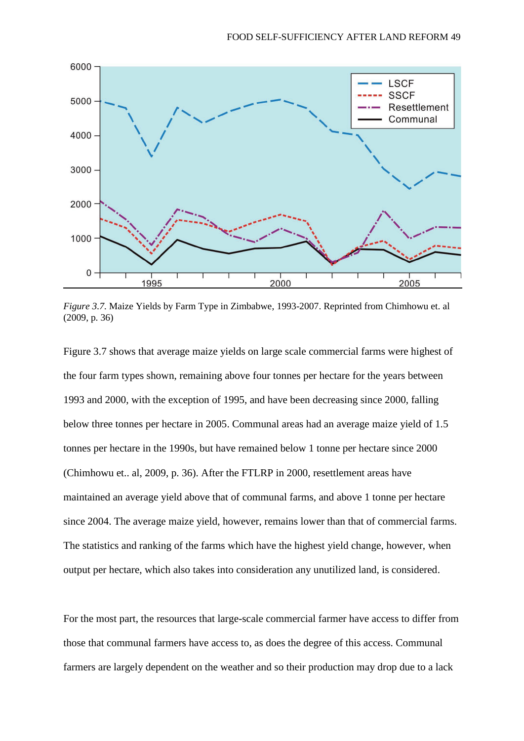*Figure 3.7.* Maize Yields by Farm Type in Zimbabwe, 1993-2007. Reprinted from Chimhowu et. al (2009, p. 36)

Figure 3.7 shows that average maize yields on large scale commercial farms were highest of the four farm types shown, remaining above four tonnes per hectare for the years between 1993 and 2000, with the exception of 1995, and have been decreasing since 2000, falling below three tonnes per hectare in 2005. Communal areas had an average maize yield of 1.5 tonnes per hectare in the 1990s, but have remained below 1 tonne per hectare since 2000 (Chimhowu et.. al, 2009, p. 36). After the FTLRP in 2000, resettlement areas have maintained an average yield above that of communal farms, and above 1 tonne per hectare since 2004. The average maize yield, however, remains lower than that of commercial farms. The statistics and ranking of the farms which have the highest yield change, however, when output per hectare, which also takes into consideration any unutilized land, is considered.

For the most part, the resources that large-scale commercial farmer have access to differ from those that communal farmers have access to, as does the degree of this access. Communal farmers are largely dependent on the weather and so their production may drop due to a lack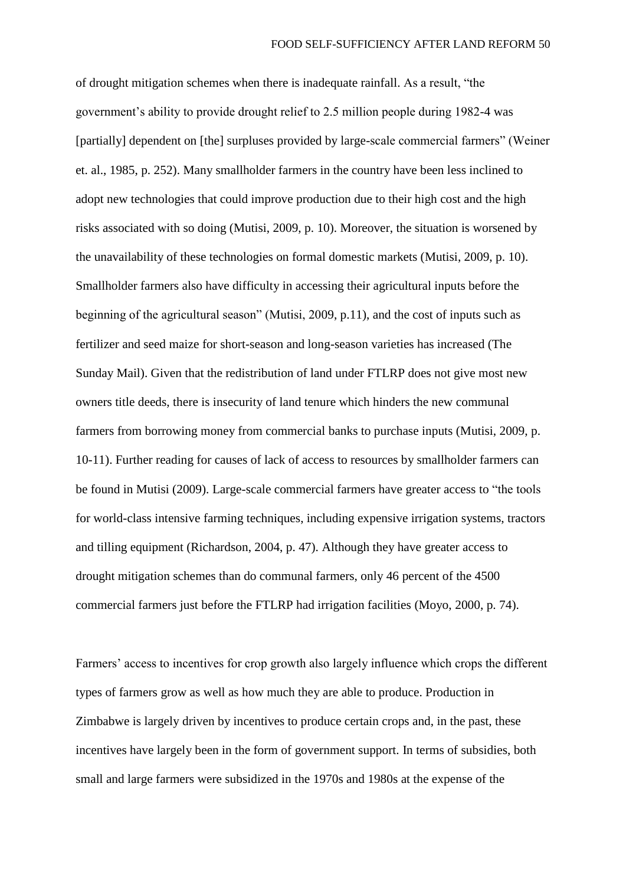of drought mitigation schemes when there is inadequate rainfall. As a result, "the government's ability to provide drought relief to 2.5 million people during 1982-4 was [partially] dependent on [the] surpluses provided by large-scale commercial farmers" (Weiner et. al., 1985, p. 252). Many smallholder farmers in the country have been less inclined to adopt new technologies that could improve production due to their high cost and the high risks associated with so doing (Mutisi, 2009, p. 10). Moreover, the situation is worsened by the unavailability of these technologies on formal domestic markets (Mutisi, 2009, p. 10). Smallholder farmers also have difficulty in accessing their agricultural inputs before the beginning of the agricultural season" (Mutisi, 2009, p.11), and the cost of inputs such as fertilizer and seed maize for short-season and long-season varieties has increased (The Sunday Mail). Given that the redistribution of land under FTLRP does not give most new owners title deeds, there is insecurity of land tenure which hinders the new communal farmers from borrowing money from commercial banks to purchase inputs (Mutisi, 2009, p. 10-11). Further reading for causes of lack of access to resources by smallholder farmers can be found in Mutisi (2009). Large-scale commercial farmers have greater access to "the tools for world-class intensive farming techniques, including expensive irrigation systems, tractors and tilling equipment (Richardson, 2004, p. 47). Although they have greater access to drought mitigation schemes than do communal farmers, only 46 percent of the 4500 commercial farmers just before the FTLRP had irrigation facilities (Moyo, 2000, p. 74).

Farmers' access to incentives for crop growth also largely influence which crops the different types of farmers grow as well as how much they are able to produce. Production in Zimbabwe is largely driven by incentives to produce certain crops and, in the past, these incentives have largely been in the form of government support. In terms of subsidies, both small and large farmers were subsidized in the 1970s and 1980s at the expense of the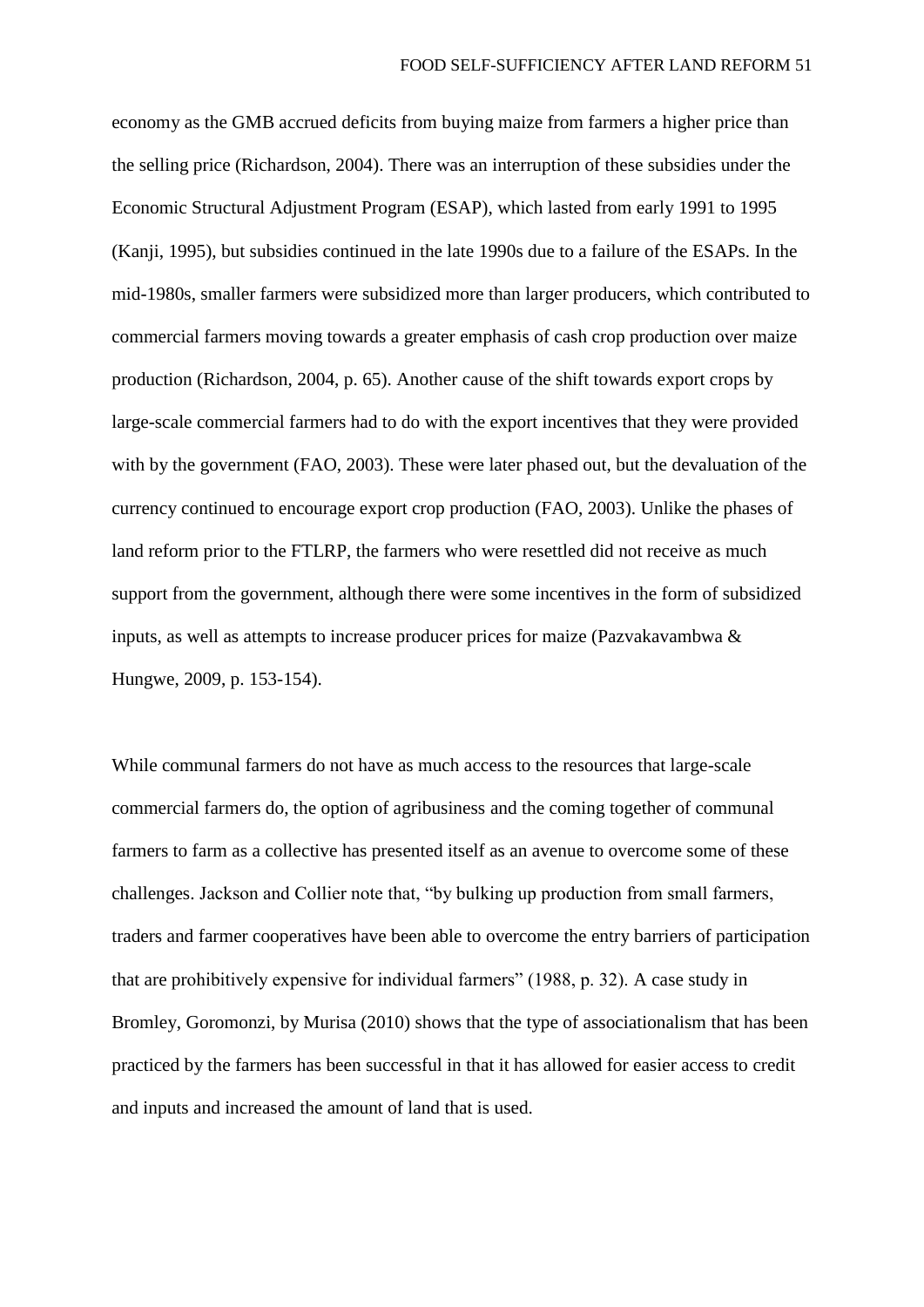economy as the GMB accrued deficits from buying maize from farmers a higher price than the selling price (Richardson, 2004). There was an interruption of these subsidies under the Economic Structural Adjustment Program (ESAP), which lasted from early 1991 to 1995 (Kanji, 1995), but subsidies continued in the late 1990s due to a failure of the ESAPs. In the mid-1980s, smaller farmers were subsidized more than larger producers, which contributed to commercial farmers moving towards a greater emphasis of cash crop production over maize production (Richardson, 2004, p. 65). Another cause of the shift towards export crops by large-scale commercial farmers had to do with the export incentives that they were provided with by the government (FAO, 2003). These were later phased out, but the devaluation of the currency continued to encourage export crop production (FAO, 2003). Unlike the phases of land reform prior to the FTLRP, the farmers who were resettled did not receive as much support from the government, although there were some incentives in the form of subsidized inputs, as well as attempts to increase producer prices for maize (Pazvakavambwa & Hungwe, 2009, p. 153-154).

While communal farmers do not have as much access to the resources that large-scale commercial farmers do, the option of agribusiness and the coming together of communal farmers to farm as a collective has presented itself as an avenue to overcome some of these challenges. Jackson and Collier note that, "by bulking up production from small farmers, traders and farmer cooperatives have been able to overcome the entry barriers of participation that are prohibitively expensive for individual farmers" (1988, p. 32). A case study in Bromley, Goromonzi, by Murisa (2010) shows that the type of associationalism that has been practiced by the farmers has been successful in that it has allowed for easier access to credit and inputs and increased the amount of land that is used.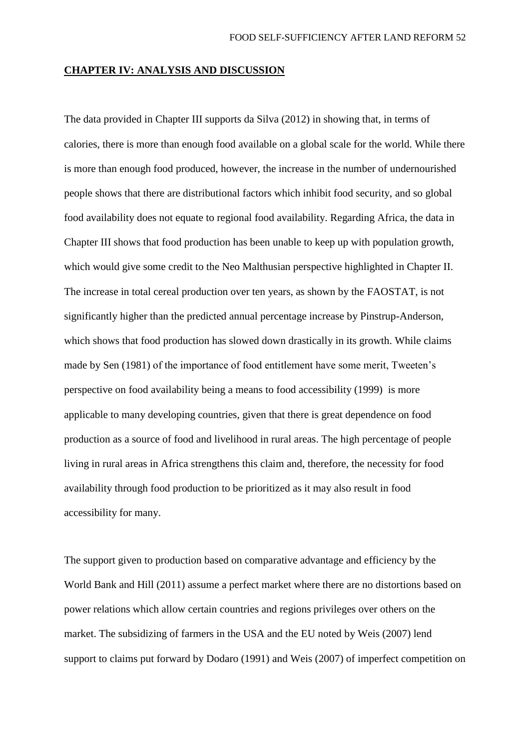## CHAPTER IV: ANALYSIS AND DISCUSSION

The data provided in Chapter III supports da Silva (2012) in showing that, in terms of calories, there is more than enough food available on a global scale for the world. While there is more than enough food produced, however, the increase in the number of undernourished people shows that there are distributional factors which inhibit food security, and so global food availability does not equate to regional food availability. Regarding Africa, the data in Chapter III shows that food production has been unable to keep up with population growth, which would give some credit to the Neo Malthusian perspective highlighted in Chapter II. The increase in total cereal production over ten years, as shown by the FAOSTAT, is not significantly higher than the predicted annual percentage increase by Pinstrup-Anderson, which shows that food production has slowed down drastically in its growth. While claims made by Sen (1981) of the importance of food entitlement have some merit, Tweeten's perspective on food availability being a means to food accessibility (1999) is more applicable to many developing countries, given that there is great dependence on food production as a source of food and livelihood in rural areas. The high percentage of people living in rural areas in Africa strengthens this claim and, therefore, the necessity for food availability through food production to be prioritized as it may also result in food accessibility for many.

The support given to production based on comparative advantage and efficiency by the World Bank and Hill (2011) assume a perfect market where there are no distortions based on power relations which allow certain countries and regions privileges over others on the market. The subsidizing of farmers in the USA and the EU noted by Weis (2007) lend support to claims put forward by Dodaro (1991) and Weis (2007) of imperfect competition on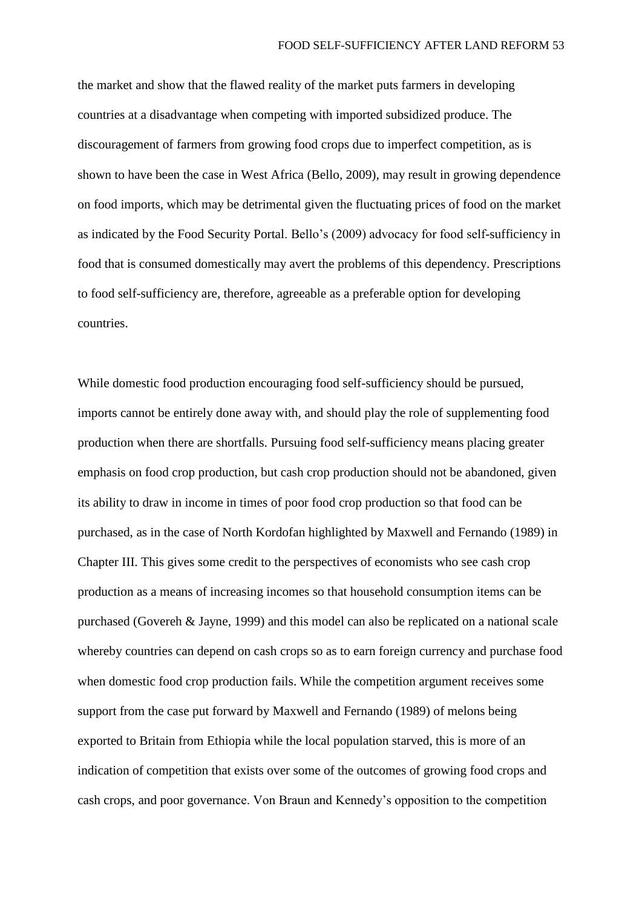the market and show that the flawed reality of the market puts farmers in developing countries at a disadvantage when competing with imported subsidized produce. The discouragement of farmers from growing food crops due to imperfect competition, as is shown to have been the case in West Africa (Bello, 2009), may result in growing dependence on food imports, which may be detrimental given the fluctuating prices of food on the market as indicated by the Food Security Portal. Bello's (2009) advocacy for food self-sufficiency in food that is consumed domestically may avert the problems of this dependency. Prescriptions to food self-sufficiency are, therefore, agreeable as a preferable option for developing countries.

While domestic food production encouraging food self-sufficiency should be pursued, imports cannot be entirely done away with, and should play the role of supplementing food production when there are shortfalls. Pursuing food self-sufficiency means placing greater emphasis on food crop production, but cash crop production should not be abandoned, given its ability to draw in income in times of poor food crop production so that food can be purchased, as in the case of North Kordofan highlighted by Maxwell and Fernando (1989) in Chapter III. This gives some credit to the perspectives of economists who see cash crop production as a means of increasing incomes so that household consumption items can be purchased (Govereh & Jayne, 1999) and this model can also be replicated on a national scale whereby countries can depend on cash crops so as to earn foreign currency and purchase food when domestic food crop production fails. While the competition argument receives some support from the case put forward by Maxwell and Fernando (1989) of melons being exported to Britain from Ethiopia while the local population starved, this is more of an indication of competition that exists over some of the outcomes of growing food crops and cash crops, and poor governance. Von Braun and Kennedy's opposition to the competition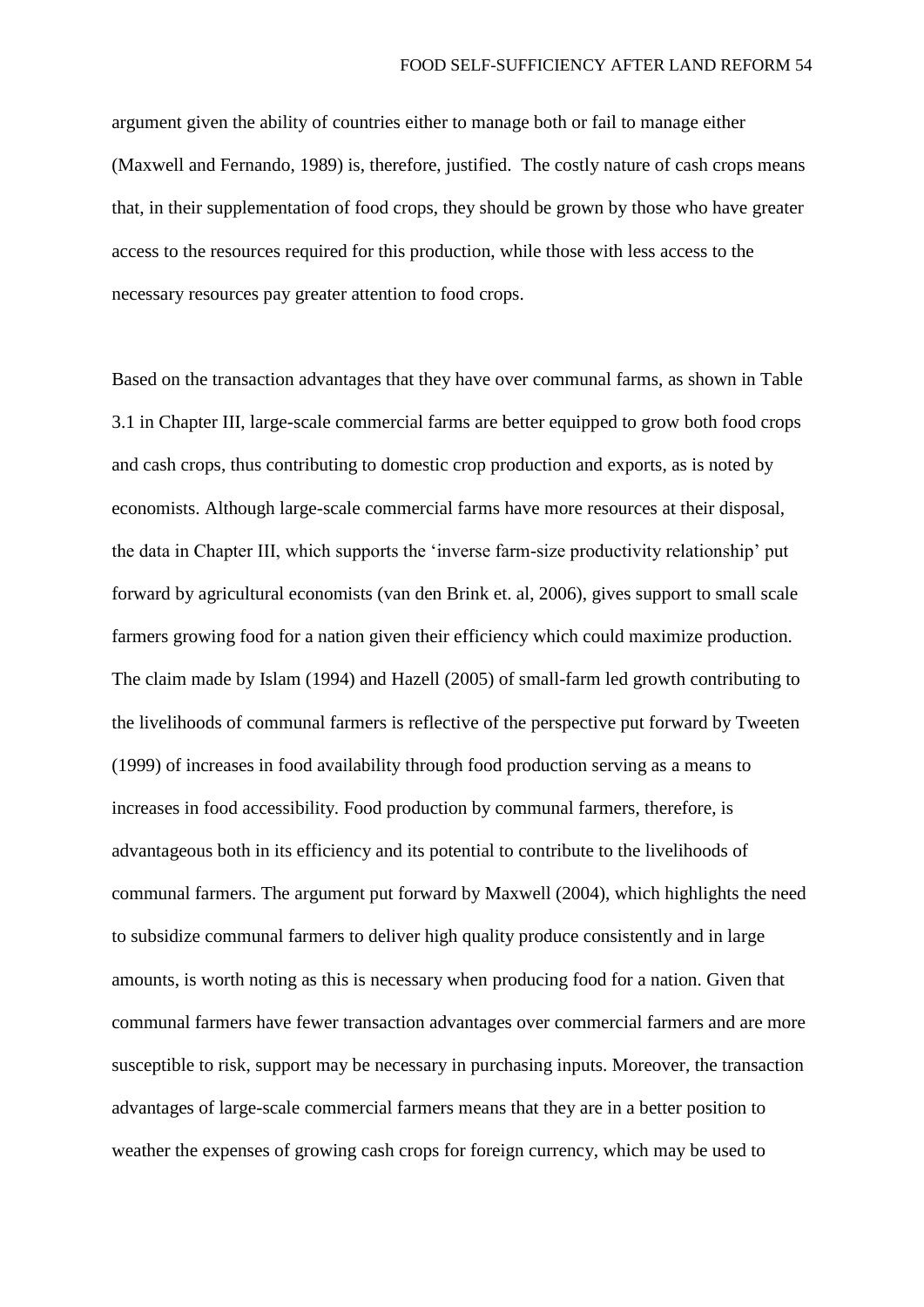argument given the ability of countries either to manage both or fail to manage either (Maxwell and Fernando, 1989) is, therefore, justified. The costly nature of cash crops means that, in their supplementation of food crops, they should be grown by those who have greater access to the resources required for this production, while those with less access to the necessary resources pay greater attention to food crops.

Based on the transaction advantages that they have over communal farms, as shown in Table 3.1 in Chapter III, large-scale commercial farms are better equipped to grow both food crops and cash crops, thus contributing to domestic crop production and exports, as is noted by economists. Although large-scale commercial farms have more resources at their disposal, the data in Chapter III, which supports the 'inverse farm-size productivity relationship' put forward by agricultural economists (van den Brink et. al, 2006), gives support to small scale farmers growing food for a nation given their efficiency which could maximize production. The claim made by Islam (1994) and Hazell (2005) of small-farm led growth contributing to the livelihoods of communal farmers is reflective of the perspective put forward by Tweeten (1999) of increases in food availability through food production serving as a means to increases in food accessibility. Food production by communal farmers, therefore, is advantageous both in its efficiency and its potential to contribute to the livelihoods of communal farmers. The argument put forward by Maxwell (2004), which highlights the need to subsidize communal farmers to deliver high quality produce consistently and in large amounts, is worth noting as this is necessary when producing food for a nation. Given that communal farmers have fewer transaction advantages over commercial farmers and are more susceptible to risk, support may be necessary in purchasing inputs. Moreover, the transaction advantages of large-scale commercial farmers means that they are in a better position to weather the expenses of growing cash crops for foreign currency, which may be used to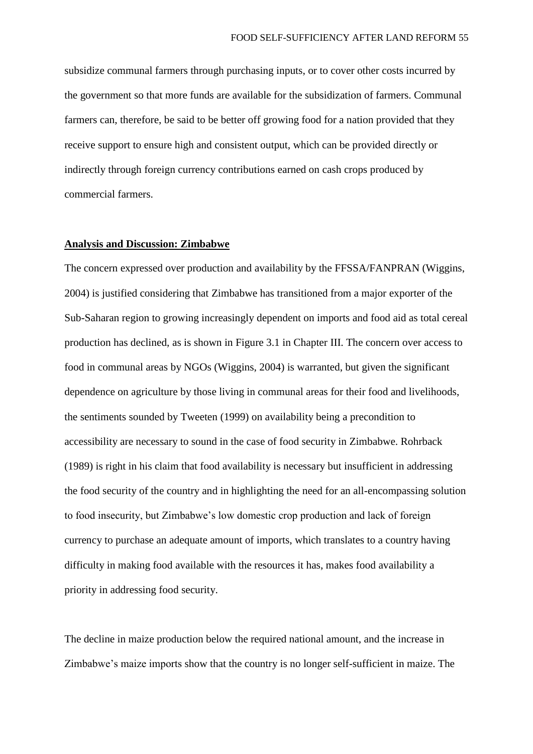subsidize communal farmers through purchasing inputs, or to cover other costs incurred by the government so that more funds are available for the subsidization of farmers. Communal farmers can, therefore, be said to be better off growing food for a nation provided that they receive support to ensure high and consistent output, which can be provided directly or indirectly through foreign currency contributions earned on cash crops produced by commercial farmers.

## Analysis and Discussion: Zimbabwe

The concern expressed over production and availability by the FFSSA/FANPRAN (Wiggins, 2004) is justified considering that Zimbabwe has transitioned from a major exporter of the Sub-Saharan region to growing increasingly dependent on imports and food aid as total cereal production has declined, as is shown in Figure 3.1 in Chapter III. The concern over access to food in communal areas by NGOs (Wiggins, 2004) is warranted, but given the significant dependence on agriculture by those living in communal areas for their food and livelihoods, the sentiments sounded by Tweeten (1999) on availability being a precondition to accessibility are necessary to sound in the case of food security in Zimbabwe. Rohrback (1989) is right in his claim that food availability is necessary but insufficient in addressing the food security of the country and in highlighting the need for an all-encompassing solution to food insecurity, but Zimbabwe's low domestic crop production and lack of foreign currency to purchase an adequate amount of imports, which translates to a country having difficulty in making food available with the resources it has, makes food availability a priority in addressing food security.

The decline in maize production below the required national amount, and the increase in Zimbabwe's maize imports show that the country is no longer self-sufficient in maize. The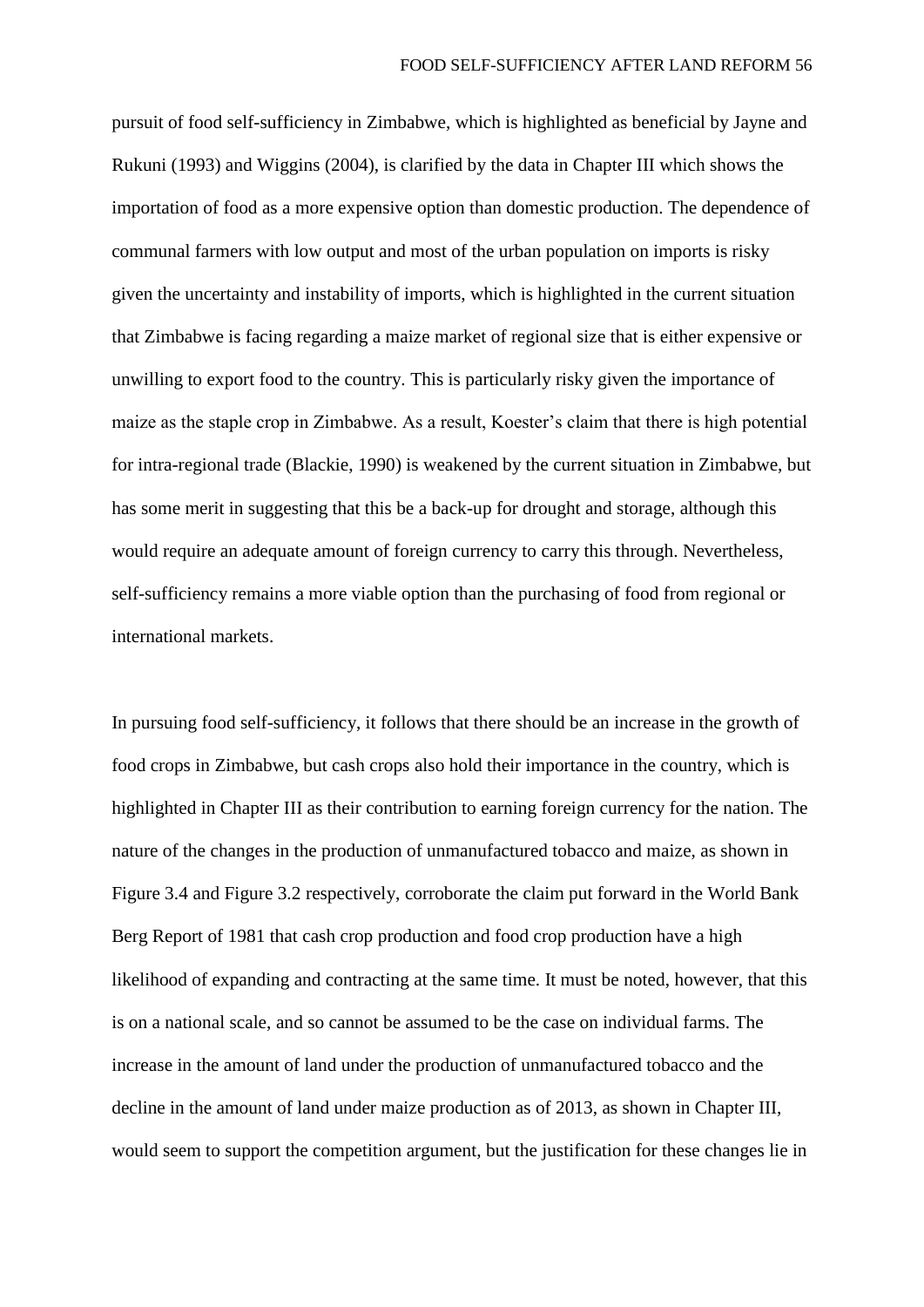pursuit of food self-sufficiency in Zimbabwe, which is highlighted as beneficial by Jayne and Rukuni (1993) and Wiggins (2004), is clarified by the data in Chapter III which shows the importation of food as a more expensive option than domestic production. The dependence of communal farmers with low output and most of the urban population on imports is risky given the uncertainty and instability of imports, which is highlighted in the current situation that Zimbabwe is facing regarding a maize market of regional size that is either expensive or unwilling to export food to the country. This is particularly risky given the importance of maize as the staple crop in Zimbabwe. As a result, Koester's claim that there is high potential for intra-regional trade (Blackie, 1990) is weakened by the current situation in Zimbabwe, but has some merit in suggesting that this be a back-up for drought and storage, although this would require an adequate amount of foreign currency to carry this through. Nevertheless, self-sufficiency remains a more viable option than the purchasing of food from regional or international markets.

In pursuing food self-sufficiency, it follows that there should be an increase in the growth of food crops in Zimbabwe, but cash crops also hold their importance in the country, which is highlighted in Chapter III as their contribution to earning foreign currency for the nation. The nature of the changes in the production of unmanufactured tobacco and maize, as shown in Figure 3.4 and Figure 3.2 respectively, corroborate the claim put forward in the World Bank Berg Report of 1981 that cash crop production and food crop production have a high likelihood of expanding and contracting at the same time. It must be noted, however, that this is on a national scale, and so cannot be assumed to be the case on individual farms. The increase in the amount of land under the production of unmanufactured tobacco and the decline in the amount of land under maize production as of 2013, as shown in Chapter III, would seem to support the competition argument, but the justification for these changes lie in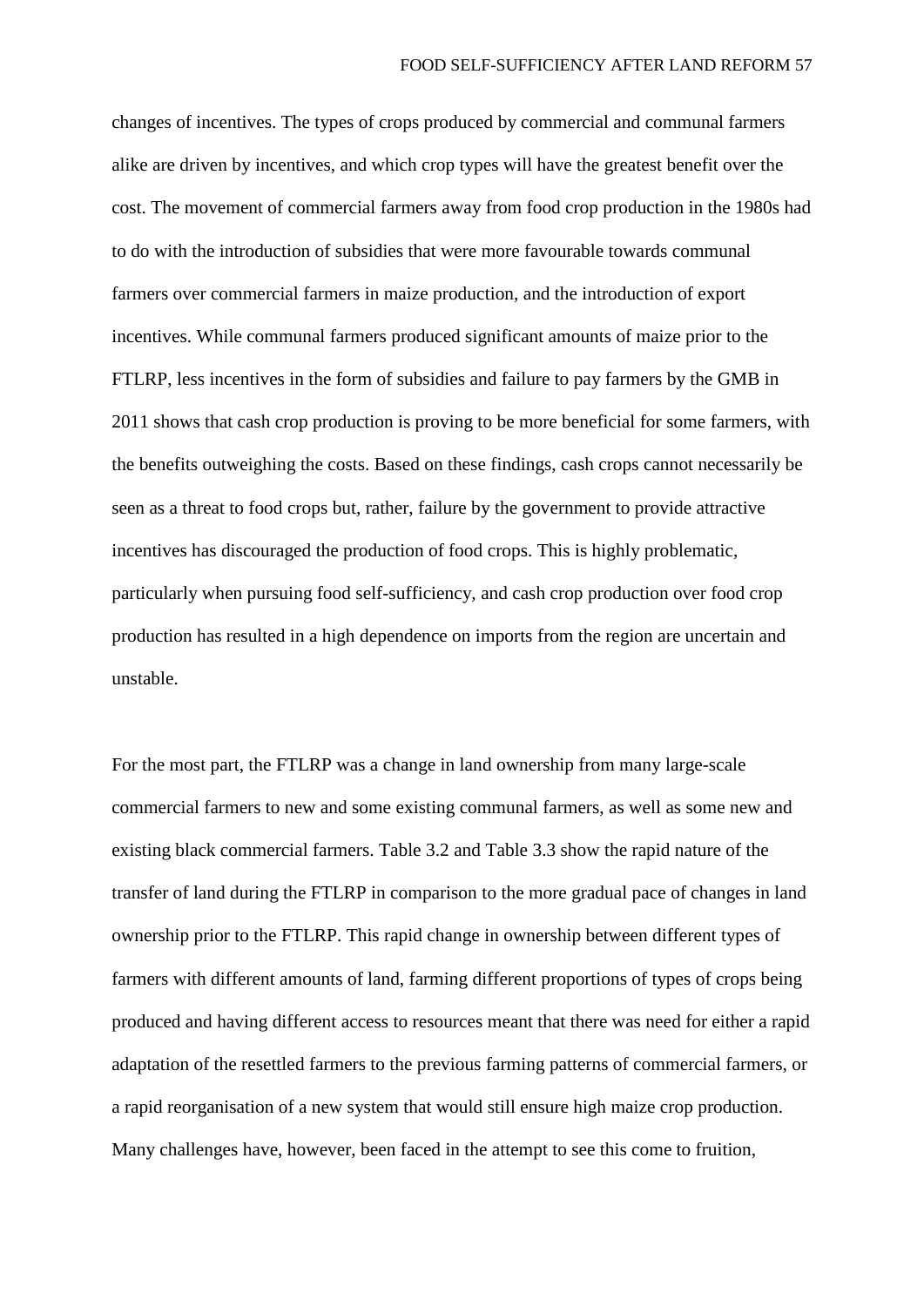changes of incentives. The types of crops produced by commercial and communal farmers alike are driven by incentives, and which crop types will have the greatest benefit over the cost. The movement of commercial farmers away from food crop production in the 1980s had to do with the introduction of subsidies that were more favourable towards communal farmers over commercial farmers in maize production, and the introduction of export incentives. While communal farmers produced significant amounts of maize prior to the FTLRP, less incentives in the form of subsidies and failure to pay farmers by the GMB in 2011 shows that cash crop production is proving to be more beneficial for some farmers, with the benefits outweighing the costs. Based on these findings, cash crops cannot necessarily be seen as a threat to food crops but, rather, failure by the government to provide attractive incentives has discouraged the production of food crops. This is highly problematic, particularly when pursuing food self-sufficiency, and cash crop production over food crop production has resulted in a high dependence on imports from the region are uncertain and unstable.

For the most part, the FTLRP was a change in land ownership from many large-scale commercial farmers to new and some existing communal farmers, as well as some new and existing black commercial farmers. Table 3.2 and Table 3.3 show the rapid nature of the transfer of land during the FTLRP in comparison to the more gradual pace of changes in land ownership prior to the FTLRP. This rapid change in ownership between different types of farmers with different amounts of land, farming different proportions of types of crops being produced and having different access to resources meant that there was need for either a rapid adaptation of the resettled farmers to the previous farming patterns of commercial farmers, or a rapid reorganisation of a new system that would still ensure high maize crop production. Many challenges have, however, been faced in the attempt to see this come to fruition,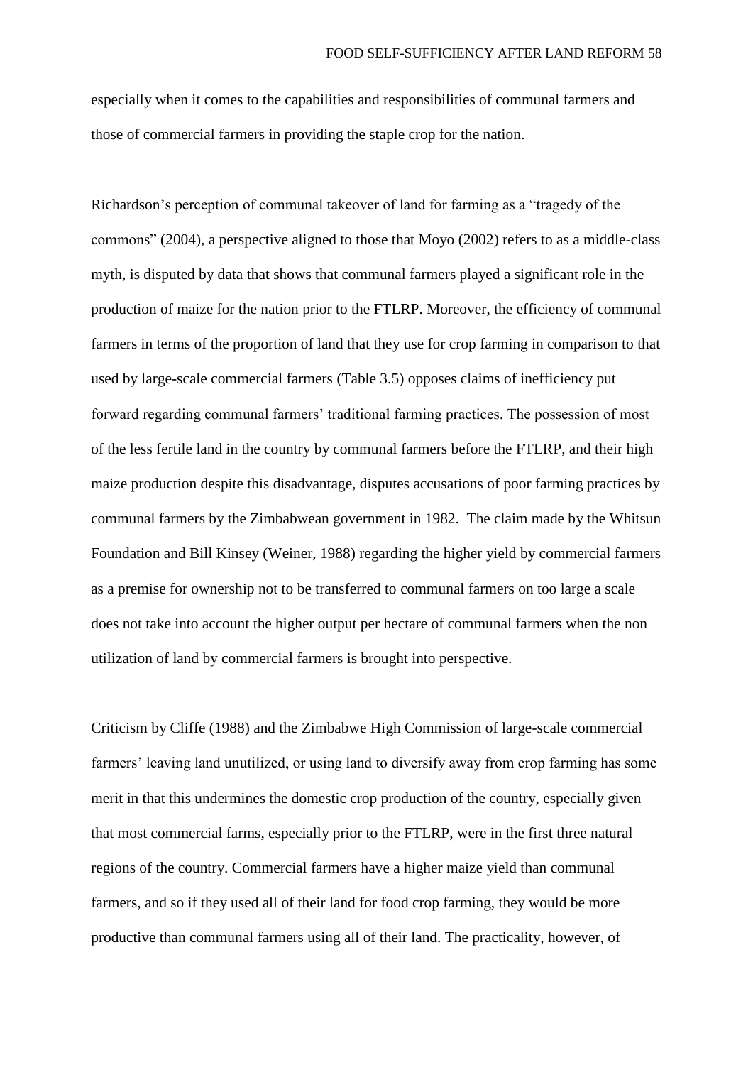especially when it comes to the capabilities and responsibilities of communal farmers and those of commercial farmers in providing the staple crop for the nation.

Richardson's perception of communal takeover of land for farming as a "tragedy of the commons" (2004), a perspective aligned to those that Moyo (2002) refers to as a middle-class myth, is disputed by data that shows that communal farmers played a significant role in the production of maize for the nation prior to the FTLRP. Moreover, the efficiency of communal farmers in terms of the proportion of land that they use for crop farming in comparison to that used by large-scale commercial farmers (Table 3.5) opposes claims of inefficiency put forward regarding communal farmers' traditional farming practices. The possession of most of the less fertile land in the country by communal farmers before the FTLRP, and their high maize production despite this disadvantage, disputes accusations of poor farming practices by communal farmers by the Zimbabwean government in 1982. The claim made by the Whitsun Foundation and Bill Kinsey (Weiner, 1988) regarding the higher yield by commercial farmers as a premise for ownership not to be transferred to communal farmers on too large a scale does not take into account the higher output per hectare of communal farmers when the non utilization of land by commercial farmers is brought into perspective.

Criticism by Cliffe (1988) and the Zimbabwe High Commission of large-scale commercial farmers' leaving land unutilized, or using land to diversify away from crop farming has some merit in that this undermines the domestic crop production of the country, especially given that most commercial farms, especially prior to the FTLRP, were in the first three natural regions of the country. Commercial farmers have a higher maize yield than communal farmers, and so if they used all of their land for food crop farming, they would be more productive than communal farmers using all of their land. The practicality, however, of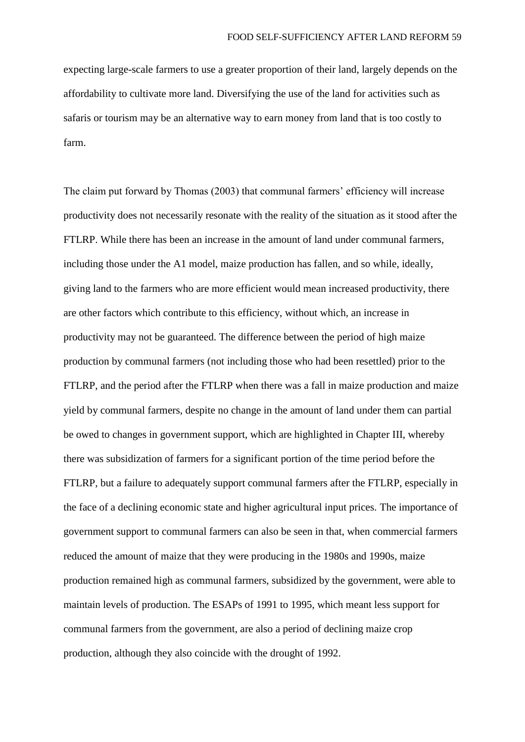expecting large-scale farmers to use a greater proportion of their land, largely depends on the affordability to cultivate more land. Diversifying the use of the land for activities such as safaris or tourism may be an alternative way to earn money from land that is too costly to farm.

The claim put forward by Thomas (2003) that communal farmers' efficiency will increase productivity does not necessarily resonate with the reality of the situation as it stood after the FTLRP. While there has been an increase in the amount of land under communal farmers, including those under the A1 model, maize production has fallen, and so while, ideally, giving land to the farmers who are more efficient would mean increased productivity, there are other factors which contribute to this efficiency, without which, an increase in productivity may not be guaranteed. The difference between the period of high maize production by communal farmers (not including those who had been resettled) prior to the FTLRP, and the period after the FTLRP when there was a fall in maize production and maize yield by communal farmers, despite no change in the amount of land under them can partial be owed to changes in government support, which are highlighted in Chapter III, whereby there was subsidization of farmers for a significant portion of the time period before the FTLRP, but a failure to adequately support communal farmers after the FTLRP, especially in the face of a declining economic state and higher agricultural input prices. The importance of government support to communal farmers can also be seen in that, when commercial farmers reduced the amount of maize that they were producing in the 1980s and 1990s, maize production remained high as communal farmers, subsidized by the government, were able to maintain levels of production. The ESAPs of 1991 to 1995, which meant less support for communal farmers from the government, are also a period of declining maize crop production, although they also coincide with the drought of 1992.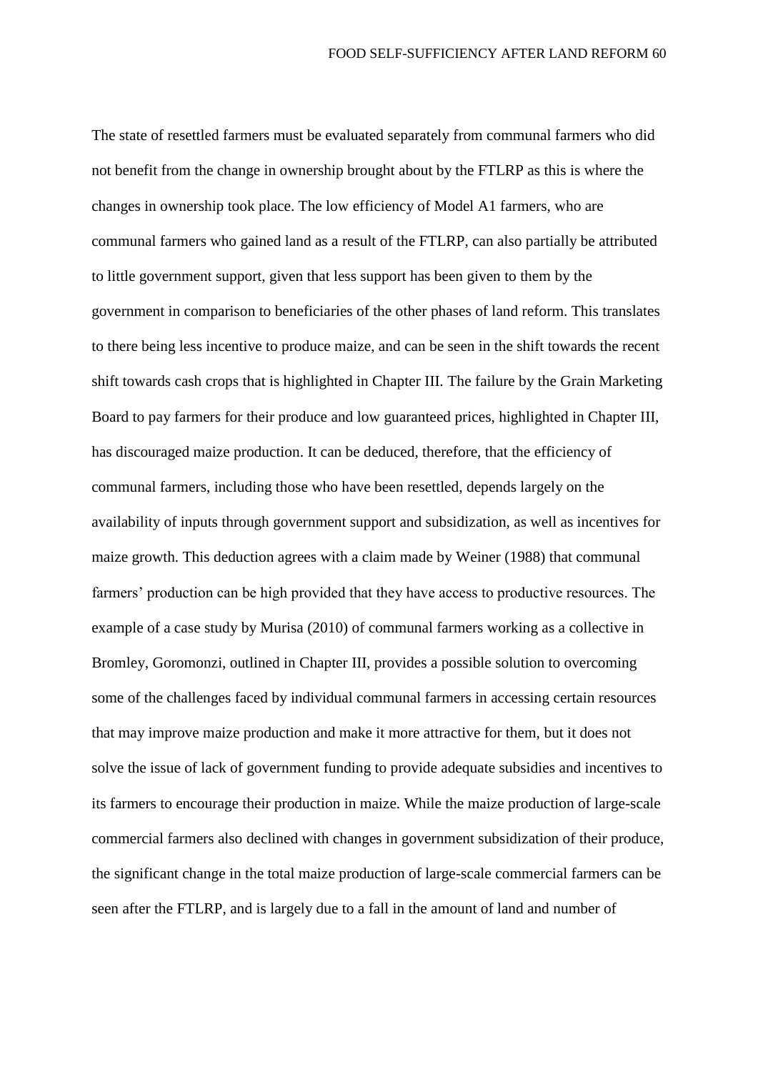The state of resettled farmers must be evaluated separately from communal farmers who did not benefit from the change in ownership brought about by the FTLRP as this is where the changes in ownership took place. The low efficiency of Model A1 farmers, who are communal farmers who gained land as a result of the FTLRP, can also partially be attributed to little government support, given that less support has been given to them by the government in comparison to beneficiaries of the other phases of land reform. This translates to there being less incentive to produce maize, and can be seen in the shift towards the recent shift towards cash crops that is highlighted in Chapter III. The failure by the Grain Marketing Board to pay farmers for their produce and low guaranteed prices, highlighted in Chapter III, has discouraged maize production. It can be deduced, therefore, that the efficiency of communal farmers, including those who have been resettled, depends largely on the availability of inputs through government support and subsidization, as well as incentives for maize growth. This deduction agrees with a claim made by Weiner (1988) that communal farmers' production can be high provided that they have access to productive resources. The example of a case study by Murisa (2010) of communal farmers working as a collective in Bromley, Goromonzi, outlined in Chapter III, provides a possible solution to overcoming some of the challenges faced by individual communal farmers in accessing certain resources that may improve maize production and make it more attractive for them, but it does not solve the issue of lack of government funding to provide adequate subsidies and incentives to its farmers to encourage their production in maize. While the maize production of large-scale commercial farmers also declined with changes in government subsidization of their produce, the significant change in the total maize production of large-scale commercial farmers can be seen after the FTLRP, and is largely due to a fall in the amount of land and number of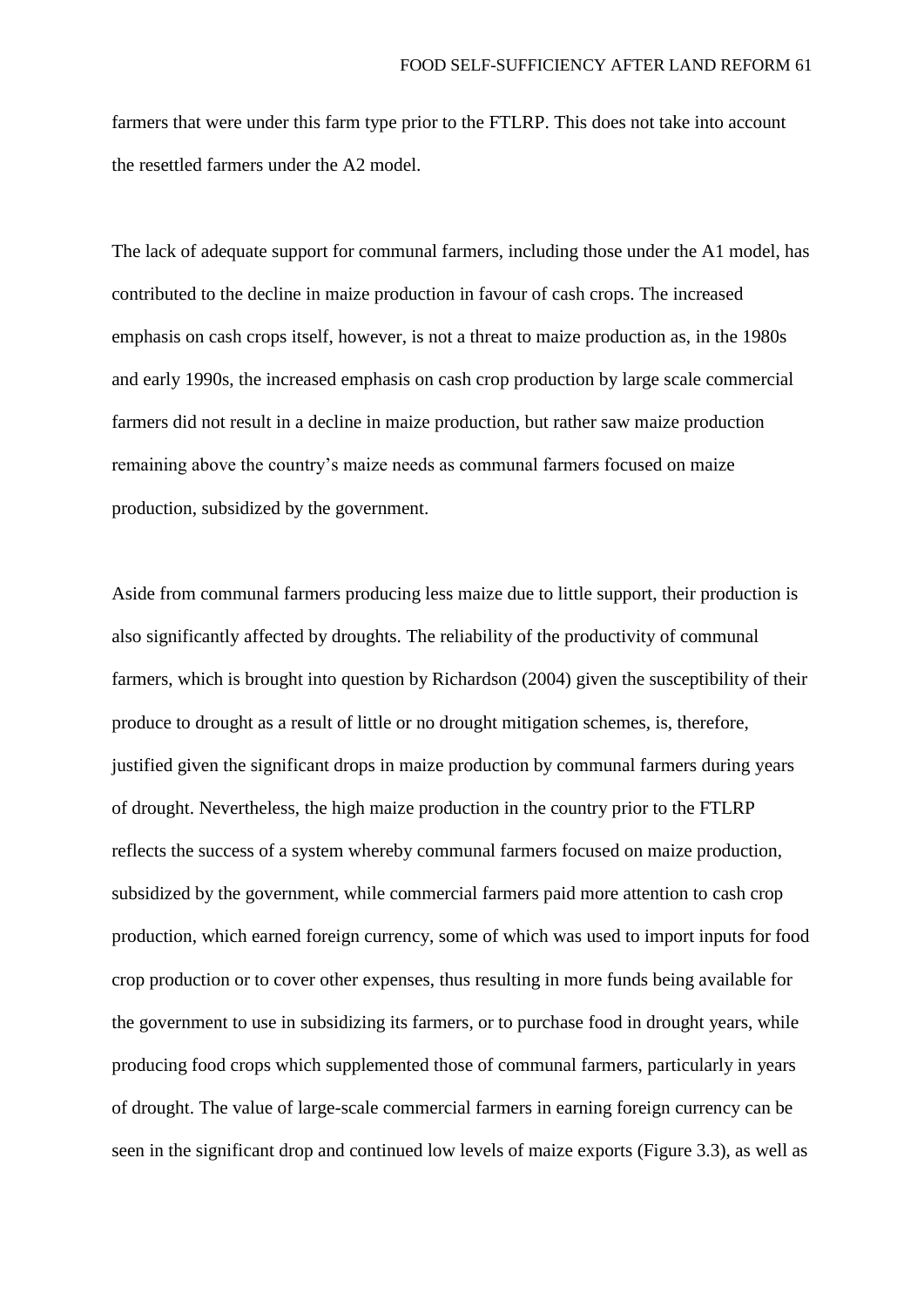farmers that were under this farm type prior to the FTLRP. This does not take into account the resettled farmers under the A2 model.

The lack of adequate support for communal farmers, including those under the A1 model, has contributed to the decline in maize production in favour of cash crops. The increased emphasis on cash crops itself, however, is not a threat to maize production as, in the 1980s and early 1990s, the increased emphasis on cash crop production by large scale commercial farmers did not result in a decline in maize production, but rather saw maize production remaining above the country's maize needs as communal farmers focused on maize production, subsidized by the government.

Aside from communal farmers producing less maize due to little support, their production is also significantly affected by droughts. The reliability of the productivity of communal farmers, which is brought into question by Richardson (2004) given the susceptibility of their produce to drought as a result of little or no drought mitigation schemes, is, therefore, justified given the significant drops in maize production by communal farmers during years of drought. Nevertheless, the high maize production in the country prior to the FTLRP reflects the success of a system whereby communal farmers focused on maize production, subsidized by the government, while commercial farmers paid more attention to cash crop production, which earned foreign currency, some of which was used to import inputs for food crop production or to cover other expenses, thus resulting in more funds being available for the government to use in subsidizing its farmers, or to purchase food in drought years, while producing food crops which supplemented those of communal farmers, particularly in years of drought. The value of large-scale commercial farmers in earning foreign currency can be seen in the significant drop and continued low levels of maize exports (Figure 3.3), as well as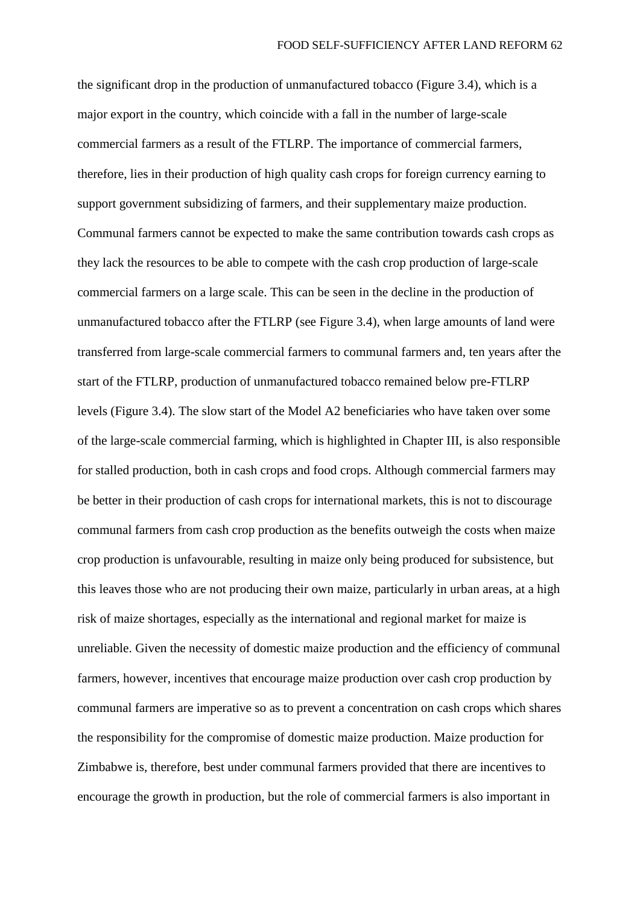the significant drop in the production of unmanufactured tobacco (Figure 3.4), which is a major export in the country, which coincide with a fall in the number of large-scale commercial farmers as a result of the FTLRP. The importance of commercial farmers, therefore, lies in their production of high quality cash crops for foreign currency earning to support government subsidizing of farmers, and their supplementary maize production. Communal farmers cannot be expected to make the same contribution towards cash crops as they lack the resources to be able to compete with the cash crop production of large-scale commercial farmers on a large scale. This can be seen in the decline in the production of unmanufactured tobacco after the FTLRP (see Figure 3.4), when large amounts of land were transferred from large-scale commercial farmers to communal farmers and, ten years after the start of the FTLRP, production of unmanufactured tobacco remained below pre-FTLRP levels (Figure 3.4). The slow start of the Model A2 beneficiaries who have taken over some of the large-scale commercial farming, which is highlighted in Chapter III, is also responsible for stalled production, both in cash crops and food crops. Although commercial farmers may be better in their production of cash crops for international markets, this is not to discourage communal farmers from cash crop production as the benefits outweigh the costs when maize crop production is unfavourable, resulting in maize only being produced for subsistence, but this leaves those who are not producing their own maize, particularly in urban areas, at a high risk of maize shortages, especially as the international and regional market for maize is unreliable. Given the necessity of domestic maize production and the efficiency of communal farmers, however, incentives that encourage maize production over cash crop production by communal farmers are imperative so as to prevent a concentration on cash crops which shares the responsibility for the compromise of domestic maize production. Maize production for Zimbabwe is, therefore, best under communal farmers provided that there are incentives to encourage the growth in production, but the role of commercial farmers is also important in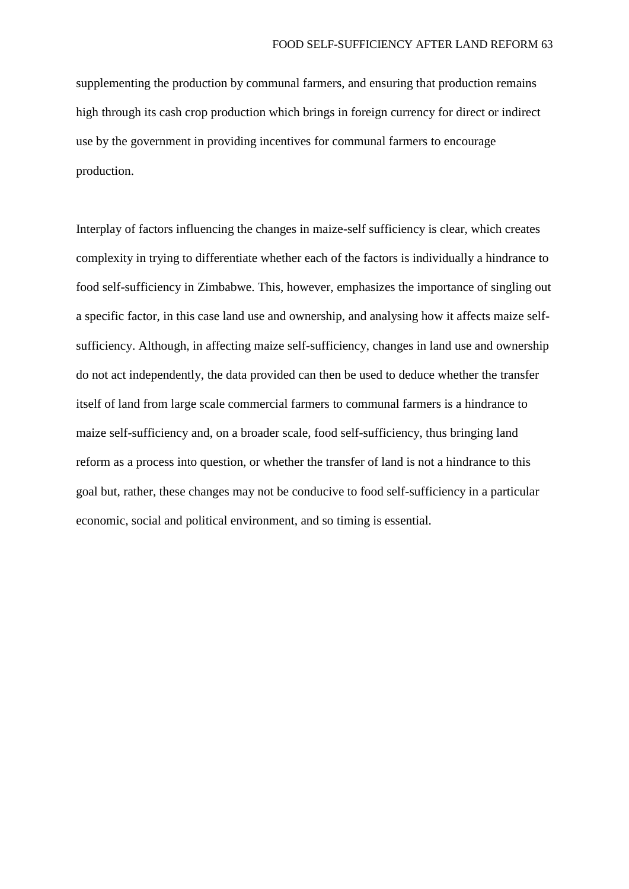supplementing the production by communal farmers, and ensuring that production remains high through its cash crop production which brings in foreign currency for direct or indirect use by the government in providing incentives for communal farmers to encourage production.

Interplay of factors influencing the changes in maize-self sufficiency is clear, which creates complexity in trying to differentiate whether each of the factors is individually a hindrance to food self-sufficiency in Zimbabwe. This, however, emphasizes the importance of singling out a specific factor, in this case land use and ownership, and analysing how it affects maize self-sufficiency. Although, in affecting maize self-sufficiency, changes in land use and ownership do not act independently, the data provided can then be used to deduce whether the transfer itself of land from large scale commercial farmers to communal farmers is a hindrance to maize self-sufficiency and, on a broader scale, food self-sufficiency, thus bringing land reform as a process into question, or whether the transfer of land is not a hindrance to this goal but, rather, these changes may not be conducive to food self-sufficiency in a particular economic, social and political environment, and so timing is essential.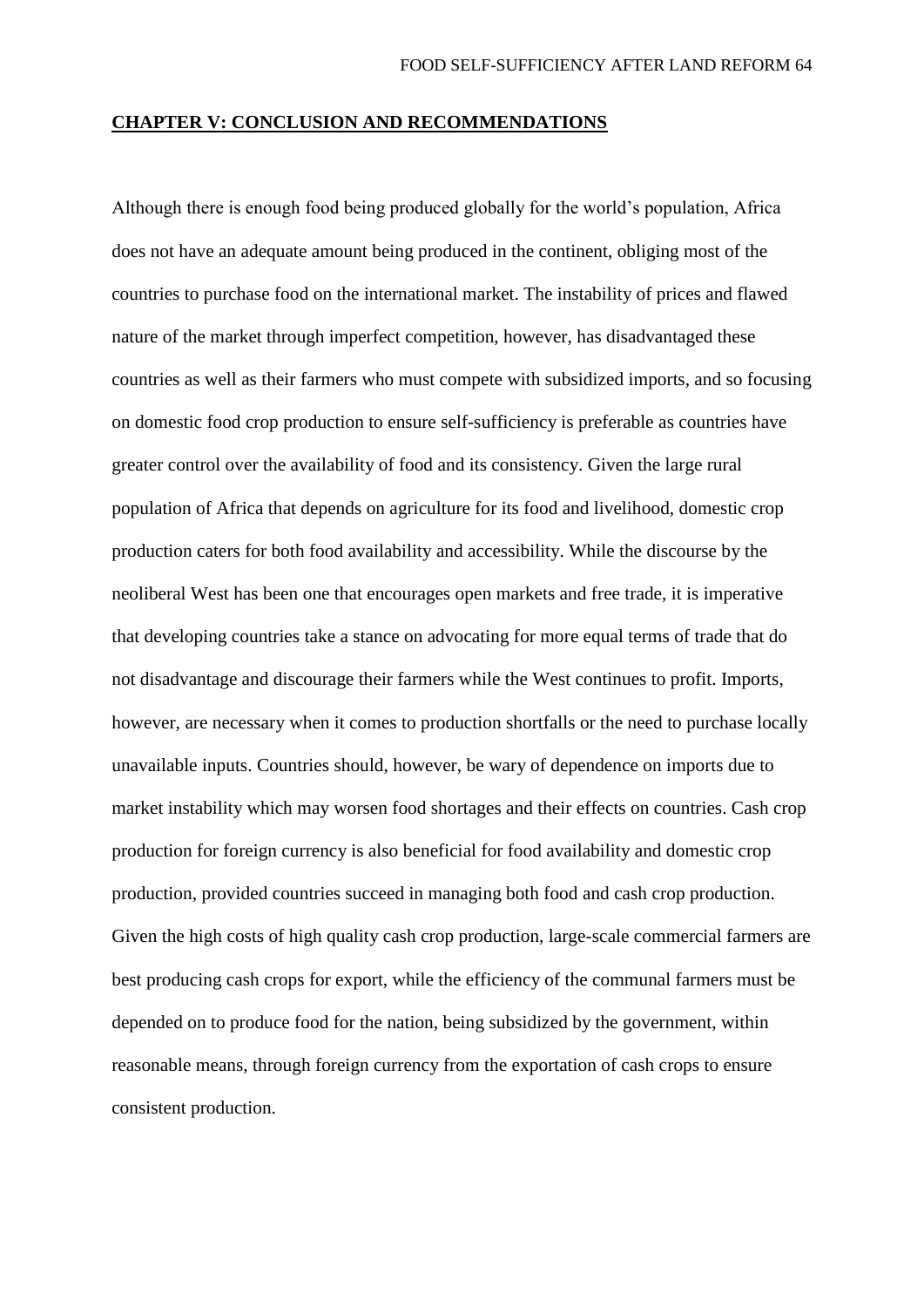## CHAPTER V: CONCLUSION AND RECOMMENDATIONS

Although there is enough food being produced globally for the world's population, Africa does not have an adequate amount being produced in the continent, obliging most of the countries to purchase food on the international market. The instability of prices and flawed nature of the market through imperfect competition, however, has disadvantaged these countries as well as their farmers who must compete with subsidized imports, and so focusing on domestic food crop production to ensure self-sufficiency is preferable as countries have greater control over the availability of food and its consistency. Given the large rural population of Africa that depends on agriculture for its food and livelihood, domestic crop production caters for both food availability and accessibility. While the discourse by the neoliberal West has been one that encourages open markets and free trade, it is imperative that developing countries take a stance on advocating for more equal terms of trade that do not disadvantage and discourage their farmers while the West continues to profit. Imports, however, are necessary when it comes to production shortfalls or the need to purchase locally unavailable inputs. Countries should, however, be wary of dependence on imports due to market instability which may worsen food shortages and their effects on countries. Cash crop production for foreign currency is also beneficial for food availability and domestic crop production, provided countries succeed in managing both food and cash crop production. Given the high costs of high quality cash crop production, large-scale commercial farmers are best producing cash crops for export, while the efficiency of the communal farmers must be depended on to produce food for the nation, being subsidized by the government, within reasonable means, through foreign currency from the exportation of cash crops to ensure consistent production.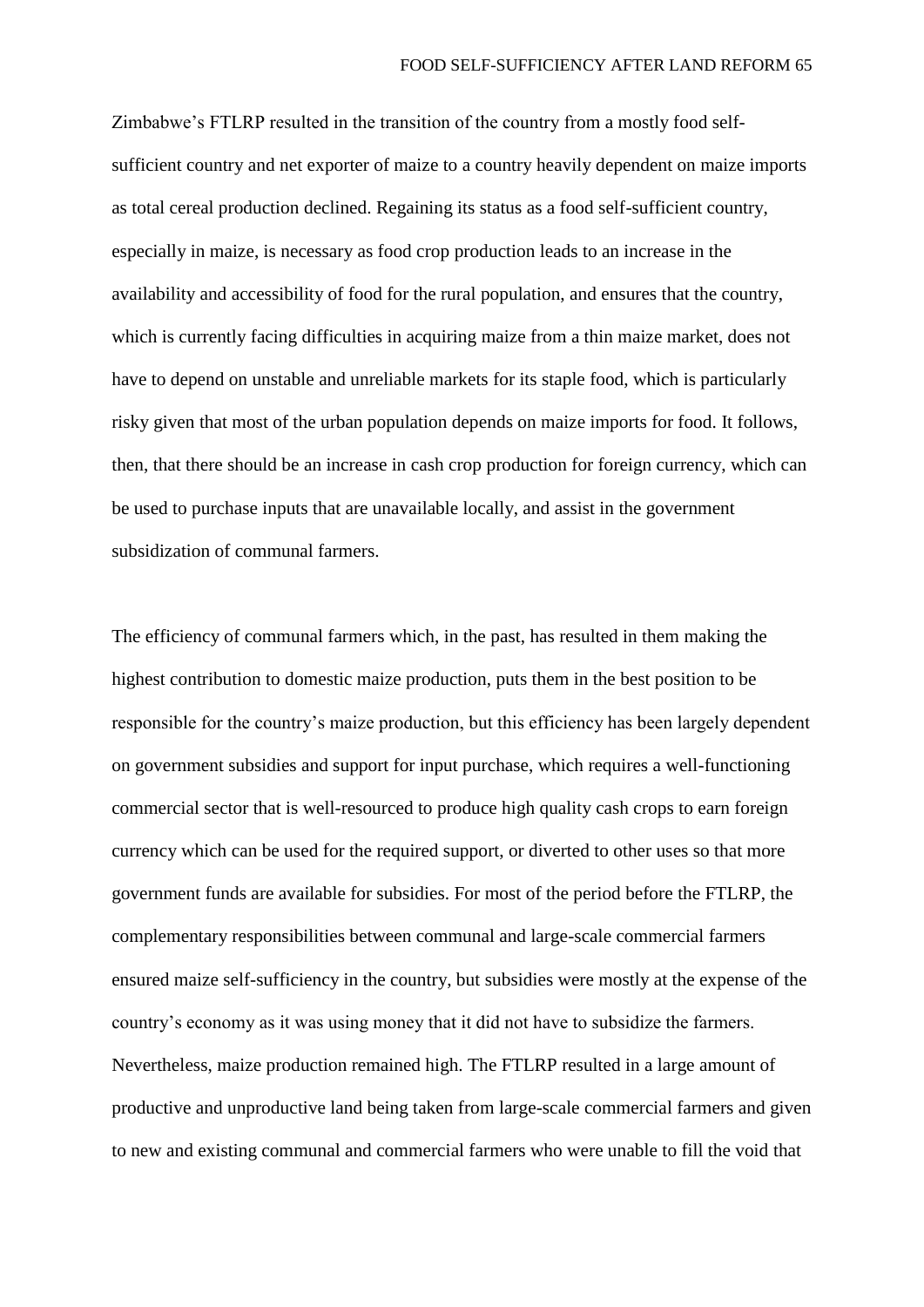Zimbabwe's FTLRP resulted in the transition of the country from a mostly food self-sufficient country and net exporter of maize to a country heavily dependent on maize imports as total cereal production declined. Regaining its status as a food self-sufficient country, especially in maize, is necessary as food crop production leads to an increase in the availability and accessibility of food for the rural population, and ensures that the country, which is currently facing difficulties in acquiring maize from a thin maize market, does not have to depend on unstable and unreliable markets for its staple food, which is particularly risky given that most of the urban population depends on maize imports for food. It follows, then, that there should be an increase in cash crop production for foreign currency, which can be used to purchase inputs that are unavailable locally, and assist in the government subsidization of communal farmers.

The efficiency of communal farmers which, in the past, has resulted in them making the highest contribution to domestic maize production, puts them in the best position to be responsible for the country's maize production, but this efficiency has been largely dependent on government subsidies and support for input purchase, which requires a well-functioning commercial sector that is well-resourced to produce high quality cash crops to earn foreign currency which can be used for the required support, or diverted to other uses so that more government funds are available for subsidies. For most of the period before the FTLRP, the complementary responsibilities between communal and large-scale commercial farmers ensured maize self-sufficiency in the country, but subsidies were mostly at the expense of the country's economy as it was using money that it did not have to subsidize the farmers. Nevertheless, maize production remained high. The FTLRP resulted in a large amount of productive and unproductive land being taken from large-scale commercial farmers and given to new and existing communal and commercial farmers who were unable to fill the void that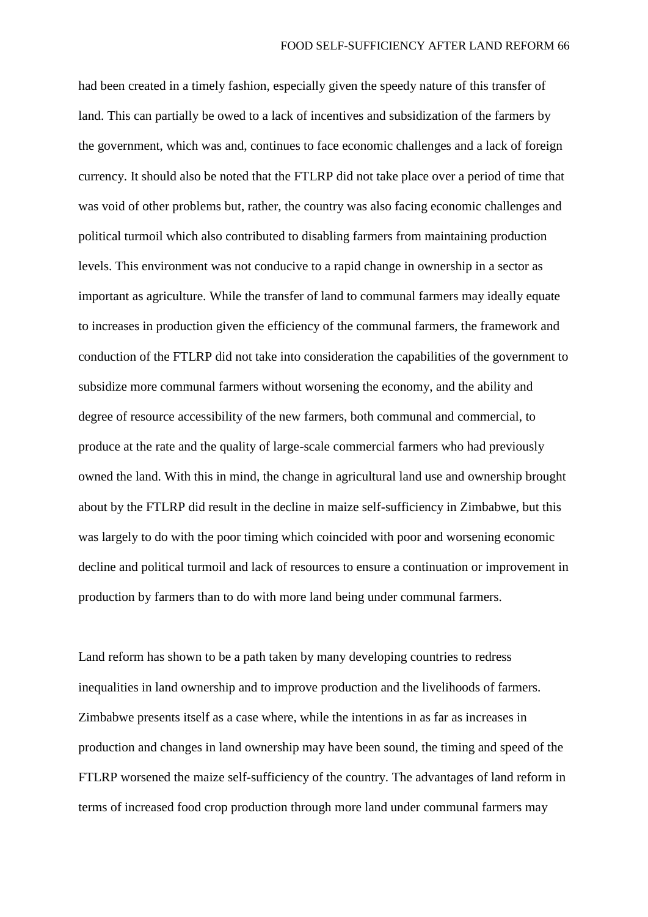had been created in a timely fashion, especially given the speedy nature of this transfer of land. This can partially be owed to a lack of incentives and subsidization of the farmers by the government, which was and, continues to face economic challenges and a lack of foreign currency. It should also be noted that the FTLRP did not take place over a period of time that was void of other problems but, rather, the country was also facing economic challenges and political turmoil which also contributed to disabling farmers from maintaining production levels. This environment was not conducive to a rapid change in ownership in a sector as important as agriculture. While the transfer of land to communal farmers may ideally equate to increases in production given the efficiency of the communal farmers, the framework and conduction of the FTLRP did not take into consideration the capabilities of the government to subsidize more communal farmers without worsening the economy, and the ability and degree of resource accessibility of the new farmers, both communal and commercial, to produce at the rate and the quality of large-scale commercial farmers who had previously owned the land. With this in mind, the change in agricultural land use and ownership brought about by the FTLRP did result in the decline in maize self-sufficiency in Zimbabwe, but this was largely to do with the poor timing which coincided with poor and worsening economic decline and political turmoil and lack of resources to ensure a continuation or improvement in production by farmers than to do with more land being under communal farmers.

Land reform has shown to be a path taken by many developing countries to redress inequalities in land ownership and to improve production and the livelihoods of farmers. Zimbabwe presents itself as a case where, while the intentions in as far as increases in production and changes in land ownership may have been sound, the timing and speed of the FTLRP worsened the maize self-sufficiency of the country. The advantages of land reform in terms of increased food crop production through more land under communal farmers may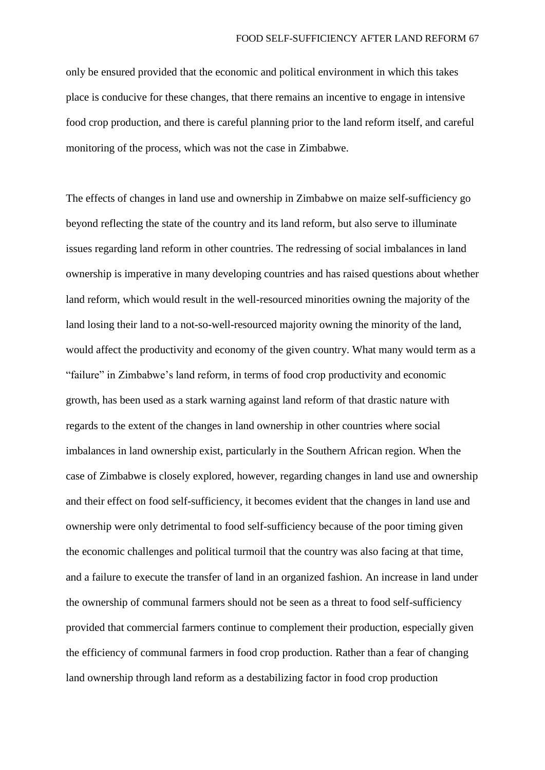only be ensured provided that the economic and political environment in which this takes place is conducive for these changes, that there remains an incentive to engage in intensive food crop production, and there is careful planning prior to the land reform itself, and careful monitoring of the process, which was not the case in Zimbabwe.

The effects of changes in land use and ownership in Zimbabwe on maize self-sufficiency go beyond reflecting the state of the country and its land reform, but also serve to illuminate issues regarding land reform in other countries. The redressing of social imbalances in land ownership is imperative in many developing countries and has raised questions about whether land reform, which would result in the well-resourced minorities owning the majority of the land losing their land to a not-so-well-resourced majority owning the minority of the land, would affect the productivity and economy of the given country. What many would term as a "failure" in Zimbabwe's land reform, in terms of food crop productivity and economic growth, has been used as a stark warning against land reform of that drastic nature with regards to the extent of the changes in land ownership in other countries where social imbalances in land ownership exist, particularly in the Southern African region. When the case of Zimbabwe is closely explored, however, regarding changes in land use and ownership and their effect on food self-sufficiency, it becomes evident that the changes in land use and ownership were only detrimental to food self-sufficiency because of the poor timing given the economic challenges and political turmoil that the country was also facing at that time, and a failure to execute the transfer of land in an organized fashion. An increase in land under the ownership of communal farmers should not be seen as a threat to food self-sufficiency provided that commercial farmers continue to complement their production, especially given the efficiency of communal farmers in food crop production. Rather than a fear of changing land ownership through land reform as a destabilizing factor in food crop production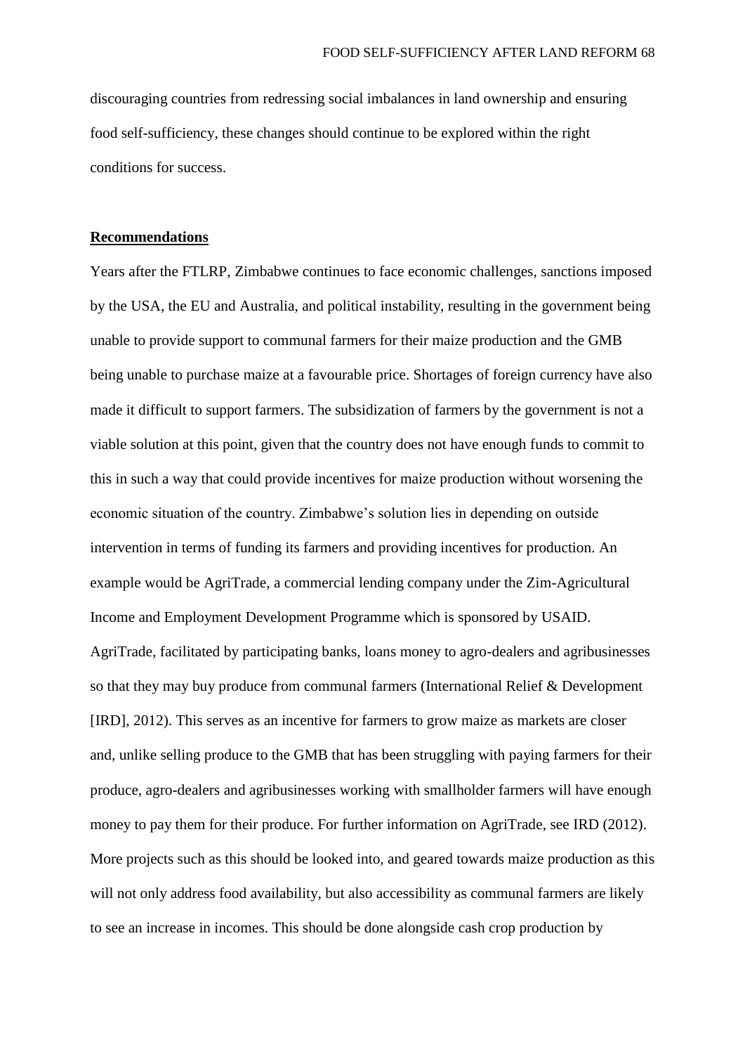discouraging countries from redressing social imbalances in land ownership and ensuring food self-sufficiency, these changes should continue to be explored within the right conditions for success.

## **Recommendations**

Years after the FTLRP, Zimbabwe continues to face economic challenges, sanctions imposed by the USA, the EU and Australia, and political instability, resulting in the government being unable to provide support to communal farmers for their maize production and the GMB being unable to purchase maize at a favourable price. Shortages of foreign currency have also made it difficult to support farmers. The subsidization of farmers by the government is not a viable solution at this point, given that the country does not have enough funds to commit to this in such a way that could provide incentives for maize production without worsening the economic situation of the country. Zimbabwe's solution lies in depending on outside intervention in terms of funding its farmers and providing incentives for production. An example would be AgriTrade, a commercial lending company under the Zim-Agricultural Income and Employment Development Programme which is sponsored by USAID. AgriTrade, facilitated by participating banks, loans money to agro-dealers and agribusinesses so that they may buy produce from communal farmers (International Relief & Development [IRD], 2012). This serves as an incentive for farmers to grow maize as markets are closer and, unlike selling produce to the GMB that has been struggling with paying farmers for their produce, agro-dealers and agribusinesses working with smallholder farmers will have enough money to pay them for their produce. For further information on AgriTrade, see IRD (2012). More projects such as this should be looked into, and geared towards maize production as this will not only address food availability, but also accessibility as communal farmers are likely to see an increase in incomes. This should be done alongside cash crop production by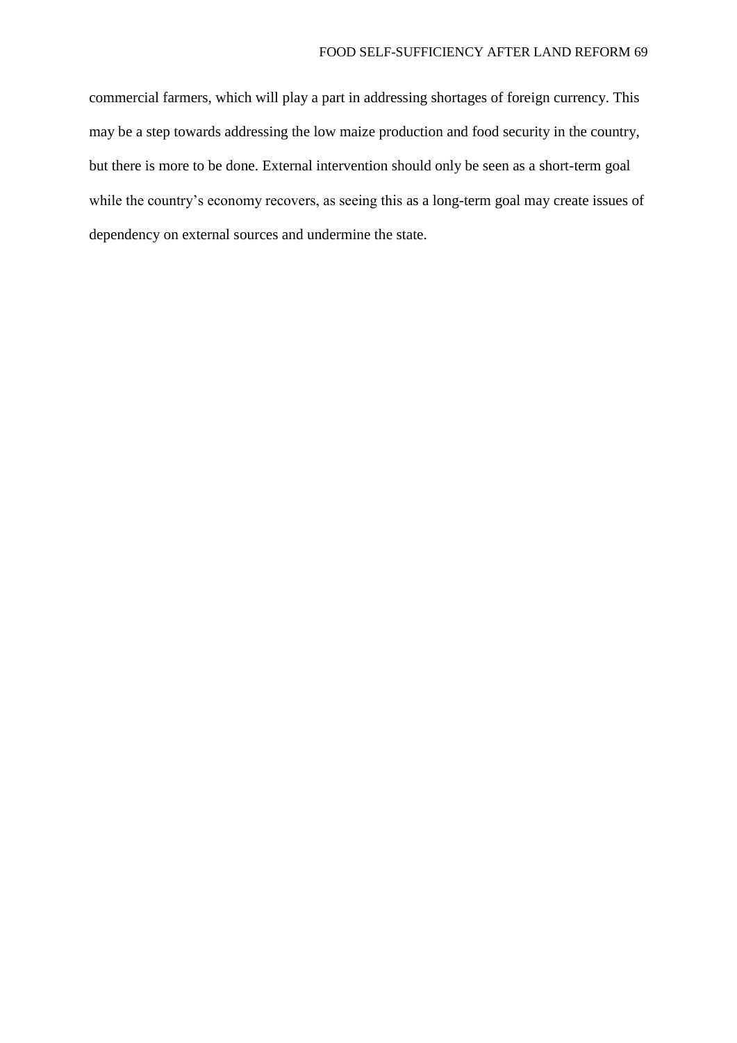commercial farmers, which will play a part in addressing shortages of foreign currency. This may be a step towards addressing the low maize production and food security in the country, but there is more to be done. External intervention should only be seen as a short-term goal while the country's economy recovers, as seeing this as a long-term goal may create issues of dependency on external sources and undermine the state.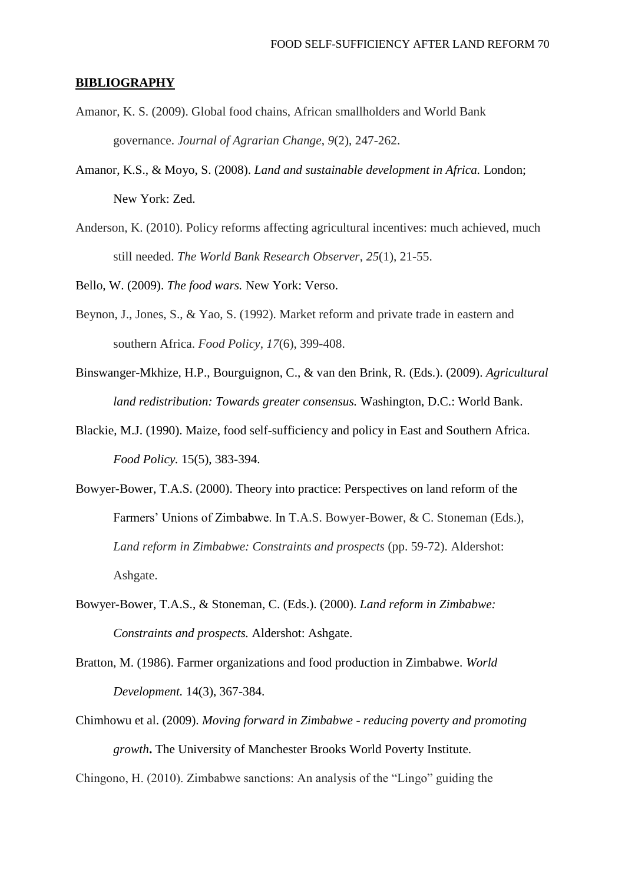## **BIBLIOGRAPHY**

Amanor, K. S. (2009). Global food chains, African smallholders and World Bank governance. *Journal of Agrarian Change*, *9*(2), 247-262.

Amanor, K.S., & Moyo, S. (2008). *Land and sustainable development in Africa.* London; New York: Zed.

Anderson, K. (2010). Policy reforms affecting agricultural incentives: much achieved, much still needed. *The World Bank Research Observer*, *25*(1), 21-55.

Bello, W. (2009). *The food wars.* New York: Verso.

Beynon, J., Jones, S., & Yao, S. (1992). Market reform and private trade in eastern and southern Africa. *Food Policy*, *17*(6), 399-408.

Binswanger-Mkhize, H.P., Bourguignon, C., & van den Brink, R. (Eds.). (2009). *Agricultural land redistribution: Towards greater consensus.* Washington, D.C.: World Bank.

Blackie, M.J. (1990). Maize, food self-sufficiency and policy in East and Southern Africa. *Food Policy.* 15(5), 383-394.

Bowyer-Bower, T.A.S. (2000). Theory into practice: Perspectives on land reform of the Farmers' Unions of Zimbabwe. In T.A.S. Bowyer-Bower, & C. Stoneman (Eds.), *Land reform in Zimbabwe: Constraints and prospects* (pp. 59-72). Aldershot: Ashgate.

Bowyer-Bower, T.A.S., & Stoneman, C. (Eds.). (2000). *Land reform in Zimbabwe: Constraints and prospects.* Aldershot: Ashgate.

Bratton, M. (1986). Farmer organizations and food production in Zimbabwe. *World Development.* 14(3), 367-384.

Chimhowu et al. (2009). *Moving forward in Zimbabwe - reducing poverty and promoting growth***.** The University of Manchester Brooks World Poverty Institute.

Chingono, H. (2010). Zimbabwe sanctions: An analysis of the "Lingo" guiding the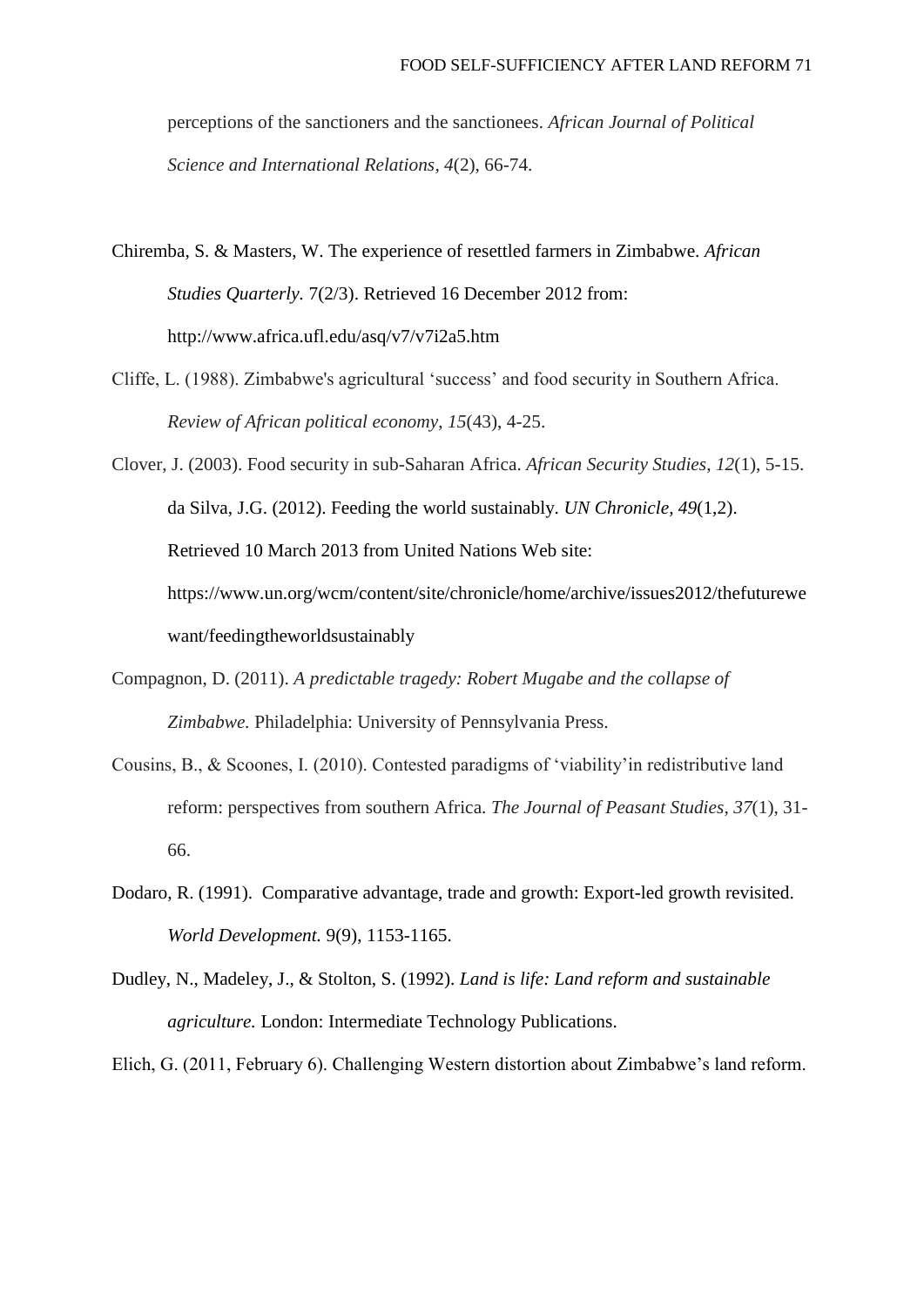perceptions of the sanctioners and the sanctionees. *African Journal of Political Science and International Relations*, *4*(2), 66-74.

Chiremba, S. & Masters, W. The experience of resettled farmers in Zimbabwe. *African Studies Quarterly.* 7(2/3). Retrieved 16 December 2012 from: http://www.africa.ufl.edu/asq/v7/v7i2a5.htm

Cliffe, L. (1988). Zimbabwe's agricultural 'success' and food security in Southern Africa. *Review of African political economy*, *15*(43), 4-25.

Clover, J. (2003). Food security in sub-Saharan Africa. *African Security Studies*, *12*(1), 5-15.

da Silva, J.G. (2012). Feeding the world sustainably. *UN Chronicle, 49*(1,2). Retrieved 10 March 2013 from United Nations Web site: https://www.un.org/wcm/content/site/chronicle/home/archive/issues2012/thefuturewewant/feedingtheworldsustainably

Compagnon, D. (2011). *A predictable tragedy: Robert Mugabe and the collapse of Zimbabwe.* Philadelphia: University of Pennsylvania Press.

Cousins, B., & Scoones, I. (2010). Contested paradigms of 'viability'in redistributive land reform: perspectives from southern Africa. *The Journal of Peasant Studies*, *37*(1), 31-66.

Dodaro, R. (1991). Comparative advantage, trade and growth: Export-led growth revisited. *World Development.* 9(9), 1153-1165.

Dudley, N., Madeley, J., & Stolton, S. (1992). *Land is life: Land reform and sustainable agriculture.* London: Intermediate Technology Publications.

Elich, G. (2011, February 6). Challenging Western distortion about Zimbabwe's land reform.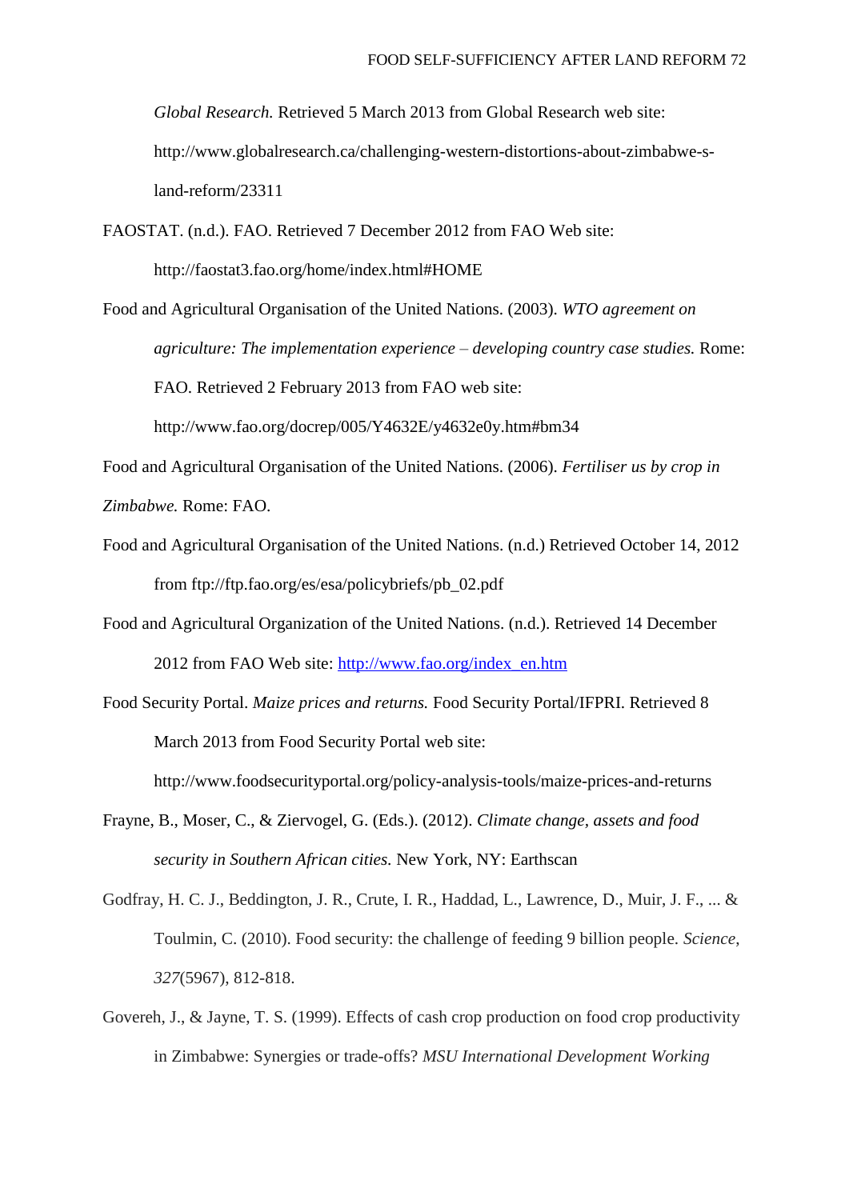*Global Research.* Retrieved 5 March 2013 from Global Research web site: http://www.globalresearch.ca/challenging-western-distortions-about-zimbabwe-s-land-reform/23311

FAOSTAT. (n.d.). FAO. Retrieved 7 December 2012 from FAO Web site: http://faostat3.fao.org/home/index.html#HOME

Food and Agricultural Organisation of the United Nations. (2003). *WTO agreement on agriculture: The implementation experience – developing country case studies.* Rome: FAO. Retrieved 2 February 2013 from FAO web site: http://www.fao.org/docrep/005/Y4632E/y4632e0y.htm#bm34

Food and Agricultural Organisation of the United Nations. (2006). *Fertiliser us by crop in Zimbabwe.* Rome: FAO.

Food and Agricultural Organisation of the United Nations. (n.d.) Retrieved October 14, 2012 from ftp://ftp.fao.org/es/esa/policybriefs/pb_02.pdf

Food and Agricultural Organization of the United Nations. (n.d.). Retrieved 14 December 2012 from FAO Web site: http://www.fao.org/index_en.htm

Food Security Portal. *Maize prices and returns.* Food Security Portal/IFPRI. Retrieved 8 March 2013 from Food Security Portal web site: http://www.foodsecurityportal.org/policy-analysis-tools/maize-prices-and-returns

Frayne, B., Moser, C., & Ziervogel, G. (Eds.). (2012). *Climate change, assets and food security in Southern African cities.* New York, NY: Earthscan

Godfray, H. C. J., Beddington, J. R., Crute, I. R., Haddad, L., Lawrence, D., Muir, J. F., ... & Toulmin, C. (2010). Food security: the challenge of feeding 9 billion people. *Science*, *327*(5967), 812-818.

Govereh, J., & Jayne, T. S. (1999). Effects of cash crop production on food crop productivity in Zimbabwe: Synergies or trade-offs? *MSU International Development Working*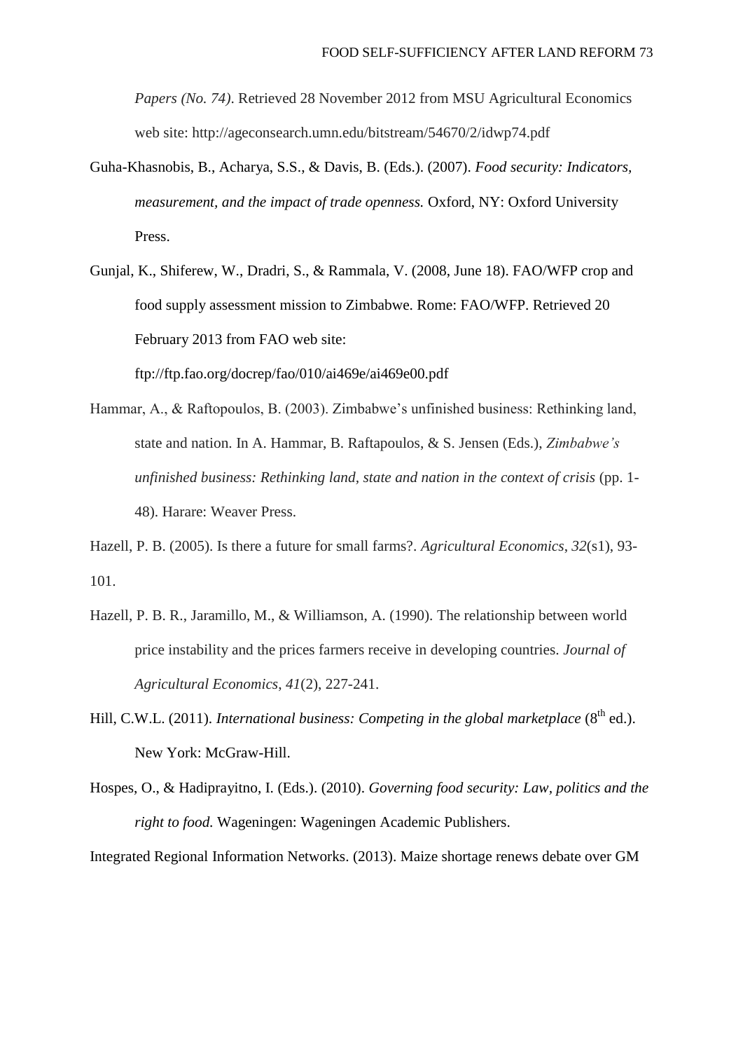*Papers (No. 74)*. Retrieved 28 November 2012 from MSU Agricultural Economics web site: http://ageconsearch.umn.edu/bitstream/54670/2/idwp74.pdf

Guha-Khasnobis, B., Acharya, S.S., & Davis, B. (Eds.). (2007). *Food security: Indicators, measurement, and the impact of trade openness.* Oxford, NY: Oxford University Press.

Gunjal, K., Shiferew, W., Dradri, S., & Rammala, V. (2008, June 18). FAO/WFP crop and food supply assessment mission to Zimbabwe. Rome: FAO/WFP. Retrieved 20 February 2013 from FAO web site: ftp://ftp.fao.org/docrep/fao/010/ai469e/ai469e00.pdf

Hammar, A., & Raftopoulos, B. (2003). Zimbabwe's unfinished business: Rethinking land, state and nation. In A. Hammar, B. Raftapoulos, & S. Jensen (Eds.), *Zimbabwe's unfinished business: Rethinking land, state and nation in the context of crisis* (pp. 1-48). Harare: Weaver Press.

Hazell, P. B. (2005). Is there a future for small farms?. *Agricultural Economics*, *32*(s1), 93-101.

Hazell, P. B. R., Jaramillo, M., & Williamson, A. (1990). The relationship between world price instability and the prices farmers receive in developing countries. *Journal of Agricultural Economics*, *41*(2), 227-241.

Hill, C.W.L. (2011). *International business: Competing in the global marketplace* (8th ed.). New York: McGraw-Hill.

Hospes, O., & Hadiprayitno, I. (Eds.). (2010). *Governing food security: Law, politics and the right to food.* Wageningen: Wageningen Academic Publishers.

Integrated Regional Information Networks. (2013). Maize shortage renews debate over GM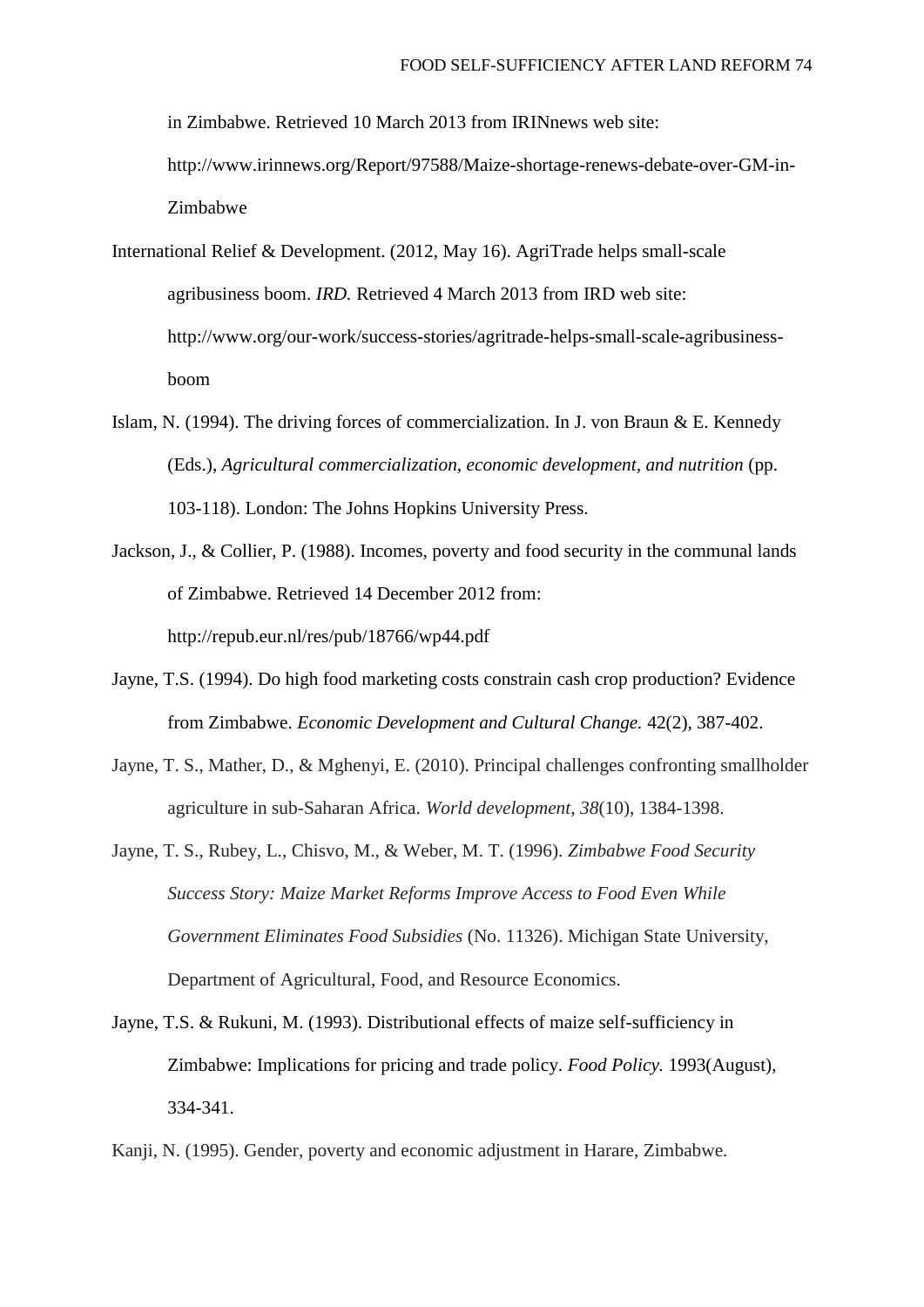in Zimbabwe. Retrieved 10 March 2013 from IRINnews web site: http://www.irinnews.org/Report/97588/Maize-shortage-renews-debate-over-GM-in-Zimbabwe

International Relief & Development. (2012, May 16). AgriTrade helps small-scale agribusiness boom. *IRD.* Retrieved 4 March 2013 from IRD web site: http://www.org/our-work/success-stories/agritrade-helps-small-scale-agribusiness-boom

Islam, N. (1994). The driving forces of commercialization. In J. von Braun & E. Kennedy (Eds.), *Agricultural commercialization, economic development, and nutrition* (pp. 103-118). London: The Johns Hopkins University Press.

Jackson, J., & Collier, P. (1988). Incomes, poverty and food security in the communal lands of Zimbabwe. Retrieved 14 December 2012 from: http://repub.eur.nl/res/pub/18766/wp44.pdf

Jayne, T.S. (1994). Do high food marketing costs constrain cash crop production? Evidence from Zimbabwe. *Economic Development and Cultural Change.* 42(2), 387-402.

Jayne, T. S., Mather, D., & Mghenyi, E. (2010). Principal challenges confronting smallholder agriculture in sub-Saharan Africa. *World development*, *38*(10), 1384-1398.

Jayne, T. S., Rubey, L., Chisvo, M., & Weber, M. T. (1996). *Zimbabwe Food Security Success Story: Maize Market Reforms Improve Access to Food Even While Government Eliminates Food Subsidies* (No. 11326). Michigan State University, Department of Agricultural, Food, and Resource Economics.

Jayne, T.S. & Rukuni, M. (1993). Distributional effects of maize self-sufficiency in Zimbabwe: Implications for pricing and trade policy. *Food Policy.* 1993(August), 334-341.

Kanji, N. (1995). Gender, poverty and economic adjustment in Harare, Zimbabwe.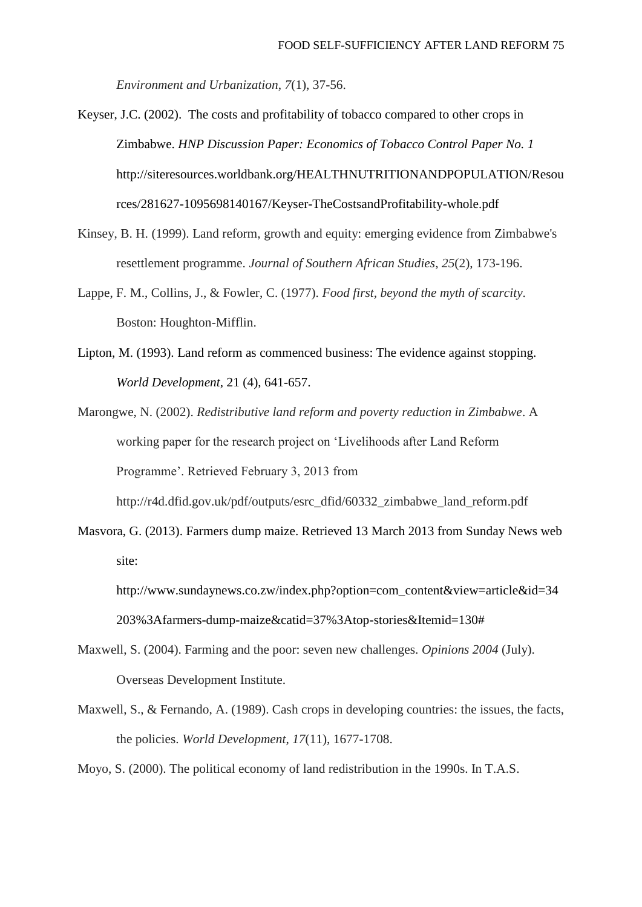*Environment and Urbanization*, *7*(1), 37-56.

Keyser, J.C. (2002). The costs and profitability of tobacco compared to other crops in Zimbabwe. *HNP Discussion Paper: Economics of Tobacco Control Paper No. 1* http://siteresources.worldbank.org/HEALTHNUTRITIONANDPOPULATION/Resources/281627-1095698140167/Keyser-TheCostsandProfitability-whole.pdf

Kinsey, B. H. (1999). Land reform, growth and equity: emerging evidence from Zimbabwe's resettlement programme. *Journal of Southern African Studies*, *25*(2), 173-196.

Lappe, F. M., Collins, J., & Fowler, C. (1977). *Food first, beyond the myth of scarcity*. Boston: Houghton-Mifflin.

Lipton, M. (1993). Land reform as commenced business: The evidence against stopping. *World Development*, 21 (4), 641-657.

Marongwe, N. (2002). *Redistributive land reform and poverty reduction in Zimbabwe*. A working paper for the research project on 'Livelihoods after Land Reform Programme'. Retrieved February 3, 2013 from http://r4d.dfid.gov.uk/pdf/outputs/esrc_dfid/60332_zimbabwe_land_reform.pdf

Masvora, G. (2013). Farmers dump maize. Retrieved 13 March 2013 from Sunday News web site: http://www.sundaynews.co.zw/index.php?option=com_content&view=article&id=34203%3Afarmers-dump-maize&catid=37%3Atop-stories&Itemid=130#

Maxwell, S. (2004). Farming and the poor: seven new challenges. *Opinions 2004* (July). Overseas Development Institute.

Maxwell, S., & Fernando, A. (1989). Cash crops in developing countries: the issues, the facts, the policies. *World Development*, *17*(11), 1677-1708.

Moyo, S. (2000). The political economy of land redistribution in the 1990s. In T.A.S.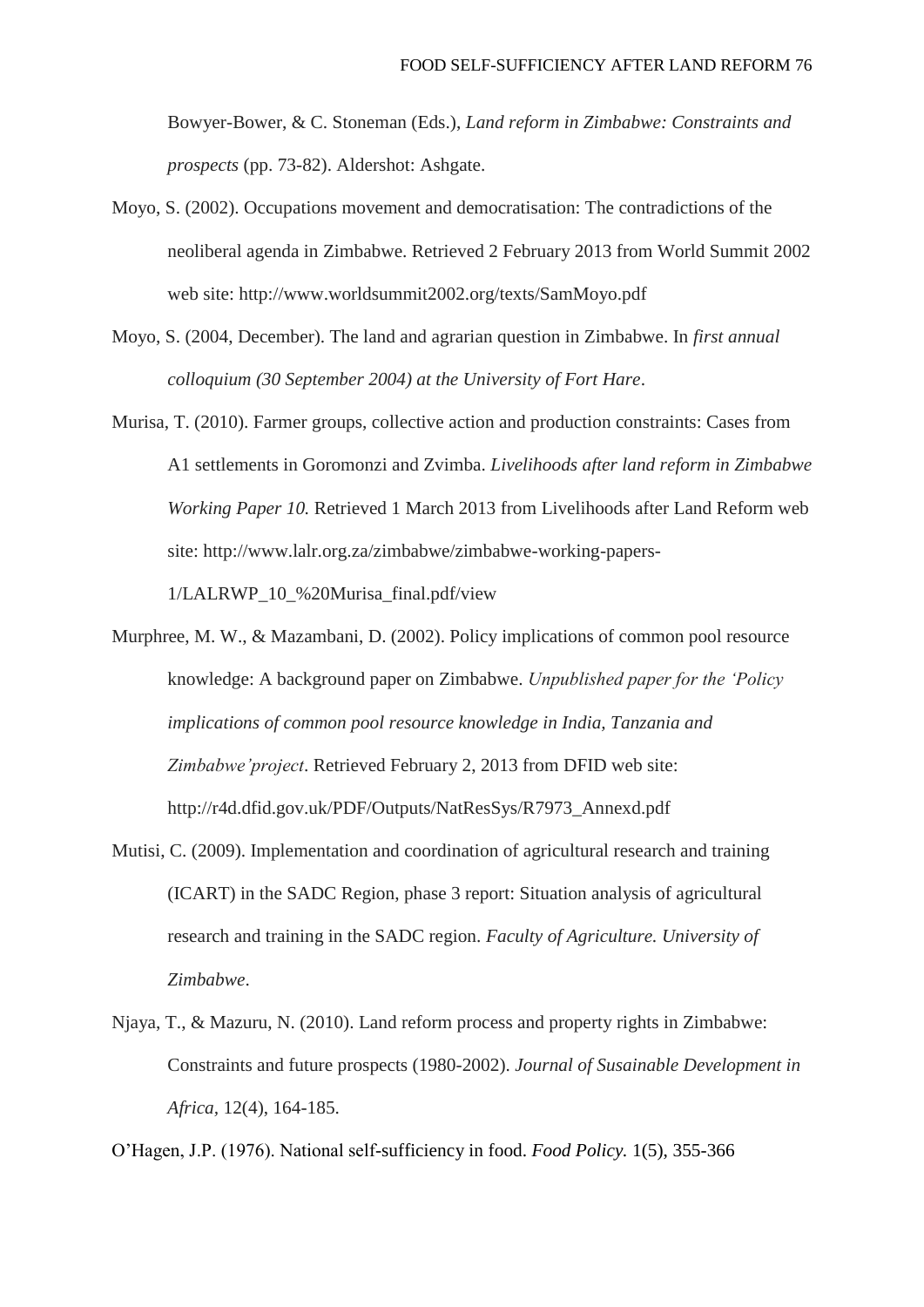Bowyer-Bower, & C. Stoneman (Eds.), *Land reform in Zimbabwe: Constraints and prospects* (pp. 73-82). Aldershot: Ashgate.

Moyo, S. (2002). Occupations movement and democratisation: The contradictions of the neoliberal agenda in Zimbabwe. Retrieved 2 February 2013 from World Summit 2002 web site: http://www.worldsummit2002.org/texts/SamMoyo.pdf

Moyo, S. (2004, December). The land and agrarian question in Zimbabwe. In *first annual colloquium (30 September 2004) at the University of Fort Hare*.

Murisa, T. (2010). Farmer groups, collective action and production constraints: Cases from A1 settlements in Goromonzi and Zvimba. *Livelihoods after land reform in Zimbabwe Working Paper 10.* Retrieved 1 March 2013 from Livelihoods after Land Reform web site: http://www.lalr.org.za/zimbabwe/zimbabwe-working-papers-1/LALRWP_10_%20Murisa_final.pdf/view

Murphree, M. W., & Mazambani, D. (2002). Policy implications of common pool resource knowledge: A background paper on Zimbabwe. *Unpublished paper for the 'Policy implications of common pool resource knowledge in India, Tanzania and Zimbabwe'project*. Retrieved February 2, 2013 from DFID web site: http://r4d.dfid.gov.uk/PDF/Outputs/NatResSys/R7973_Annexd.pdf

Mutisi, C. (2009). Implementation and coordination of agricultural research and training (ICART) in the SADC Region, phase 3 report: Situation analysis of agricultural research and training in the SADC region. *Faculty of Agriculture. University of Zimbabwe*.

Njaya, T., & Mazuru, N. (2010). Land reform process and property rights in Zimbabwe: Constraints and future prospects (1980-2002). *Journal of Susainable Development in Africa*, 12(4), 164-185.

O'Hagen, J.P. (1976). National self-sufficiency in food. *Food Policy.* 1(5), 355-366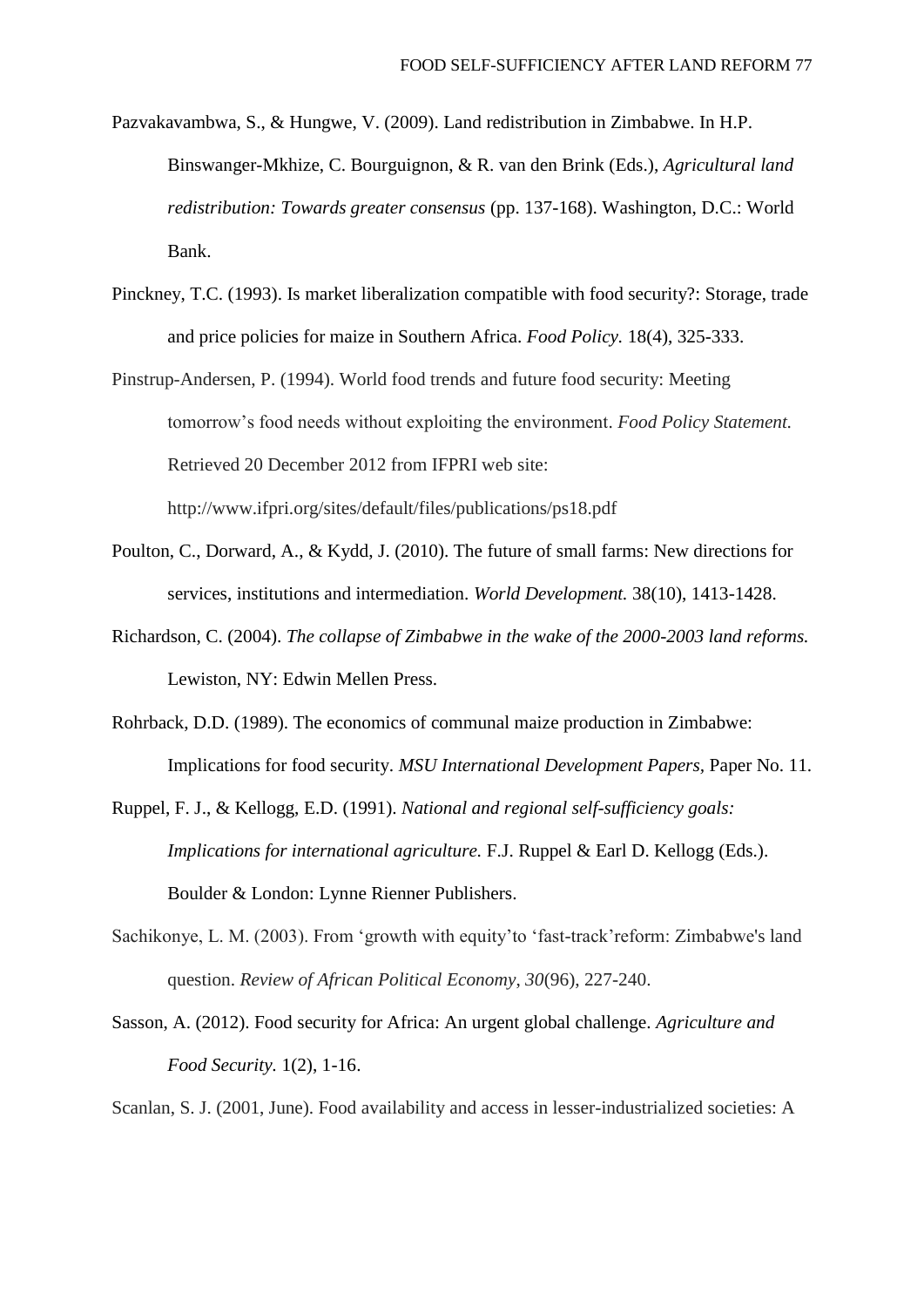Pazvakavambwa, S., & Hungwe, V. (2009). Land redistribution in Zimbabwe. In H.P. Binswanger-Mkhize, C. Bourguignon, & R. van den Brink (Eds.), *Agricultural land redistribution: Towards greater consensus* (pp. 137-168). Washington, D.C.: World Bank.

Pinckney, T.C. (1993). Is market liberalization compatible with food security?: Storage, trade and price policies for maize in Southern Africa. *Food Policy.* 18(4), 325-333.

Pinstrup-Andersen, P. (1994). World food trends and future food security: Meeting tomorrow's food needs without exploiting the environment. *Food Policy Statement.* Retrieved 20 December 2012 from IFPRI web site: http://www.ifpri.org/sites/default/files/publications/ps18.pdf

Poulton, C., Dorward, A., & Kydd, J. (2010). The future of small farms: New directions for services, institutions and intermediation. *World Development.* 38(10), 1413-1428.

Richardson, C. (2004). *The collapse of Zimbabwe in the wake of the 2000-2003 land reforms.* Lewiston, NY: Edwin Mellen Press.

Rohrback, D.D. (1989). The economics of communal maize production in Zimbabwe: Implications for food security. *MSU International Development Papers*, Paper No. 11.

Ruppel, F. J., & Kellogg, E.D. (1991). *National and regional self-sufficiency goals: Implications for international agriculture.* F.J. Ruppel & Earl D. Kellogg (Eds.). Boulder & London: Lynne Rienner Publishers.

Sachikonye, L. M. (2003). From 'growth with equity'to 'fast-track'reform: Zimbabwe's land question. *Review of African Political Economy*, *30*(96), 227-240.

Sasson, A. (2012). Food security for Africa: An urgent global challenge. *Agriculture and Food Security.* 1(2), 1-16.

Scanlan, S. J. (2001, June). Food availability and access in lesser-industrialized societies: A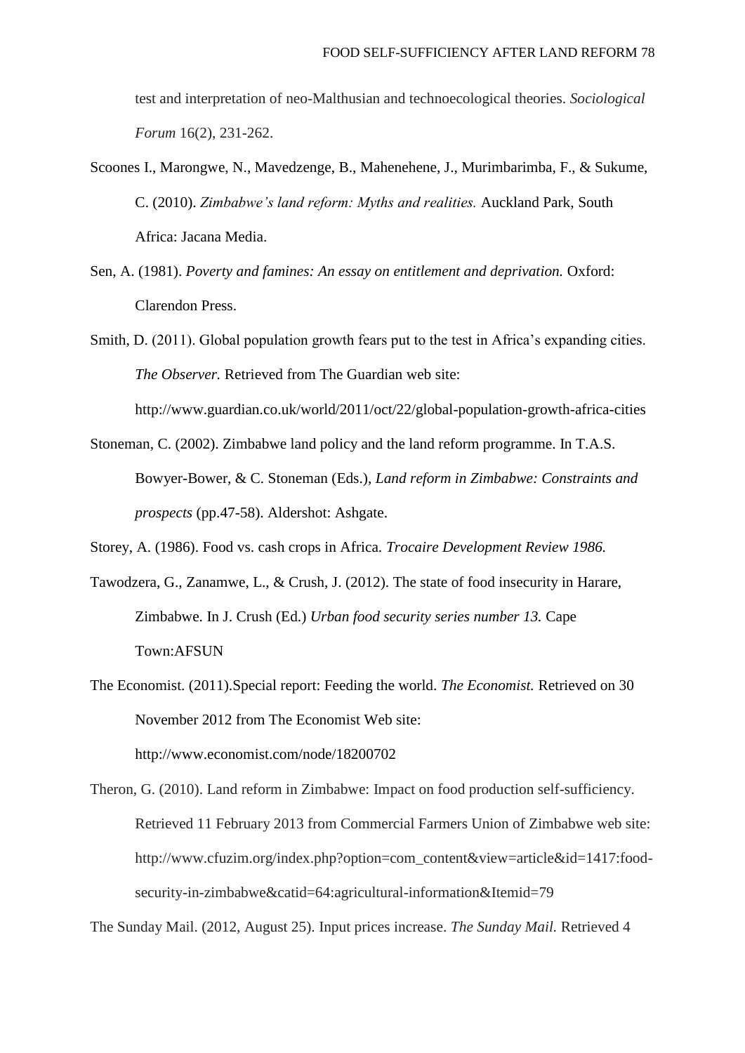test and interpretation of neo-Malthusian and technoecological theories. *Sociological Forum* 16(2), 231-262.

Scoones I., Marongwe, N., Mavedzenge, B., Mahenehene, J., Murimbarimba, F., & Sukume, C. (2010). *Zimbabwe's land reform: Myths and realities.* Auckland Park, South Africa: Jacana Media.

Sen, A. (1981). *Poverty and famines: An essay on entitlement and deprivation.* Oxford: Clarendon Press.

Smith, D. (2011). Global population growth fears put to the test in Africa's expanding cities. *The Observer.* Retrieved from The Guardian web site: http://www.guardian.co.uk/world/2011/oct/22/global-population-growth-africa-cities

Stoneman, C. (2002). Zimbabwe land policy and the land reform programme. In T.A.S. Bowyer-Bower, & C. Stoneman (Eds.), *Land reform in Zimbabwe: Constraints and prospects* (pp.47-58). Aldershot: Ashgate.

Storey, A. (1986). Food vs. cash crops in Africa. *Trocaire Development Review 1986.*

Tawodzera, G., Zanamwe, L., & Crush, J. (2012). The state of food insecurity in Harare, Zimbabwe. In J. Crush (Ed.) *Urban food security series number 13.* Cape Town:AFSUN

The Economist. (2011).Special report: Feeding the world. *The Economist.* Retrieved on 30 November 2012 from The Economist Web site: http://www.economist.com/node/18200702

Theron, G. (2010). Land reform in Zimbabwe: Impact on food production self-sufficiency. Retrieved 11 February 2013 from Commercial Farmers Union of Zimbabwe web site: http://www.cfuzim.org/index.php?option=com_content&view=article&id=1417:food-security-in-zimbabwe&catid=64:agricultural-information&Itemid=79

The Sunday Mail. (2012, August 25). Input prices increase. *The Sunday Mail.* Retrieved 4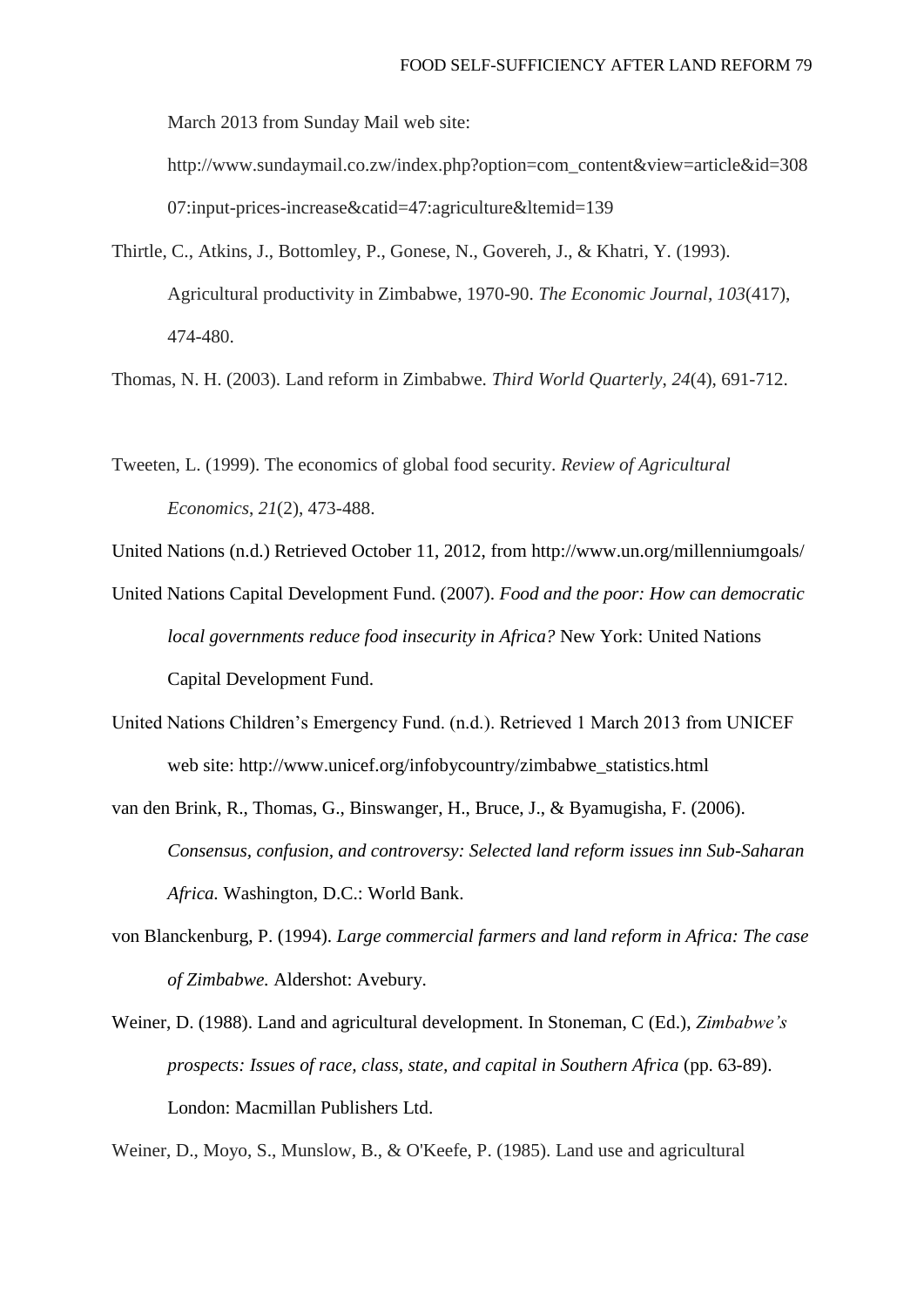March 2013 from Sunday Mail web site: http://www.sundaymail.co.zw/index.php?option=com_content&view=article&id=30807:input-prices-increase&catid=47:agriculture&ltemid=139

Thirtle, C., Atkins, J., Bottomley, P., Gonese, N., Govereh, J., & Khatri, Y. (1993). Agricultural productivity in Zimbabwe, 1970-90. *The Economic Journal*, *103*(417), 474-480.

Thomas, N. H. (2003). Land reform in Zimbabwe. *Third World Quarterly*, *24*(4), 691-712.

Tweeten, L. (1999). The economics of global food security. *Review of Agricultural Economics*, *21*(2), 473-488.

United Nations (n.d.) Retrieved October 11, 2012, from http://www.un.org/millenniumgoals/

United Nations Capital Development Fund. (2007). *Food and the poor: How can democratic local governments reduce food insecurity in Africa?* New York: United Nations Capital Development Fund.

United Nations Children's Emergency Fund. (n.d.). Retrieved 1 March 2013 from UNICEF web site: http://www.unicef.org/infobycountry/zimbabwe_statistics.html

van den Brink, R., Thomas, G., Binswanger, H., Bruce, J., & Byamugisha, F. (2006). *Consensus, confusion, and controversy: Selected land reform issues inn Sub-Saharan Africa.* Washington, D.C.: World Bank.

von Blanckenburg, P. (1994). *Large commercial farmers and land reform in Africa: The case of Zimbabwe.* Aldershot: Avebury.

Weiner, D. (1988). Land and agricultural development. In Stoneman, C (Ed.), *Zimbabwe's prospects: Issues of race, class, state, and capital in Southern Africa* (pp. 63-89). London: Macmillan Publishers Ltd.

Weiner, D., Moyo, S., Munslow, B., & O'Keefe, P. (1985). Land use and agricultural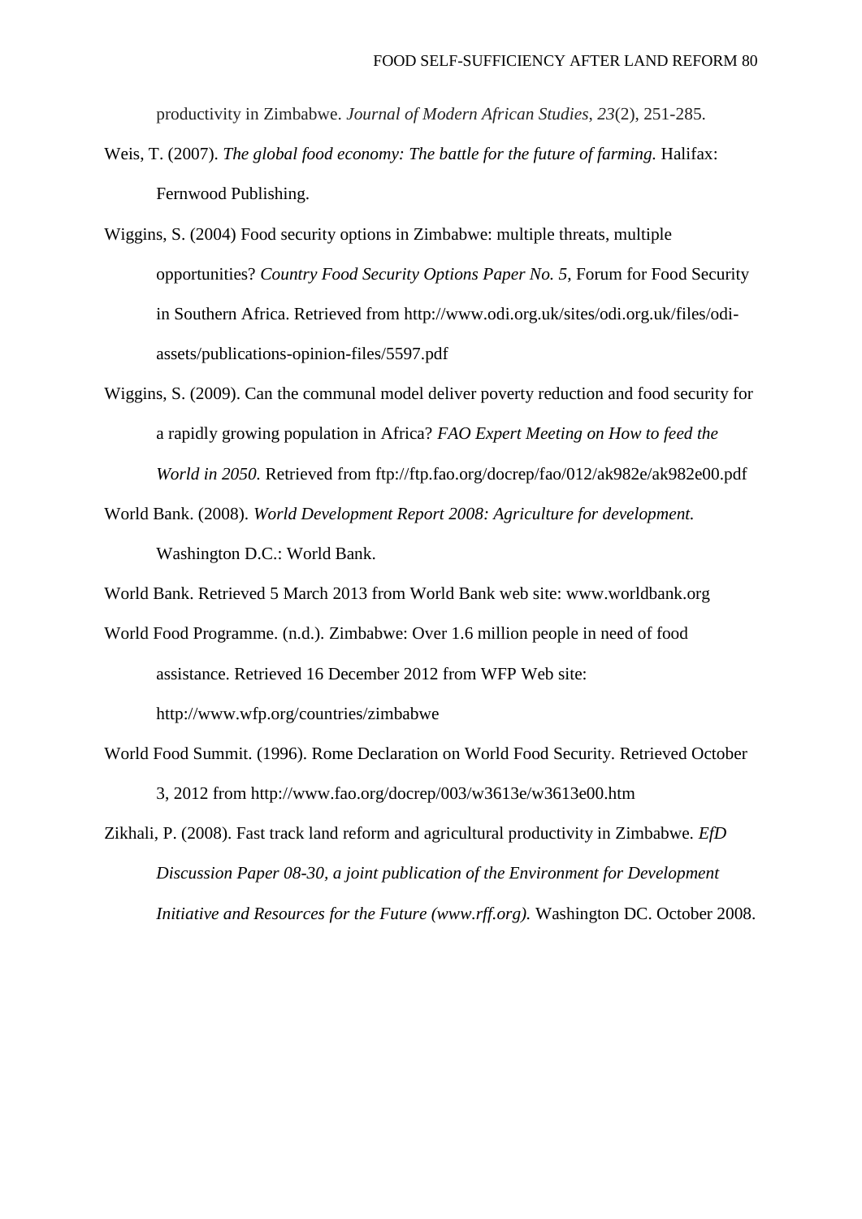productivity in Zimbabwe. *Journal of Modern African Studies*, *23*(2), 251-285.

Weis, T. (2007). *The global food economy: The battle for the future of farming.* Halifax: Fernwood Publishing.

Wiggins, S. (2004) Food security options in Zimbabwe: multiple threats, multiple opportunities? *Country Food Security Options Paper No. 5*, Forum for Food Security in Southern Africa. Retrieved from http://www.odi.org.uk/sites/odi.org.uk/files/odi-assets/publications-opinion-files/5597.pdf

Wiggins, S. (2009). Can the communal model deliver poverty reduction and food security for a rapidly growing population in Africa? *FAO Expert Meeting on How to feed the World in 2050.* Retrieved from ftp://ftp.fao.org/docrep/fao/012/ak982e/ak982e00.pdf

World Bank. (2008). *World Development Report 2008: Agriculture for development.* Washington D.C.: World Bank.

World Bank. Retrieved 5 March 2013 from World Bank web site: www.worldbank.org

World Food Programme. (n.d.). Zimbabwe: Over 1.6 million people in need of food assistance. Retrieved 16 December 2012 from WFP Web site: http://www.wfp.org/countries/zimbabwe

World Food Summit. (1996). Rome Declaration on World Food Security. Retrieved October 3, 2012 from http://www.fao.org/docrep/003/w3613e/w3613e00.htm

Zikhali, P. (2008). Fast track land reform and agricultural productivity in Zimbabwe. *EfD Discussion Paper 08-30, a joint publication of the Environment for Development Initiative and Resources for the Future (www.rff.org).* Washington DC. October 2008.